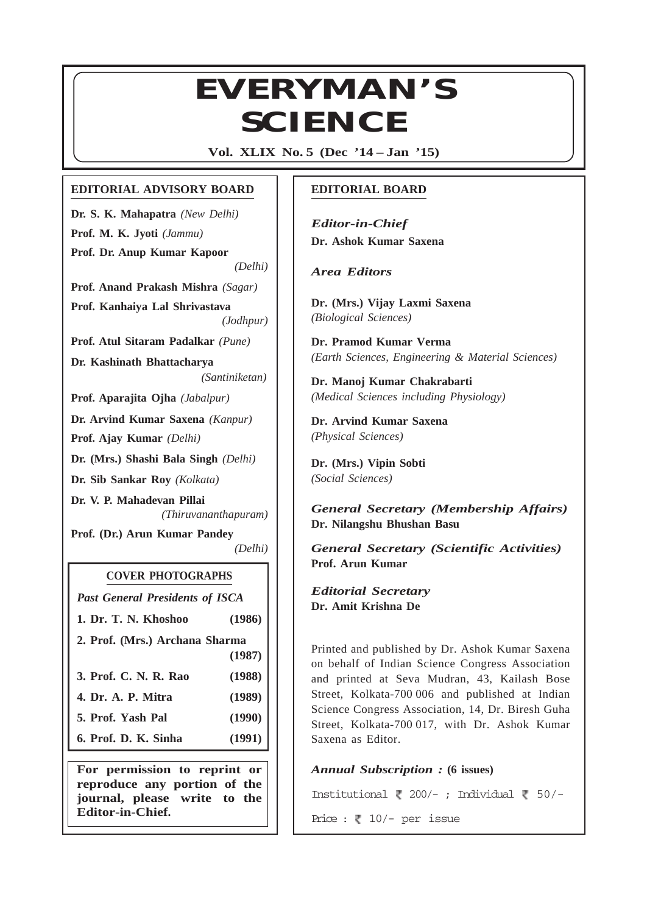# EVERYMAN'S SCIENCE

**Vol. XLIX No. 5 (Dec '14 – Jan '15)**

## EDITORIAL ADVISORY BOARD

**Dr. S. K. Mahapatra** *(New Delhi)*

**Prof. M. K. Jyoti** *(Jammu)*

**Prof. Dr. Anup Kumar Kapoor** *(Delhi)*

**Prof. Anand Prakash Mishra** *(Sagar)*

**Prof. Kanhaiya Lal Shrivastava** *(Jodhpur)*

**Prof. Atul Sitaram Padalkar** *(Pune)*

**Dr. Kashinath Bhattacharya** *(Santiniketan)*

**Prof. Aparajita Ojha** *(Jabalpur)*

**Dr. Arvind Kumar Saxena** *(Kanpur)*

**Prof. Ajay Kumar** *(Delhi)*

**Dr. (Mrs.) Shashi Bala Singh** *(Delhi)*

**Dr. Sib Sankar Roy** *(Kolkata)*

**Dr. V. P. Mahadevan Pillai** *(Thiruvananthapuram)*

**Prof. (Dr.) Arun Kumar Pandey** *(Delhi)*

### COVER PHOTOGRAPHS

*Past General Presidents of ISCA*

| | |
|---|---|
| **1. Dr. T. N. Khoshoo** | **(1986)** |
| **2. Prof. (Mrs.) Archana Sharma** | **(1987)** |
| **3. Prof. C. N. R. Rao** | **(1988)** |
| **4. Dr. A. P. Mitra** | **(1989)** |
| **5. Prof. Yash Pal** | **(1990)** |
| **6. Prof. D. K. Sinha** | **(1991)** |

**For permission to reprint or reproduce any portion of the journal, please write to the Editor-in-Chief.**

## EDITORIAL BOARD

***Editor-in-Chief***
**Dr. Ashok Kumar Saxena**

***Area Editors***

**Dr. (Mrs.) Vijay Laxmi Saxena**
*(Biological Sciences)*

**Dr. Pramod Kumar Verma**
*(Earth Sciences, Engineering & Material Sciences)*

**Dr. Manoj Kumar Chakrabarti**
*(Medical Sciences including Physiology)*

**Dr. Arvind Kumar Saxena**
*(Physical Sciences)*

**Dr. (Mrs.) Vipin Sobti**
*(Social Sciences)*

***General Secretary (Membership Affairs)***
**Dr. Nilangshu Bhushan Basu**

***General Secretary (Scientific Activities)***
**Prof. Arun Kumar**

***Editorial Secretary***
**Dr. Amit Krishna De**

Printed and published by Dr. Ashok Kumar Saxena on behalf of Indian Science Congress Association and printed at Seva Mudran, 43, Kailash Bose Street, Kolkata-700 006 and published at Indian Science Congress Association, 14, Dr. Biresh Guha Street, Kolkata-700 017, with Dr. Ashok Kumar Saxena as Editor.

***Annual Subscription :*** **(6 issues)**

Institutional ₹ 200/- ; Individual ₹ 50/-

Price : ₹ 10/- per issue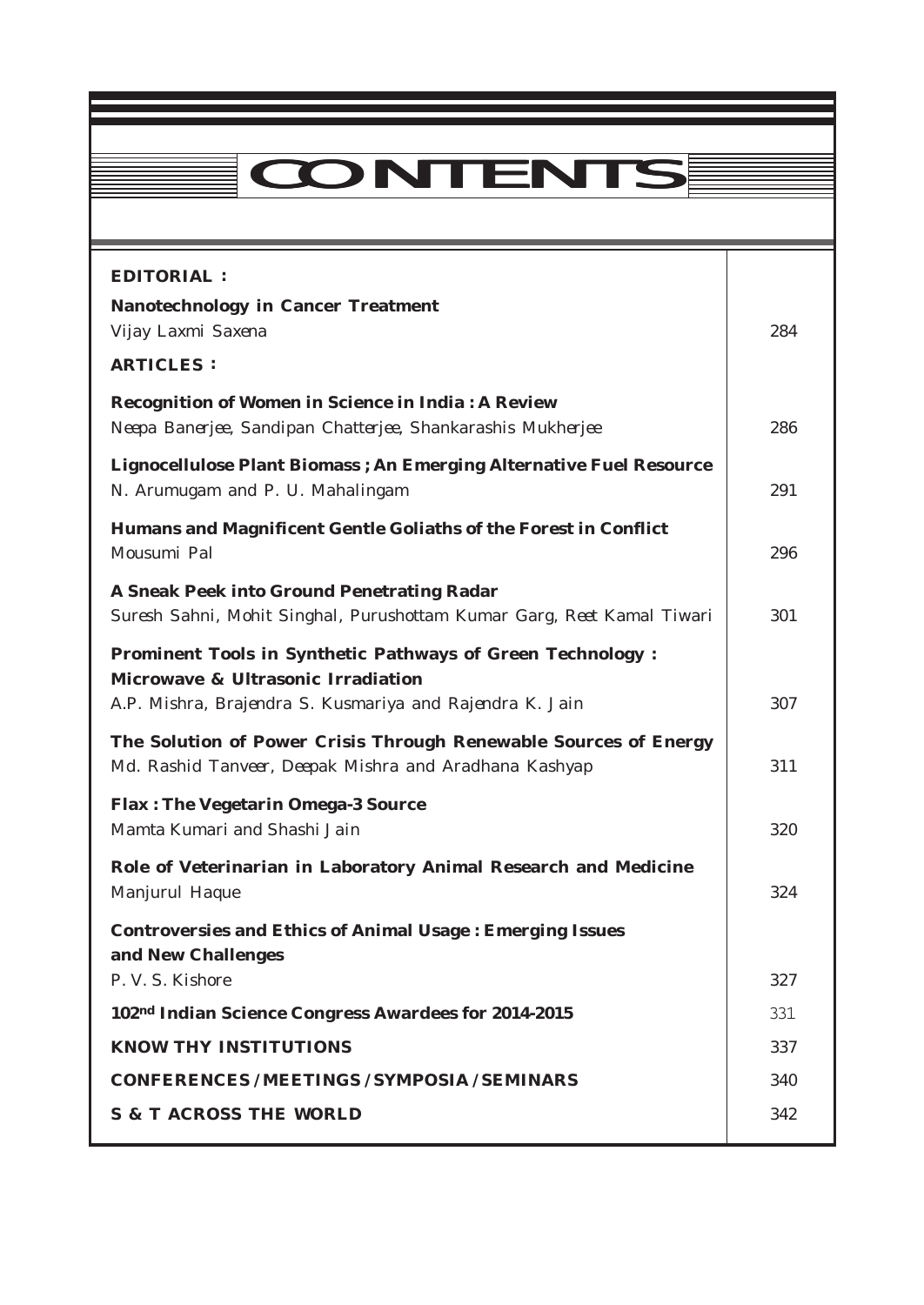# CONTENTS

| | |
|---|---|
| **EDITORIAL :** | |
| **Nanotechnology in Cancer Treatment**<br>Vijay Laxmi Saxena | 284 |
| **ARTICLES :** | |
| **Recognition of Women in Science in India : A Review**<br>*Neepa Banerjee, Sandipan Chatterjee, Shankarashis Mukherjee* | 286 |
| **Lignocellulose Plant Biomass ; An Emerging Alternative Fuel Resource**<br>N. Arumugam and P. U. Mahalingam | 291 |
| **Humans and Magnificent Gentle Goliaths of the Forest in Conflict**<br>Mousumi Pal | 296 |
| **A Sneak Peek into Ground Penetrating Radar**<br>Suresh Sahni, Mohit Singhal, Purushottam Kumar Garg, Reet Kamal Tiwari | 301 |
| **Prominent Tools in Synthetic Pathways of Green Technology : Microwave & Ultrasonic Irradiation**<br>A.P. Mishra, Brajendra S. Kusmariya and Rajendra K. Jain | 307 |
| **The Solution of Power Crisis Through Renewable Sources of Energy**<br>Md. Rashid Tanveer, Deepak Mishra and Aradhana Kashyap | 311 |
| **Flax : The Vegetarin Omega-3 Source**<br>Mamta Kumari and Shashi Jain | 320 |
| **Role of Veterinarian in Laboratory Animal Research and Medicine**<br>Manjurul Haque | 324 |
| **Controversies and Ethics of Animal Usage : Emerging Issues and New Challenges**<br>P. V. S. Kishore | 327 |
| **102nd Indian Science Congress Awardees for 2014-2015** | 331 |
| **KNOW THY INSTITUTIONS** | 337 |
| **CONFERENCES / MEETINGS / SYMPOSIA / SEMINARS** | 340 |
| **S & T ACROSS THE WORLD** | 342 |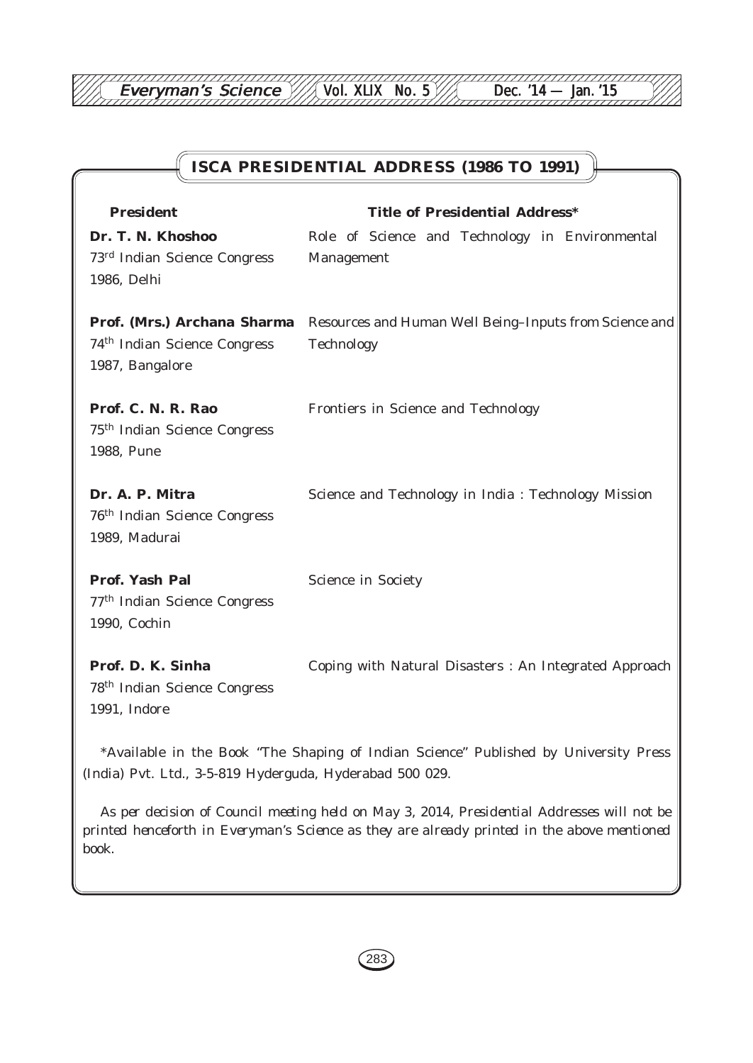## ISCA PRESIDENTIAL ADDRESS (1986 TO 1991)

| President | Title of Presidential Address* |
|---|---|
| **Dr. T. N. Khoshoo**<br>73rd Indian Science Congress<br>1986, Delhi | Role of Science and Technology in Environmental Management |
| **Prof. (Mrs.) Archana Sharma**<br>74th Indian Science Congress<br>1987, Bangalore | Resources and Human Well Being–Inputs from Science and Technology |
| **Prof. C. N. R. Rao**<br>75th Indian Science Congress<br>1988, Pune | Frontiers in Science and Technology |
| **Dr. A. P. Mitra**<br>76th Indian Science Congress<br>1989, Madurai | Science and Technology in India : Technology Mission |
| **Prof. Yash Pal**<br>77th Indian Science Congress<br>1990, Cochin | Science in Society |
| **Prof. D. K. Sinha**<br>78th Indian Science Congress<br>1991, Indore | Coping with Natural Disasters : An Integrated Approach |

*Available in the Book "The Shaping of Indian Science" Published by University Press (India) Pvt. Ltd., 3-5-819 Hyderguda, Hyderabad 500 029.

*As per decision of Council meeting held on May 3, 2014, Presidential Addresses will not be printed henceforth in Everyman's Science as they are already printed in the above mentioned book.*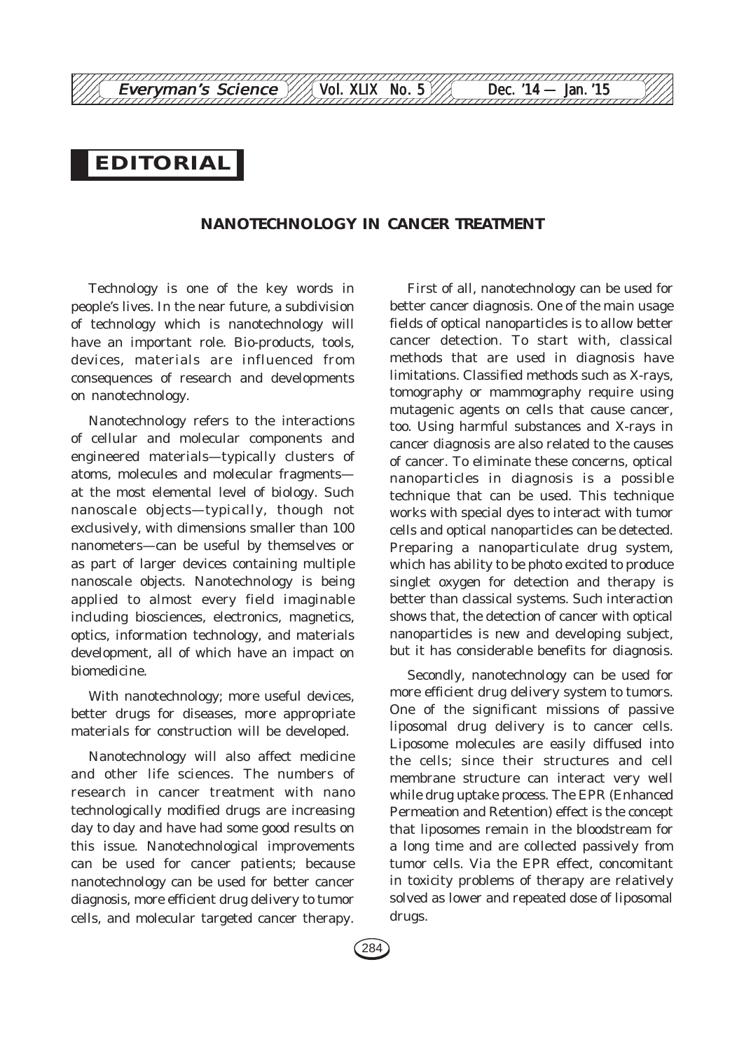# EDITORIAL

## NANOTECHNOLOGY IN CANCER TREATMENT

Technology is one of the key words in people's lives. In the near future, a subdivision of technology which is nanotechnology will have an important role. Bio-products, tools, devices, materials are influenced from consequences of research and developments on nanotechnology.

Nanotechnology refers to the interactions of cellular and molecular components and engineered materials—typically clusters of atoms, molecules and molecular fragments—at the most elemental level of biology. Such nanoscale objects—typically, though not exclusively, with dimensions smaller than 100 nanometers—can be useful by themselves or as part of larger devices containing multiple nanoscale objects. Nanotechnology is being applied to almost every field imaginable including biosciences, electronics, magnetics, optics, information technology, and materials development, all of which have an impact on biomedicine.

With nanotechnology; more useful devices, better drugs for diseases, more appropriate materials for construction will be developed.

Nanotechnology will also affect medicine and other life sciences. The numbers of research in cancer treatment with nano technologically modified drugs are increasing day to day and have had some good results on this issue. Nanotechnological improvements can be used for cancer patients; because nanotechnology can be used for better cancer diagnosis, more efficient drug delivery to tumor cells, and molecular targeted cancer therapy.

First of all, nanotechnology can be used for better cancer diagnosis. One of the main usage fields of optical nanoparticles is to allow better cancer detection. To start with, classical methods that are used in diagnosis have limitations. Classified methods such as X-rays, tomography or mammography require using mutagenic agents on cells that cause cancer, too. Using harmful substances and X-rays in cancer diagnosis are also related to the causes of cancer. To eliminate these concerns, optical nanoparticles in diagnosis is a possible technique that can be used. This technique works with special dyes to interact with tumor cells and optical nanoparticles can be detected. Preparing a nanoparticulate drug system, which has ability to be photo excited to produce singlet oxygen for detection and therapy is better than classical systems. Such interaction shows that, the detection of cancer with optical nanoparticles is new and developing subject, but it has considerable benefits for diagnosis.

Secondly, nanotechnology can be used for more efficient drug delivery system to tumors. One of the significant missions of passive liposomal drug delivery is to cancer cells. Liposome molecules are easily diffused into the cells; since their structures and cell membrane structure can interact very well while drug uptake process. The EPR (Enhanced Permeation and Retention) effect is the concept that liposomes remain in the bloodstream for a long time and are collected passively from tumor cells. Via the EPR effect, concomitant in toxicity problems of therapy are relatively solved as lower and repeated dose of liposomal drugs.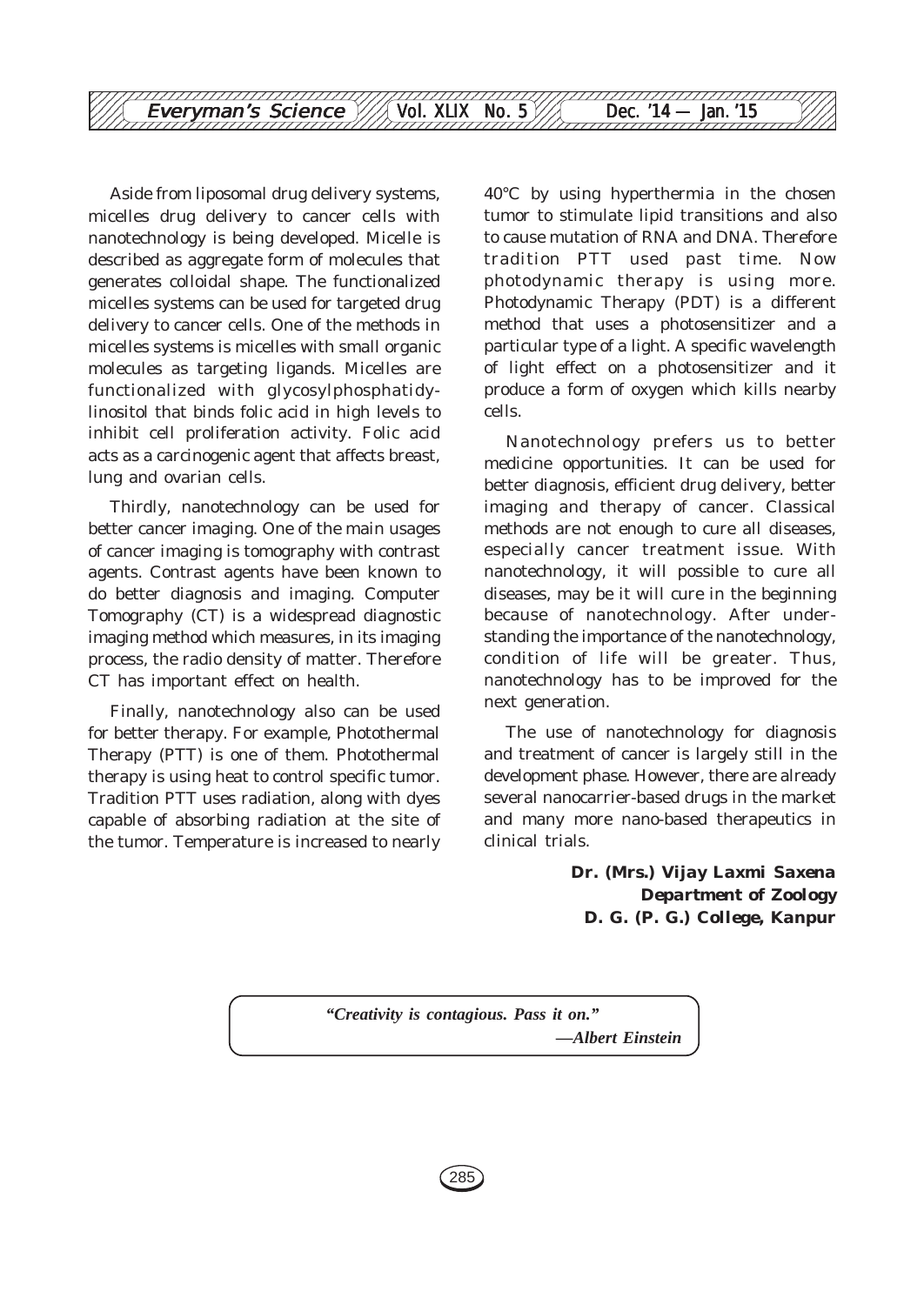Aside from liposomal drug delivery systems, micelles drug delivery to cancer cells with nanotechnology is being developed. Micelle is described as aggregate form of molecules that generates colloidal shape. The functionalized micelles systems can be used for targeted drug delivery to cancer cells. One of the methods in micelles systems is micelles with small organic molecules as targeting ligands. Micelles are functionalized with glycosylphosphatidylinositol that binds folic acid in high levels to inhibit cell proliferation activity. Folic acid acts as a carcinogenic agent that affects breast, lung and ovarian cells.

Thirdly, nanotechnology can be used for better cancer imaging. One of the main usages of cancer imaging is tomography with contrast agents. Contrast agents have been known to do better diagnosis and imaging. Computer Tomography (CT) is a widespread diagnostic imaging method which measures, in its imaging process, the radio density of matter. Therefore CT has important effect on health.

Finally, nanotechnology also can be used for better therapy. For example, Photothermal Therapy (PTT) is one of them. Photothermal therapy is using heat to control specific tumor. Tradition PTT uses radiation, along with dyes capable of absorbing radiation at the site of the tumor. Temperature is increased to nearly 40°C by using hyperthermia in the chosen tumor to stimulate lipid transitions and also to cause mutation of RNA and DNA. Therefore tradition PTT used past time. Now photodynamic therapy is using more. Photodynamic Therapy (PDT) is a different method that uses a photosensitizer and a particular type of a light. A specific wavelength of light effect on a photosensitizer and it produce a form of oxygen which kills nearby cells.

Nanotechnology prefers us to better medicine opportunities. It can be used for better diagnosis, efficient drug delivery, better imaging and therapy of cancer. Classical methods are not enough to cure all diseases, especially cancer treatment issue. With nanotechnology, it will possible to cure all diseases, may be it will cure in the beginning because of nanotechnology. After understanding the importance of the nanotechnology, condition of life will be greater. Thus, nanotechnology has to be improved for the next generation.

The use of nanotechnology for diagnosis and treatment of cancer is largely still in the development phase. However, there are already several nanocarrier-based drugs in the market and many more nano-based therapeutics in clinical trials.

**Dr. (Mrs.) Vijay Laxmi Saxena**
**Department of Zoology**
**D. G. (P. G.) College, Kanpur**

> ***"Creativity is contagious. Pass it on."***
> ***—Albert Einstein***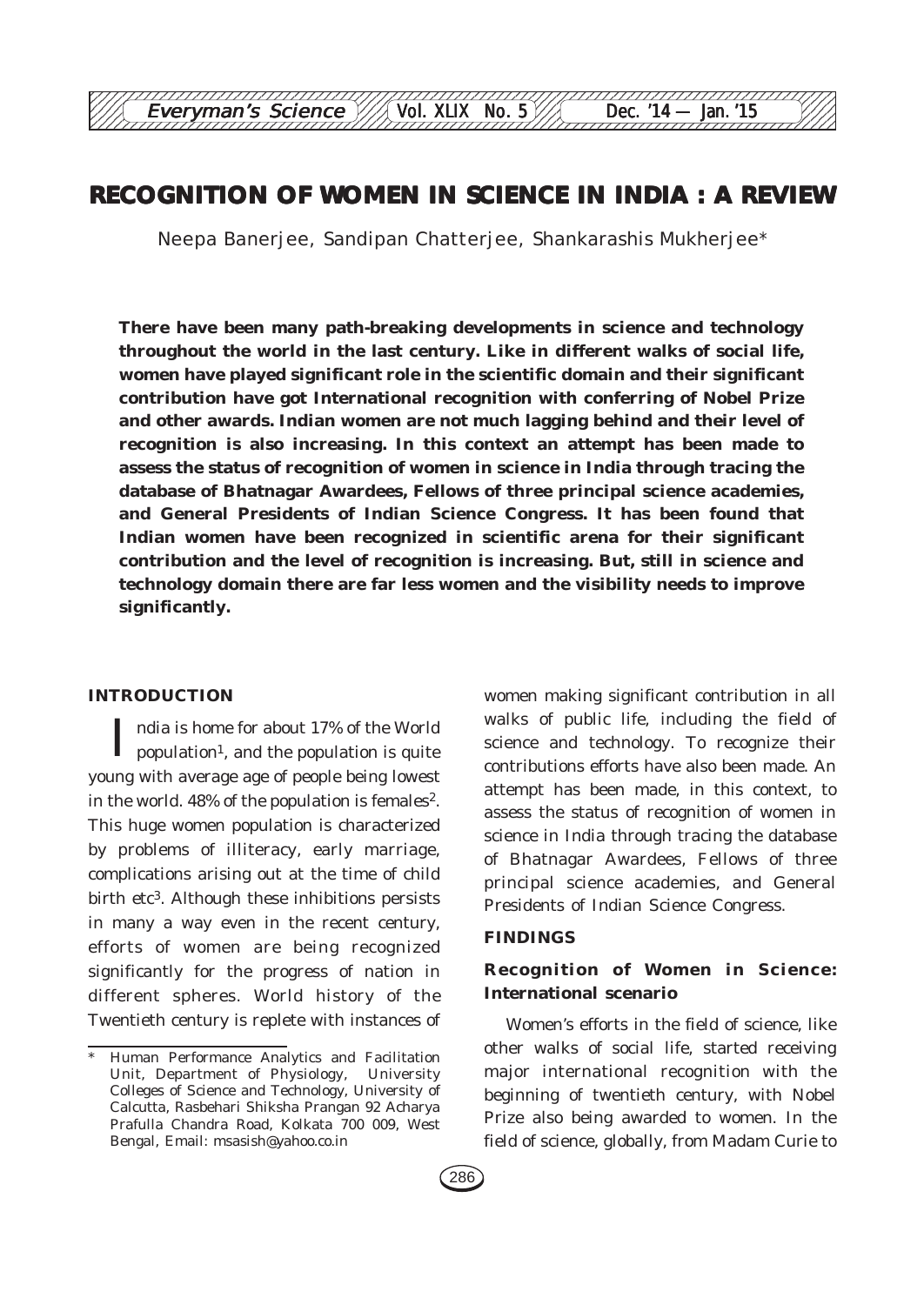# RECOGNITION OF WOMEN IN SCIENCE IN INDIA : A REVIEW

Neepa Banerjee, Sandipan Chatterjee, Shankarashis Mukherjee*

**There have been many path-breaking developments in science and technology throughout the world in the last century. Like in different walks of social life, women have played significant role in the scientific domain and their significant contribution have got International recognition with conferring of Nobel Prize and other awards. Indian women are not much lagging behind and their level of recognition is also increasing. In this context an attempt has been made to assess the status of recognition of women in science in India through tracing the database of Bhatnagar Awardees, Fellows of three principal science academies, and General Presidents of Indian Science Congress. It has been found that Indian women have been recognized in scientific arena for their significant contribution and the level of recognition is increasing. But, still in science and technology domain there are far less women and the visibility needs to improve significantly.**

## INTRODUCTION

India is home for about 17% of the World population[1], and the population is quite young with average age of people being lowest in the world. 48% of the population is females[2]. This huge women population is characterized by problems of illiteracy, early marriage, complications arising out at the time of child birth etc[3]. Although these inhibitions persists in many a way even in the recent century, efforts of women are being recognized significantly for the progress of nation in different spheres. World history of the Twentieth century is replete with instances of women making significant contribution in all walks of public life, including the field of science and technology. To recognize their contributions efforts have also been made. An attempt has been made, in this context, to assess the status of recognition of women in science in India through tracing the database of Bhatnagar Awardees, Fellows of three principal science academies, and General Presidents of Indian Science Congress.

## FINDINGS

### Recognition of Women in Science: International scenario

Women's efforts in the field of science, like other walks of social life, started receiving major international recognition with the beginning of twentieth century, with Nobel Prize also being awarded to women. In the field of science, globally, from Madam Curie to

---

\* Human Performance Analytics and Facilitation Unit, Department of Physiology, University Colleges of Science and Technology, University of Calcutta, Rasbehari Shiksha Prangan 92 Acharya Prafulla Chandra Road, Kolkata 700 009, West Bengal, Email: msasish@yahoo.co.in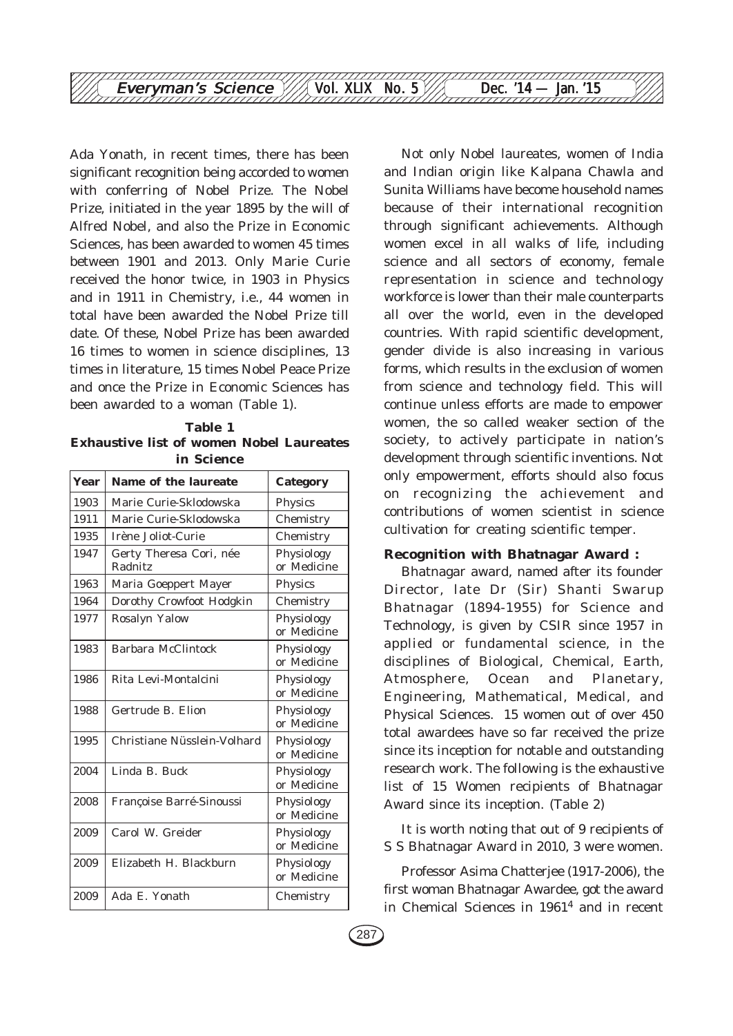Ada Yonath, in recent times, there has been significant recognition being accorded to women with conferring of Nobel Prize. The Nobel Prize, initiated in the year 1895 by the will of Alfred Nobel, and also the Prize in Economic Sciences, has been awarded to women 45 times between 1901 and 2013. Only Marie Curie received the honor twice, in 1903 in Physics and in 1911 in Chemistry, i.e., 44 women in total have been awarded the Nobel Prize till date. Of these, Nobel Prize has been awarded 16 times to women in science disciplines, 13 times in literature, 15 times Nobel Peace Prize and once the Prize in Economic Sciences has been awarded to a woman (Table 1).

**Table 1**
**Exhaustive list of women Nobel Laureates in Science**

| Year | Name of the laureate | Category |
|---|---|---|
| 1903 | Marie Curie-Sklodowska | Physics |
| 1911 | Marie Curie-Sklodowska | Chemistry |
| 1935 | Irène Joliot-Curie | Chemistry |
| 1947 | Gerty Theresa Cori, née Radnitz | Physiology or Medicine |
| 1963 | Maria Goeppert Mayer | Physics |
| 1964 | Dorothy Crowfoot Hodgkin | Chemistry |
| 1977 | Rosalyn Yalow | Physiology or Medicine |
| 1983 | Barbara McClintock | Physiology or Medicine |
| 1986 | Rita Levi-Montalcini | Physiology or Medicine |
| 1988 | Gertrude B. Elion | Physiology or Medicine |
| 1995 | Christiane Nüsslein-Volhard | Physiology or Medicine |
| 2004 | Linda B. Buck | Physiology or Medicine |
| 2008 | Françoise Barré-Sinoussi | Physiology or Medicine |
| 2009 | Carol W. Greider | Physiology or Medicine |
| 2009 | Elizabeth H. Blackburn | Physiology or Medicine |
| 2009 | Ada E. Yonath | Chemistry |

Not only Nobel laureates, women of India and Indian origin like Kalpana Chawla and Sunita Williams have become household names because of their international recognition through significant achievements. Although women excel in all walks of life, including science and all sectors of economy, female representation in science and technology workforce is lower than their male counterparts all over the world, even in the developed countries. With rapid scientific development, gender divide is also increasing in various forms, which results in the exclusion of women from science and technology field. This will continue unless efforts are made to empower women, the so called weaker section of the society, to actively participate in nation's development through scientific inventions. Not only empowerment, efforts should also focus on recognizing the achievement and contributions of women scientist in science cultivation for creating scientific temper.

**Recognition with Bhatnagar Award :**

Bhatnagar award, named after its founder Director, late Dr (Sir) Shanti Swarup Bhatnagar (1894-1955) for Science and Technology, is given by CSIR since 1957 in applied or fundamental science, in the disciplines of Biological, Chemical, Earth, Atmosphere, Ocean and Planetary, Engineering, Mathematical, Medical, and Physical Sciences. 15 women out of over 450 total awardees have so far received the prize since its inception for notable and outstanding research work. The following is the exhaustive list of 15 Women recipients of Bhatnagar Award since its inception. (Table 2)

It is worth noting that out of 9 recipients of S S Bhatnagar Award in 2010, 3 were women.

Professor Asima Chatterjee (1917-2006), the first woman Bhatnagar Awardee, got the award in Chemical Sciences in 1961[4] and in recent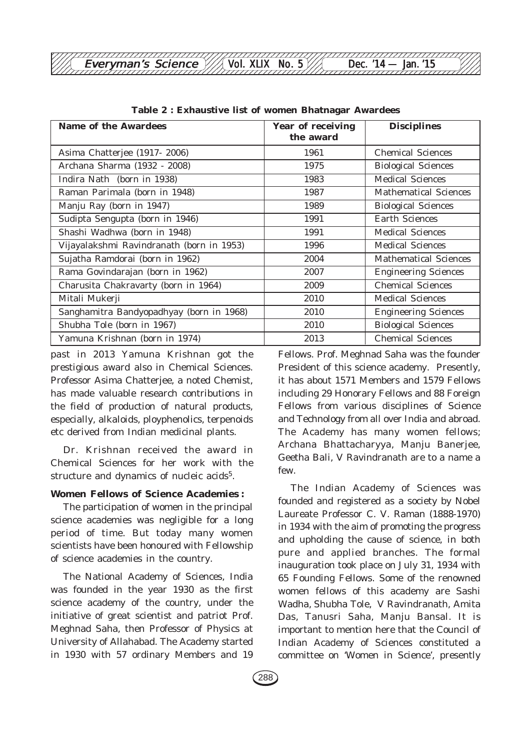**Table 2 : Exhaustive list of women Bhatnagar Awardees**

| Name of the Awardees | Year of receiving the award | Disciplines |
|---|---|---|
| Asima Chatterjee (1917- 2006) | 1961 | Chemical Sciences |
| Archana Sharma (1932 - 2008) | 1975 | Biological Sciences |
| Indira Nath (born in 1938) | 1983 | Medical Sciences |
| Raman Parimala (born in 1948) | 1987 | Mathematical Sciences |
| Manju Ray (born in 1947) | 1989 | Biological Sciences |
| Sudipta Sengupta (born in 1946) | 1991 | Earth Sciences |
| Shashi Wadhwa (born in 1948) | 1991 | Medical Sciences |
| Vijayalakshmi Ravindranath (born in 1953) | 1996 | Medical Sciences |
| Sujatha Ramdorai (born in 1962) | 2004 | Mathematical Sciences |
| Rama Govindarajan (born in 1962) | 2007 | Engineering Sciences |
| Charusita Chakravarty (born in 1964) | 2009 | Chemical Sciences |
| Mitali Mukerji | 2010 | Medical Sciences |
| Sanghamitra Bandyopadhyay (born in 1968) | 2010 | Engineering Sciences |
| Shubha Tole (born in 1967) | 2010 | Biological Sciences |
| Yamuna Krishnan (born in 1974) | 2013 | Chemical Sciences |

past in 2013 Yamuna Krishnan got the prestigious award also in Chemical Sciences. Professor Asima Chatterjee, a noted Chemist, has made valuable research contributions in the field of production of natural products, especially, alkaloids, ploypheno­lics, terpenoids etc derived from Indian medicinal plants.

Dr. Krishnan received the award in Chemical Sciences for her work with the structure and dynamics of nucleic acids[5].

**Women Fellows of Science Academies :**

The participation of women in the principal science academies was negligible for a long period of time. But today many women scientists have been honoured with Fellowship of science academies in the country.

The National Academy of Sciences, India was founded in the year 1930 as the first science academy of the country, under the initiative of great scientist and patriot Prof. Meghnad Saha, then Professor of Physics at University of Allahabad. The Academy started in 1930 with 57 ordinary Members and 19 Fellows. Prof. Meghnad Saha was the founder President of this science academy. Presently, it has about 1571 Members and 1579 Fellows including 29 Honorary Fellows and 88 Foreign Fellows from various disciplines of Science and Technology from all over India and abroad. The Academy has many women fellows; Archana Bhattacharyya, Manju Banerjee, Geetha Bali, V Ravindranath are to a name a few.

The Indian Academy of Sciences was founded and registered as a society by Nobel Laureate Professor C. V. Raman (1888-1970) in 1934 with the aim of promoting the progress and upholding the cause of science, in both pure and applied branches. The formal inauguration took place on July 31, 1934 with 65 Founding Fellows. Some of the renowned women fellows of this academy are Sashi Wadha, Shubha Tole, V Ravindranath, Amita Das, Tanusri Saha, Manju Bansal. It is important to mention here that the Council of Indian Academy of Sciences constituted a committee on 'Women in Science', presently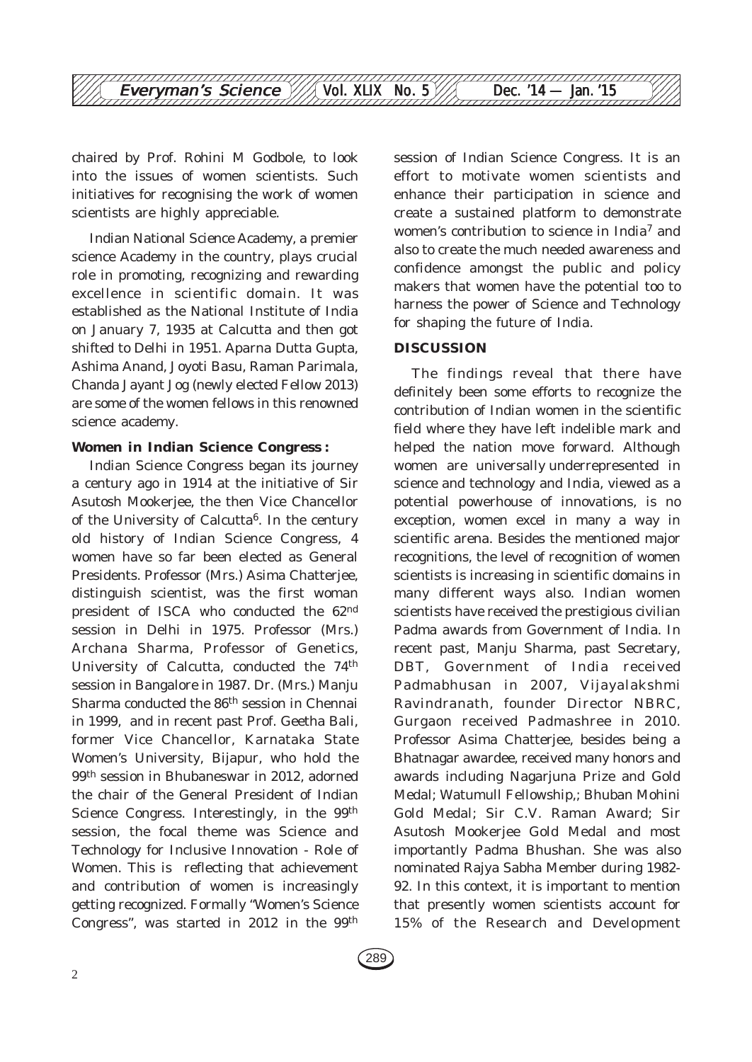chaired by Prof. Rohini M Godbole, to look into the issues of women scientists. Such initiatives for recognising the work of women scientists are highly appreciable.

Indian National Science Academy, a premier science Academy in the country, plays crucial role in promoting, recognizing and rewarding excellence in scientific domain. It was established as the National Institute of India on January 7, 1935 at Calcutta and then got shifted to Delhi in 1951. Aparna Dutta Gupta, Ashima Anand, Joyoti Basu, Raman Parimala, Chanda Jayant Jog (newly elected Fellow 2013) are some of the women fellows in this renowned science academy.

**Women in Indian Science Congress :**

Indian Science Congress began its journey a century ago in 1914 at the initiative of Sir Asutosh Mookerjee, the then Vice Chancellor of the University of Calcutta[6]. In the century old history of Indian Science Congress, 4 women have so far been elected as General Presidents. Professor (Mrs.) Asima Chatterjee, distinguish scientist, was the first woman president of ISCA who conducted the 62nd session in Delhi in 1975. Professor (Mrs.) Archana Sharma, Professor of Genetics, University of Calcutta, conducted the 74th session in Bangalore in 1987. Dr. (Mrs.) Manju Sharma conducted the 86th session in Chennai in 1999, and in recent past Prof. Geetha Bali, former Vice Chancellor, Karnataka State Women's University, Bijapur, who hold the 99th session in Bhubaneswar in 2012, adorned the chair of the General President of Indian Science Congress. Interestingly, in the 99th session, the focal theme was Science and Technology for Inclusive Innovation - Role of Women. This is reflecting that achievement and contribution of women is increasingly getting recognized. Formally "Women's Science Congress", was started in 2012 in the 99th session of Indian Science Congress. It is an effort to motivate women scientists and enhance their participation in science and create a sustained platform to demonstrate women's contribution to science in India[7] and also to create the much needed awareness and confidence amongst the public and policy makers that women have the potential too to harness the power of Science and Technology for shaping the future of India.

**DISCUSSION**

The findings reveal that there have definitely been some efforts to recognize the contribution of Indian women in the scientific field where they have left indelible mark and helped the nation move forward. Although women are universally underrepresented in science and technology and India, viewed as a potential powerhouse of innovations, is no exception, women excel in many a way in scientific arena. Besides the mentioned major recognitions, the level of recognition of women scientists is increasing in scientific domains in many different ways also. Indian women scientists have received the prestigious civilian Padma awards from Government of India. In recent past, Manju Sharma, past Secretary, DBT, Government of India received Padmabhusan in 2007, Vijayalakshmi Ravindranath, founder Director NBRC, Gurgaon received Padmashree in 2010. Professor Asima Chatterjee, besides being a Bhatnagar awardee, received many honors and awards including Nagarjuna Prize and Gold Medal; Watumull Fellowship,; Bhuban Mohini Gold Medal; Sir C.V. Raman Award; Sir Asutosh Mookerjee Gold Medal and most importantly Padma Bhushan. She was also nominated Rajya Sabha Member during 1982-92. In this context, it is important to mention that presently women scientists account for 15% of the Research and Development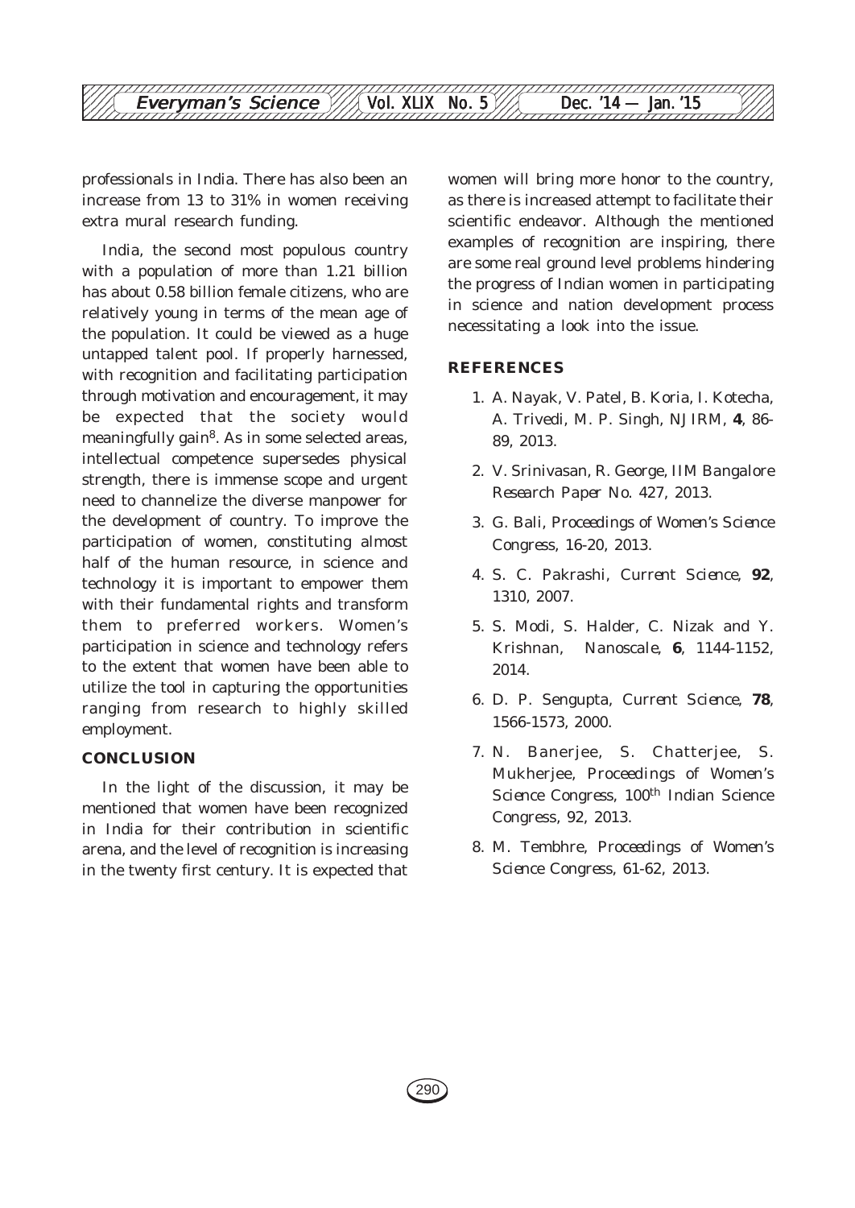professionals in India. There has also been an increase from 13 to 31% in women receiving extra mural research funding.

India, the second most populous country with a population of more than 1.21 billion has about 0.58 billion female citizens, who are relatively young in terms of the mean age of the population. It could be viewed as a huge untapped talent pool. If properly harnessed, with recognition and facilitating participation through motivation and encouragement, it may be expected that the society would meaningfully gain[8]. As in some selected areas, intellectual competence supersedes physical strength, there is immense scope and urgent need to channelize the diverse manpower for the development of country. To improve the participation of women, constituting almost half of the human resource, in science and technology it is important to empower them with their fundamental rights and transform them to preferred workers. Women's participation in science and technology refers to the extent that women have been able to utilize the tool in capturing the opportunities ranging from research to highly skilled employment.

## CONCLUSION

In the light of the discussion, it may be mentioned that women have been recognized in India for their contribution in scientific arena, and the level of recognition is increasing in the twenty first century. It is expected that women will bring more honor to the country, as there is increased attempt to facilitate their scientific endeavor. Although the mentioned examples of recognition are inspiring, there are some real ground level problems hindering the progress of Indian women in participating in science and nation development process necessitating a look into the issue.

## REFERENCES

1. A. Nayak, V. Patel, B. Koria, I. Kotecha, A. Trivedi, M. P. Singh, NJIRM, **4**, 86-89, 2013.
2. V. Srinivasan, R. George, IIM Bangalore *Research Paper No.* 427, 2013.
3. G. Bali, *Proceedings of Women's Science Congress*, 16-20, 2013.
4. S. C. Pakrashi, *Current Science*, **92**, 1310, 2007.
5. S. Modi, S. Halder, C. Nizak and Y. Krishnan, *Nanoscale*, **6**, 1144-1152, 2014.
6. D. P. Sengupta, *Current Science*, **78**, 1566-1573, 2000.
7. N. Banerjee, S. Chatterjee, S. Mukherjee, *Proceedings of Women's Science Congress*, 100th Indian Science Congress, 92, 2013.
8. M. Tembhre, *Proceedings of Women's Science Congress*, 61-62, 2013.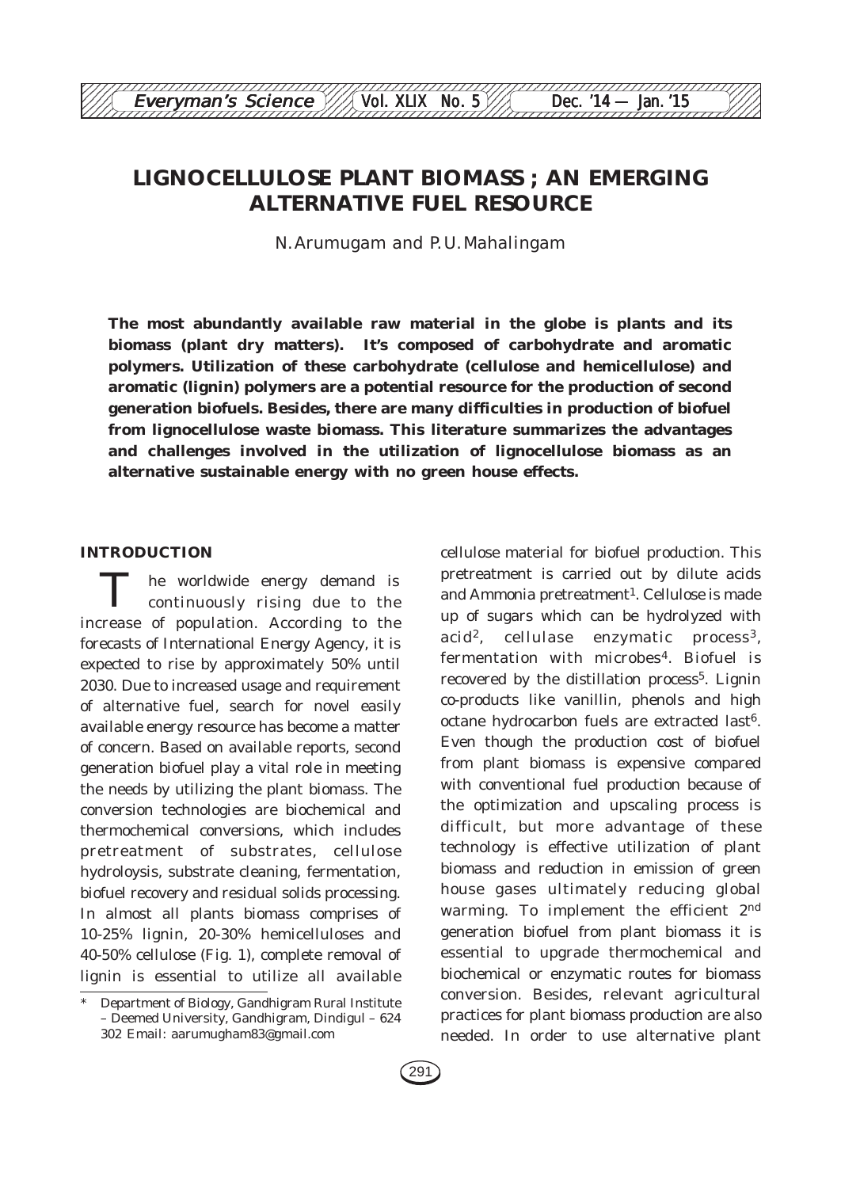# LIGNOCELLULOSE PLANT BIOMASS ; AN EMERGING ALTERNATIVE FUEL RESOURCE

N. Arumugam and P. U. Mahalingam

**The most abundantly available raw material in the globe is plants and its biomass (plant dry matters). It's composed of carbohydrate and aromatic polymers. Utilization of these carbohydrate (cellulose and hemicellulose) and aromatic (lignin) polymers are a potential resource for the production of second generation biofuels. Besides, there are many difficulties in production of biofuel from lignocellulose waste biomass. This literature summarizes the advantages and challenges involved in the utilization of lignocellulose biomass as an alternative sustainable energy with no green house effects.**

## INTRODUCTION

The worldwide energy demand is continuously rising due to the increase of population. According to the forecasts of International Energy Agency, it is expected to rise by approximately 50% until 2030. Due to increased usage and requirement of alternative fuel, search for novel easily available energy resource has become a matter of concern. Based on available reports, second generation biofuel play a vital role in meeting the needs by utilizing the plant biomass. The conversion technologies are biochemical and thermochemical conversions, which includes pretreatment of substrates, cellulose hydroloysis, substrate cleaning, fermentation, biofuel recovery and residual solids processing. In almost all plants biomass comprises of 10-25% lignin, 20-30% hemicelluloses and 40-50% cellulose (Fig. 1), complete removal of lignin is essential to utilize all available cellulose material for biofuel production. This pretreatment is carried out by dilute acids and Ammonia pretreatment[1]. Cellulose is made up of sugars which can be hydrolyzed with acid[2], cellulase enzymatic process[3], fermentation with microbes[4]. Biofuel is recovered by the distillation process[5]. Lignin co-products like vanillin, phenols and high octane hydrocarbon fuels are extracted last[6]. Even though the production cost of biofuel from plant biomass is expensive compared with conventional fuel production because of the optimization and upscaling process is difficult, but more advantage of these technology is effective utilization of plant biomass and reduction in emission of green house gases ultimately reducing global warming. To implement the efficient 2[nd] generation biofuel from plant biomass it is essential to upgrade thermochemical and biochemical or enzymatic routes for biomass conversion. Besides, relevant agricultural practices for plant biomass production are also needed. In order to use alternative plant

\* Department of Biology, Gandhigram Rural Institute – Deemed University, Gandhigram, Dindigul – 624 302 Email: aarumugham83@gmail.com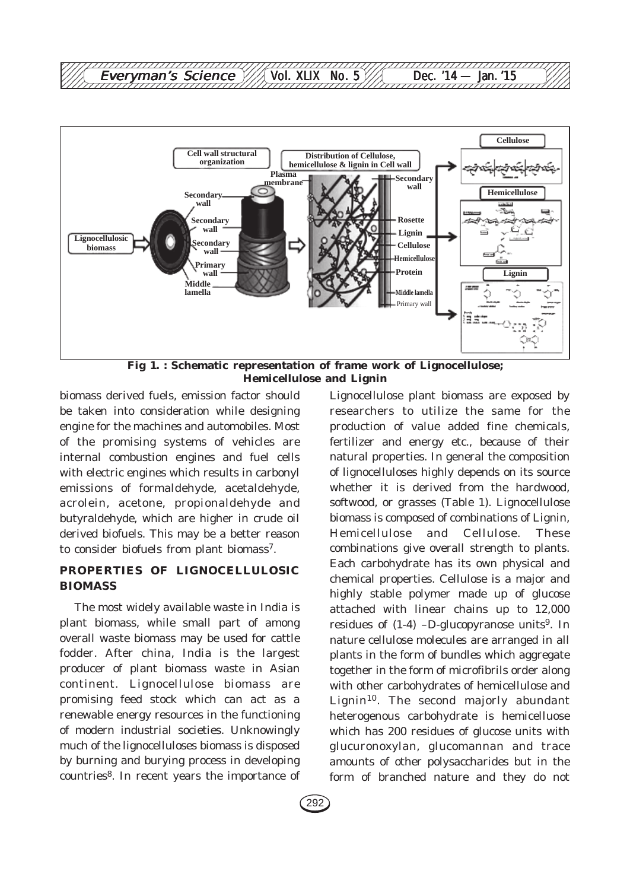Cell wall structural organization

Distribution of Cellulose, hemicellulose & lignin in Cell wall

Lignocellulosic biomass

Secondary wall

Secondary wall

Secondary wall

Primary wall

Middle lamella

Plasma membrane

Secondary wall

Rosette

Lignin

Cellulose

Hemicellulose

Protein

Middle lamella

Primary wall

Cellulose

Hemicellulose

Lignin

**Fig 1. : Schematic representation of frame work of Lignocellulose; Hemicellulose and Lignin**

biomass derived fuels, emission factor should be taken into consideration while designing engine for the machines and automobiles. Most of the promising systems of vehicles are internal combustion engines and fuel cells with electric engines which results in carbonyl emissions of formaldehyde, acetaldehyde, acrolein, acetone, propionaldehyde and butyraldehyde, which are higher in crude oil derived biofuels. This may be a better reason to consider biofuels from plant biomass[7].

## PROPERTIES OF LIGNOCELLULOSIC BIOMASS

The most widely available waste in India is plant biomass, while small part of among overall waste biomass may be used for cattle fodder. After china, India is the largest producer of plant biomass waste in Asian continent. Lignocellulose biomass are promising feed stock which can act as a renewable energy resources in the functioning of modern industrial societies. Unknowingly much of the lignocelluloses biomass is disposed by burning and burying process in developing countries[8]. In recent years the importance of Lignocellulose plant biomass are exposed by researchers to utilize the same for the production of value added fine chemicals, fertilizer and energy etc., because of their natural properties. In general the composition of lignocelluloses highly depends on its source whether it is derived from the hardwood, softwood, or grasses (Table 1). Lignocellulose biomass is composed of combinations of Lignin, Hemicellulose and Cellulose. These combinations give overall strength to plants. Each carbohydrate has its own physical and chemical properties. Cellulose is a major and highly stable polymer made up of glucose attached with linear chains up to 12,000 residues of (1-4) –D-glucopyranose units[9]. In nature cellulose molecules are arranged in all plants in the form of bundles which aggregate together in the form of microfibrils order along with other carbohydrates of hemicellulose and Lignin[10]. The second majorly abundant heterogenous carbohydrate is hemicelluose which has 200 residues of glucose units with glucuronoxylan, glucomannan and trace amounts of other polysaccharides but in the form of branched nature and they do not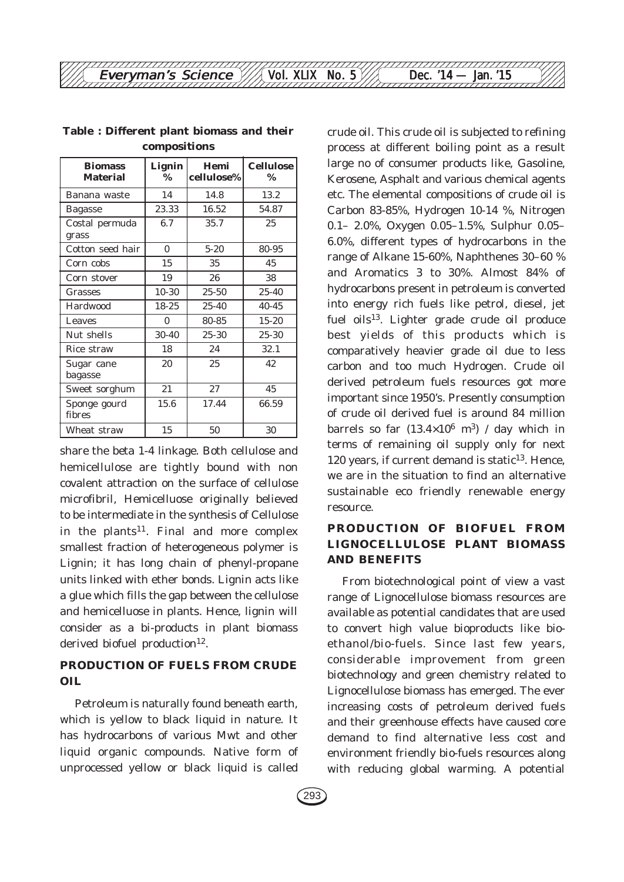**Table : Different plant biomass and their compositions**

| Biomass Material | Lignin % | Hemi cellulose% | Cellulose % |
|---|---|---|---|
| Banana waste | 14 | 14.8 | 13.2 |
| Bagasse | 23.33 | 16.52 | 54.87 |
| Costal permuda grass | 6.7 | 35.7 | 25 |
| Cotton seed hair | 0 | 5-20 | 80-95 |
| Corn cobs | 15 | 35 | 45 |
| Corn stover | 19 | 26 | 38 |
| Grasses | 10-30 | 25-50 | 25-40 |
| Hardwood | 18-25 | 25-40 | 40-45 |
| Leaves | 0 | 80-85 | 15-20 |
| Nut shells | 30-40 | 25-30 | 25-30 |
| Rice straw | 18 | 24 | 32.1 |
| Sugar cane bagasse | 20 | 25 | 42 |
| Sweet sorghum | 21 | 27 | 45 |
| Sponge gourd fibres | 15.6 | 17.44 | 66.59 |
| Wheat straw | 15 | 50 | 30 |

share the beta 1-4 linkage. Both cellulose and hemicellulose are tightly bound with non covalent attraction on the surface of cellulose microfibril, Hemicelluose originally believed to be intermediate in the synthesis of Cellulose in the plants[11]. Final and more complex smallest fraction of heterogeneous polymer is Lignin; it has long chain of phenyl-propane units linked with ether bonds. Lignin acts like a glue which fills the gap between the cellulose and hemicelluose in plants. Hence, lignin will consider as a bi-products in plant biomass derived biofuel production[12].

## PRODUCTION OF FUELS FROM CRUDE OIL

Petroleum is naturally found beneath earth, which is yellow to black liquid in nature. It has hydrocarbons of various Mwt and other liquid organic compounds. Native form of unprocessed yellow or black liquid is called crude oil. This crude oil is subjected to refining process at different boiling point as a result large no of consumer products like, Gasoline, Kerosene, Asphalt and various chemical agents etc. The elemental compositions of crude oil is Carbon 83-85%, Hydrogen 10-14 %, Nitrogen 0.1– 2.0%, Oxygen 0.05–1.5%, Sulphur 0.05– 6.0%, different types of hydrocarbons in the range of Alkane 15-60%, Naphthenes 30–60 % and Aromatics 3 to 30%. Almost 84% of hydrocarbons present in petroleum is converted into energy rich fuels like petrol, diesel, jet fuel oils[13]. Lighter grade crude oil produce best yields of this products which is comparatively heavier grade oil due to less carbon and too much Hydrogen. Crude oil derived petroleum fuels resources got more important since 1950's. Presently consumption of crude oil derived fuel is around 84 million barrels so far ($13.4 \times 10^6$ $m^3$) / day which in terms of remaining oil supply only for next 120 years, if current demand is static[13]. Hence, we are in the situation to find an alternative sustainable eco friendly renewable energy resource.

## PRODUCTION OF BIOFUEL FROM LIGNOCELLULOSE PLANT BIOMASS AND BENEFITS

From biotechnological point of view a vast range of Lignocellulose biomass resources are available as potential candidates that are used to convert high value bioproducts like bio-ethanol/bio-fuels. Since last few years, considerable improvement from green biotechnology and green chemistry related to Lignocellulose biomass has emerged. The ever increasing costs of petroleum derived fuels and their greenhouse effects have caused core demand to find alternative less cost and environment friendly bio-fuels resources along with reducing global warming. A potential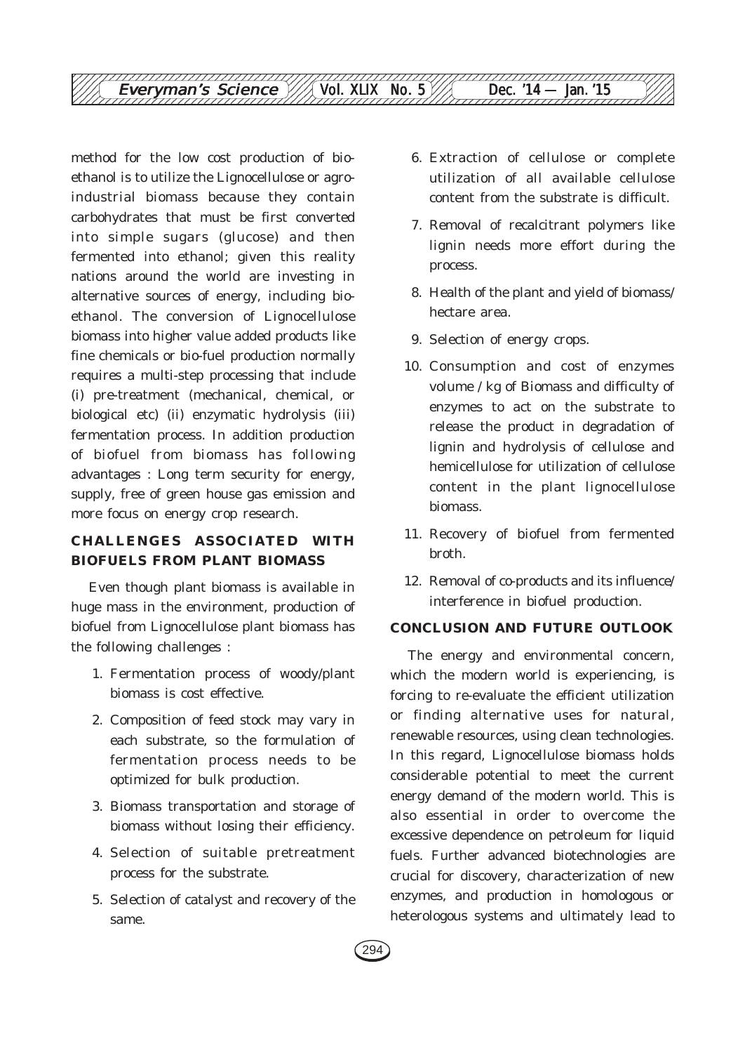method for the low cost production of bio-ethanol is to utilize the Lignocellulose or agro-industrial biomass because they contain carbohydrates that must be first converted into simple sugars (glucose) and then fermented into ethanol; given this reality nations around the world are investing in alternative sources of energy, including bio-ethanol. The conversion of Lignocellulose biomass into higher value added products like fine chemicals or bio-fuel production normally requires a multi-step processing that include (i) pre-treatment (mechanical, chemical, or biological etc) (ii) enzymatic hydrolysis (iii) fermentation process. In addition production of biofuel from biomass has following advantages : Long term security for energy, supply, free of green house gas emission and more focus on energy crop research.

## CHALLENGES ASSOCIATED WITH BIOFUELS FROM PLANT BIOMASS

Even though plant biomass is available in huge mass in the environment, production of biofuel from Lignocellulose plant biomass has the following challenges :

1. Fermentation process of woody/plant biomass is cost effective.
2. Composition of feed stock may vary in each substrate, so the formulation of fermentation process needs to be optimized for bulk production.
3. Biomass transportation and storage of biomass without losing their efficiency.
4. Selection of suitable pretreatment process for the substrate.
5. Selection of catalyst and recovery of the same.
6. Extraction of cellulose or complete utilization of all available cellulose content from the substrate is difficult.
7. Removal of recalcitrant polymers like lignin needs more effort during the process.
8. Health of the plant and yield of biomass/ hectare area.
9. Selection of energy crops.
10. Consumption and cost of enzymes volume / kg of Biomass and difficulty of enzymes to act on the substrate to release the product in degradation of lignin and hydrolysis of cellulose and hemicellulose for utilization of cellulose content in the plant lignocellulose biomass.
11. Recovery of biofuel from fermented broth.
12. Removal of co-products and its influence/ interference in biofuel production.

## CONCLUSION AND FUTURE OUTLOOK

The energy and environmental concern, which the modern world is experiencing, is forcing to re-evaluate the efficient utilization or finding alternative uses for natural, renewable resources, using clean technologies. In this regard, Lignocellulose biomass holds considerable potential to meet the current energy demand of the modern world. This is also essential in order to overcome the excessive dependence on petroleum for liquid fuels. Further advanced biotechnologies are crucial for discovery, characterization of new enzymes, and production in homologous or heterologous systems and ultimately lead to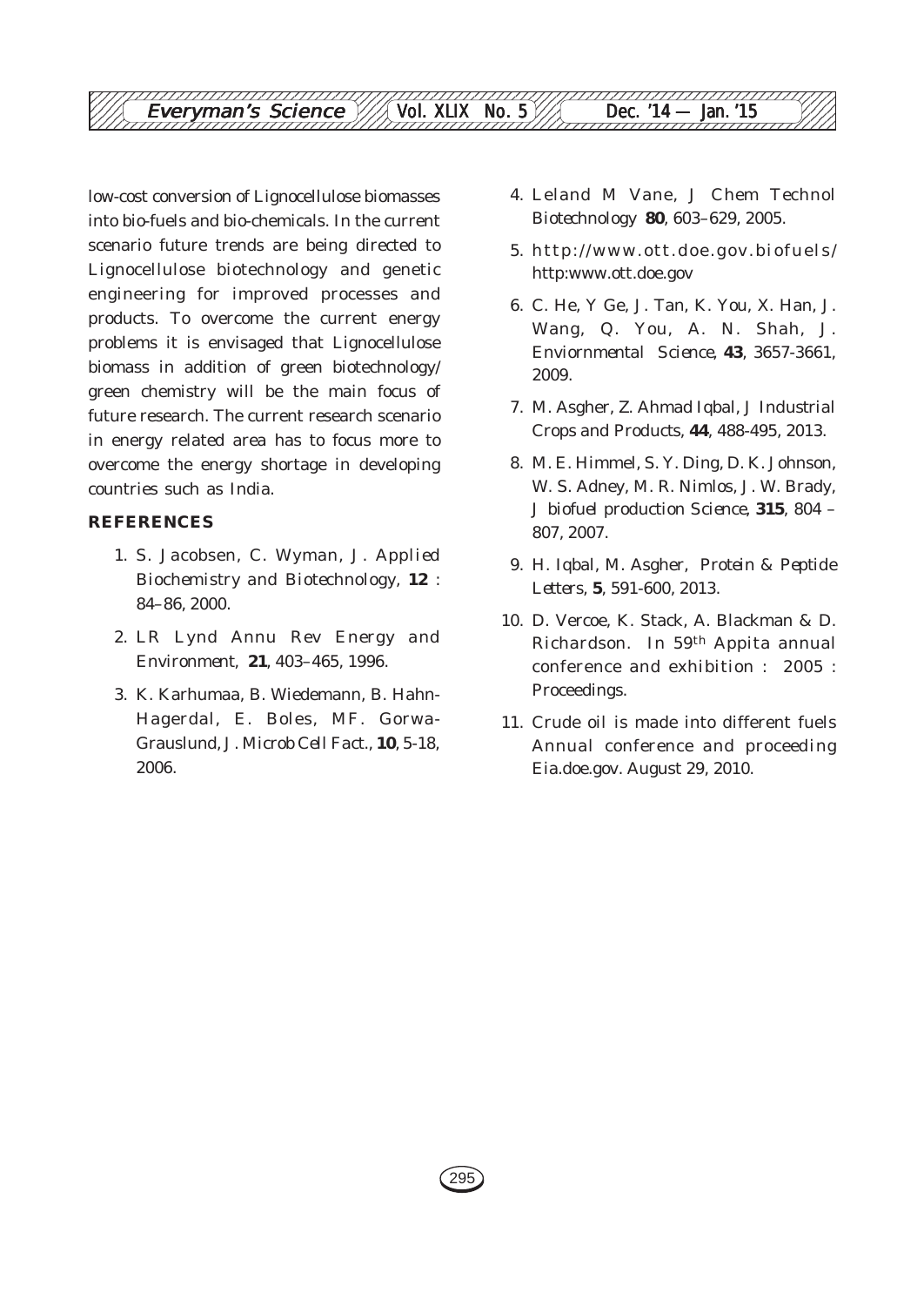low-cost conversion of Lignocellulose biomasses into bio-fuels and bio-chemicals. In the current scenario future trends are being directed to Lignocellulose biotechnology and genetic engineering for improved processes and products. To overcome the current energy problems it is envisaged that Lignocellulose biomass in addition of green biotechnology/ green chemistry will be the main focus of future research. The current research scenario in energy related area has to focus more to overcome the energy shortage in developing countries such as India.

## REFERENCES

1. S. Jacobsen, C. Wyman, *J. Applied Biochemistry and Biotechnology*, **12** : 84–86, 2000.
2. LR Lynd *Annu Rev Energy and Environment*, **21**, 403–465, 1996.
3. K. Karhumaa, B. Wiedemann, B. Hahn-Hagerdal, E. Boles, MF. Gorwa-Grauslund, *J. Microb Cell Fact.*, **10**, 5-18, 2006.
4. Leland M Vane, *J Chem Technol Biotechnology* **80**, 603–629, 2005.
5. http://www.ott.doe.gov.biofuels/ http:www.ott.doe.gov
6. C. He, Y Ge, J. Tan, K. You, X. Han, J. Wang, Q. You, A. N. Shah, *J. Enviornmental Science*, **43**, 3657-3661, 2009.
7. M. Asgher, Z. Ahmad Iqbal, *J Industrial Crops and Products*, **44**, 488-495, 2013.
8. M. E. Himmel, S. Y. Ding, D. K. Johnson, W. S. Adney, M. R. Nimlos, J. W. Brady, *J biofuel production Science*, **315**, 804 – 807, 2007.
9. H. Iqbal, M. Asgher, *Protein & Peptide Letters*, **5**, 591-600, 2013.
10. D. Vercoe, K. Stack, A. Blackman & D. Richardson. In 59th Appita annual conference and exhibition : 2005 : Proceedings.
11. Crude oil is made into different fuels Annual conference and proceeding Eia.doe.gov. August 29, 2010.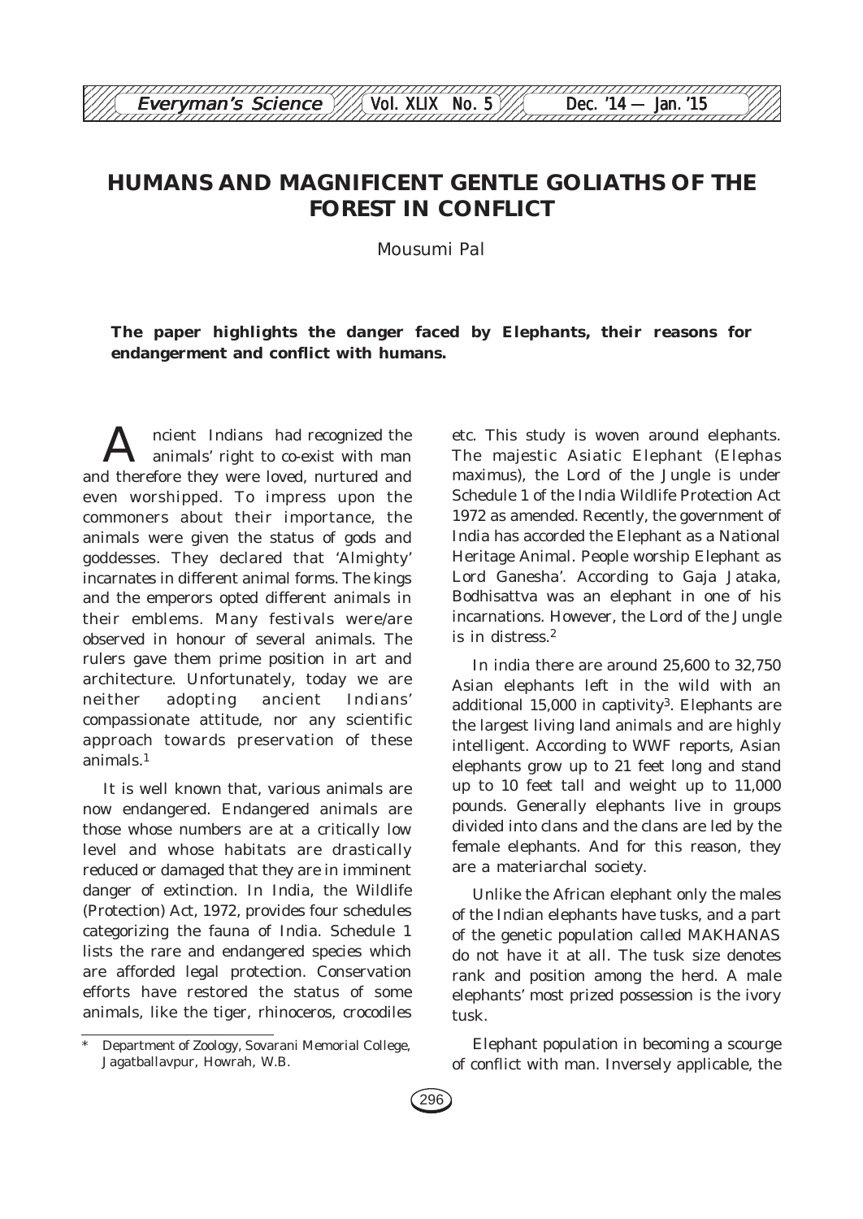# HUMANS AND MAGNIFICENT GENTLE GOLIATHS OF THE FOREST IN CONFLICT

Mousumi Pal

**The paper highlights the danger faced by Elephants, their reasons for endangerment and conflict with humans.**

Ancient Indians had recognized the animals' right to co-exist with man and therefore they were loved, nurtured and even worshipped. To impress upon the commoners about their importance, the animals were given the status of gods and goddesses. They declared that 'Almighty' incarnates in different animal forms. The kings and the emperors opted different animals in their emblems. Many festivals were/are observed in honour of several animals. The rulers gave them prime position in art and architecture. Unfortunately, today we are neither adopting ancient Indians' compassionate attitude, nor any scientific approach towards preservation of these animals.[1]

It is well known that, various animals are now endangered. Endangered animals are those whose numbers are at a critically low level and whose habitats are drastically reduced or damaged that they are in imminent danger of extinction. In India, the Wildlife (Protection) Act, 1972, provides four schedules categorizing the fauna of India. Schedule 1 lists the rare and endangered species which are afforded legal protection. Conservation efforts have restored the status of some animals, like the tiger, rhinoceros, crocodiles etc. This study is woven around elephants. The majestic Asiatic Elephant (Elephas maximus), the Lord of the Jungle is under Schedule 1 of the India Wildlife Protection Act 1972 as amended. Recently, the government of India has accorded the Elephant as a National Heritage Animal. People worship Elephant as Lord Ganesha'. According to Gaja Jataka, Bodhisattva was an elephant in one of his incarnations. However, the Lord of the Jungle is in distress.[2]

In india there are around 25,600 to 32,750 Asian elephants left in the wild with an additional 15,000 in captivity[3]. Elephants are the largest living land animals and are highly intelligent. According to WWF reports, Asian elephants grow up to 21 feet long and stand up to 10 feet tall and weight up to 11,000 pounds. Generally elephants live in groups divided into clans and the clans are led by the female elephants. And for this reason, they are a materiarchal society.

Unlike the African elephant only the males of the Indian elephants have tusks, and a part of the genetic population called MAKHANAS do not have it at all. The tusk size denotes rank and position among the herd. A male elephants' most prized possession is the ivory tusk.

Elephant population in becoming a scourge of conflict with man. Inversely applicable, the

\* Department of Zoology, Sovarani Memorial College, Jagatballavpur, Howrah, W.B.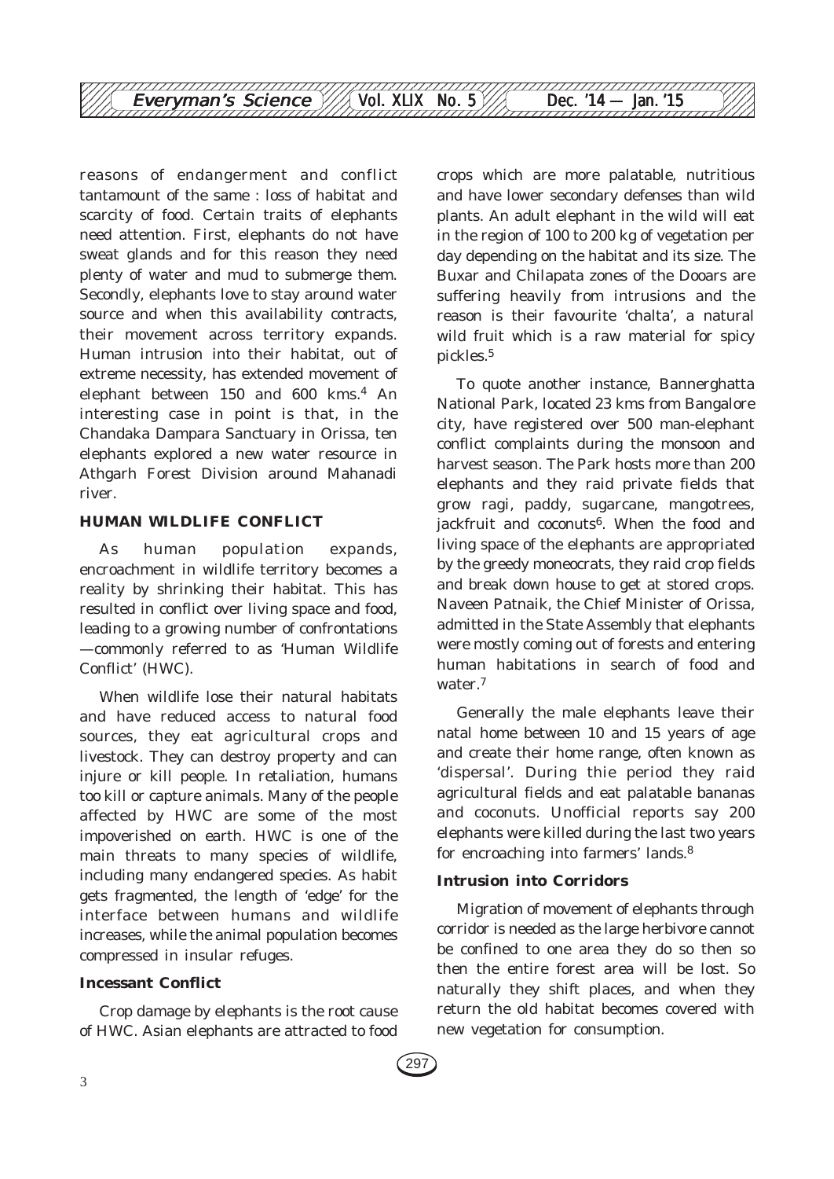reasons of endangerment and conflict tantamount of the same : loss of habitat and scarcity of food. Certain traits of elephants need attention. First, elephants do not have sweat glands and for this reason they need plenty of water and mud to submerge them. Secondly, elephants love to stay around water source and when this availability contracts, their movement across territory expands. Human intrusion into their habitat, out of extreme necessity, has extended movement of elephant between 150 and 600 kms.[4] An interesting case in point is that, in the Chandaka Dampara Sanctuary in Orissa, ten elephants explored a new water resource in Athgarh Forest Division around Mahanadi river.

**HUMAN WILDLIFE CONFLICT**

As human population expands, encroachment in wildlife territory becomes a reality by shrinking their habitat. This has resulted in conflict over living space and food, leading to a growing number of confrontations —commonly referred to as 'Human Wildlife Conflict' (HWC).

When wildlife lose their natural habitats and have reduced access to natural food sources, they eat agricultural crops and livestock. They can destroy property and can injure or kill people. In retaliation, humans too kill or capture animals. Many of the people affected by HWC are some of the most impoverished on earth. HWC is one of the main threats to many species of wildlife, including many endangered species. As habit gets fragmented, the length of 'edge' for the interface between humans and wildlife increases, while the animal population becomes compressed in insular refuges.

**Incessant Conflict**

Crop damage by elephants is the root cause of HWC. Asian elephants are attracted to food crops which are more palatable, nutritious and have lower secondary defenses than wild plants. An adult elephant in the wild will eat in the region of 100 to 200 kg of vegetation per day depending on the habitat and its size. The Buxar and Chilapata zones of the Dooars are suffering heavily from intrusions and the reason is their favourite 'chalta', a natural wild fruit which is a raw material for spicy pickles.[5]

To quote another instance, Bannerghatta National Park, located 23 kms from Bangalore city, have registered over 500 man-elephant conflict complaints during the monsoon and harvest season. The Park hosts more than 200 elephants and they raid private fields that grow ragi, paddy, sugarcane, mangotrees, jackfruit and coconuts[6]. When the food and living space of the elephants are appropriated by the greedy moneocrats, they raid crop fields and break down house to get at stored crops. Naveen Patnaik, the Chief Minister of Orissa, admitted in the State Assembly that elephants were mostly coming out of forests and entering human habitations in search of food and water.[7]

Generally the male elephants leave their natal home between 10 and 15 years of age and create their home range, often known as 'dispersal'. During thie period they raid agricultural fields and eat palatable bananas and coconuts. Unofficial reports say 200 elephants were killed during the last two years for encroaching into farmers' lands.[8]

**Intrusion into Corridors**

Migration of movement of elephants through corridor is needed as the large herbivore cannot be confined to one area they do so then so then the entire forest area will be lost. So naturally they shift places, and when they return the old habitat becomes covered with new vegetation for consumption.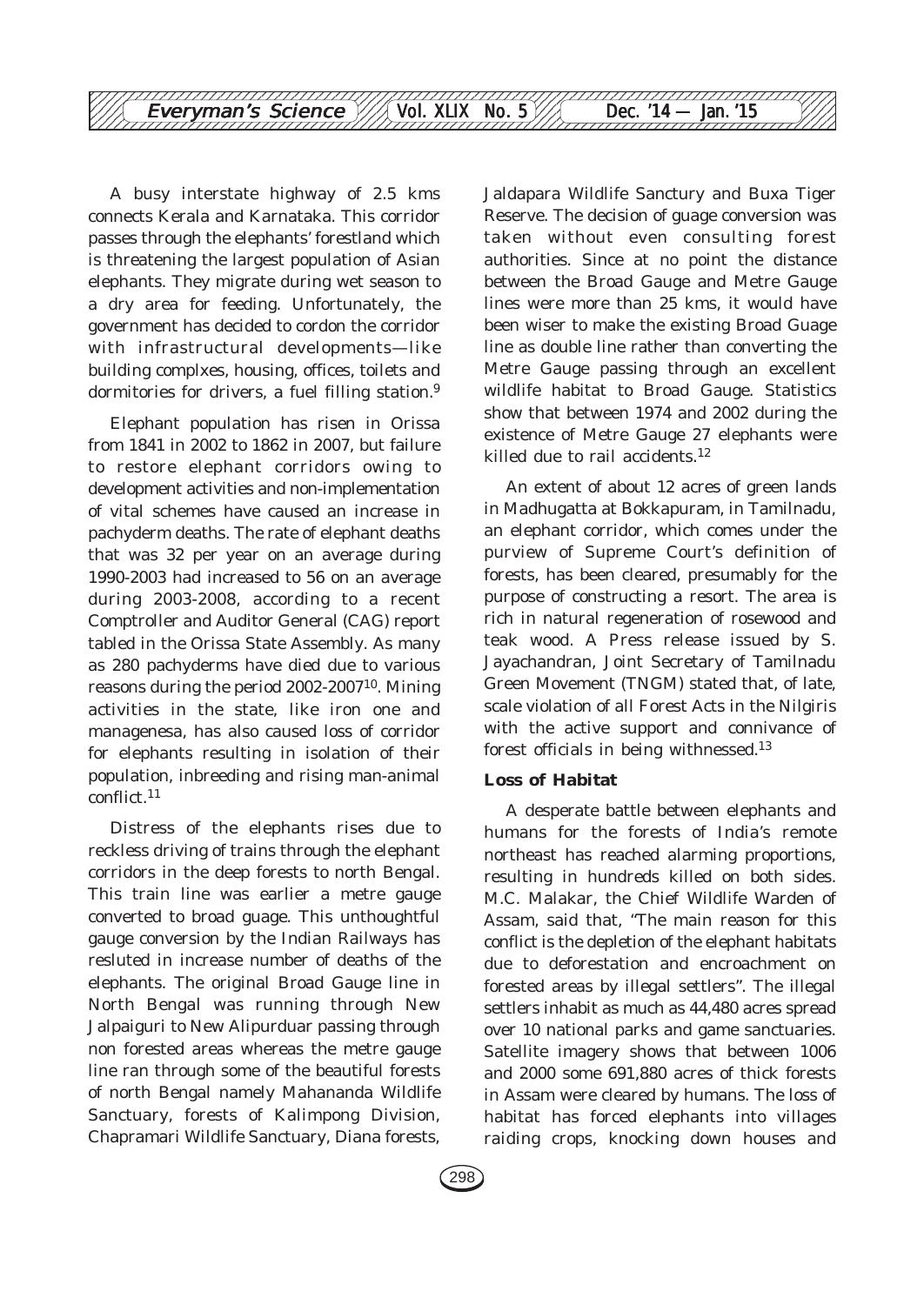A busy interstate highway of 2.5 kms connects Kerala and Karnataka. This corridor passes through the elephants' forestland which is threatening the largest population of Asian elephants. They migrate during wet season to a dry area for feeding. Unfortunately, the government has decided to cordon the corridor with infrastructural developments—like building complxes, housing, offices, toilets and dormitories for drivers, a fuel filling station.[9]

Elephant population has risen in Orissa from 1841 in 2002 to 1862 in 2007, but failure to restore elephant corridors owing to development activities and non-implementation of vital schemes have caused an increase in pachyderm deaths. The rate of elephant deaths that was 32 per year on an average during 1990-2003 had increased to 56 on an average during 2003-2008, according to a recent Comptroller and Auditor General (CAG) report tabled in the Orissa State Assembly. As many as 280 pachyderms have died due to various reasons during the period 2002-2007[10]. Mining activities in the state, like iron one and managenesa, has also caused loss of corridor for elephants resulting in isolation of their population, inbreeding and rising man-animal conflict.[11]

Distress of the elephants rises due to reckless driving of trains through the elephant corridors in the deep forests to north Bengal. This train line was earlier a metre gauge converted to broad guage. This unthoughtful gauge conversion by the Indian Railways has resluted in increase number of deaths of the elephants. The original Broad Gauge line in North Bengal was running through New Jalpaiguri to New Alipurduar passing through non forested areas whereas the metre gauge line ran through some of the beautiful forests of north Bengal namely Mahananda Wildlife Sanctuary, forests of Kalimpong Division, Chapramari Wildlife Sanctuary, Diana forests, Jaldapara Wildlife Sanctury and Buxa Tiger Reserve. The decision of guage conversion was taken without even consulting forest authorities. Since at no point the distance between the Broad Gauge and Metre Gauge lines were more than 25 kms, it would have been wiser to make the existing Broad Guage line as double line rather than converting the Metre Gauge passing through an excellent wildlife habitat to Broad Gauge. Statistics show that between 1974 and 2002 during the existence of Metre Gauge 27 elephants were killed due to rail accidents.[12]

An extent of about 12 acres of green lands in Madhugatta at Bokkapuram, in Tamilnadu, an elephant corridor, which comes under the purview of Supreme Court's definition of forests, has been cleared, presumably for the purpose of constructing a resort. The area is rich in natural regeneration of rosewood and teak wood. A Press release issued by S. Jayachandran, Joint Secretary of Tamilnadu Green Movement (TNGM) stated that, of late, scale violation of all Forest Acts in the Nilgiris with the active support and connivance of forest officials in being withnessed.[13]

**Loss of Habitat**

A desperate battle between elephants and humans for the forests of India's remote northeast has reached alarming proportions, resulting in hundreds killed on both sides. M.C. Malakar, the Chief Wildlife Warden of Assam, said that, "The main reason for this conflict is the depletion of the elephant habitats due to deforestation and encroachment on forested areas by illegal settlers". The illegal settlers inhabit as much as 44,480 acres spread over 10 national parks and game sanctuaries. Satellite imagery shows that between 1006 and 2000 some 691,880 acres of thick forests in Assam were cleared by humans. The loss of habitat has forced elephants into villages raiding crops, knocking down houses and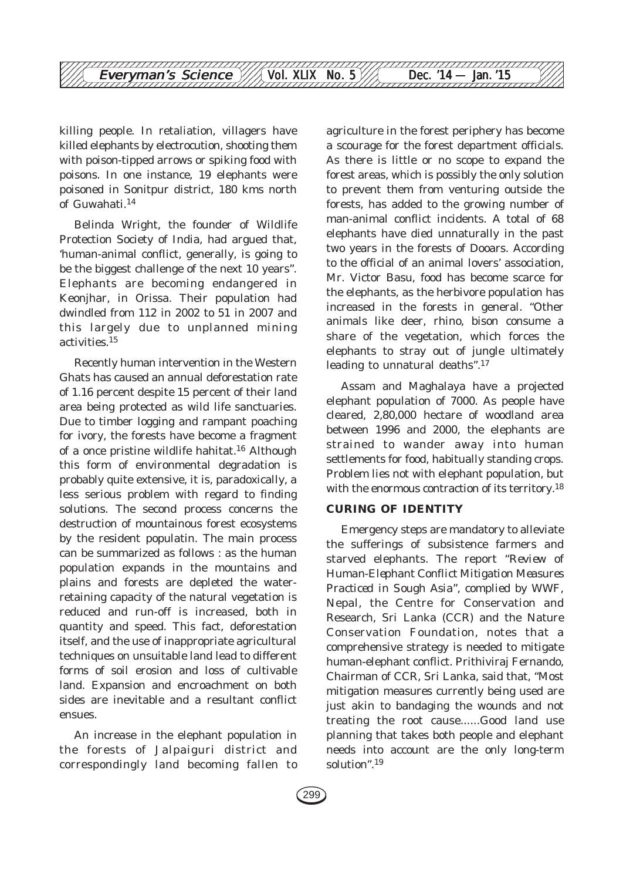killing people. In retaliation, villagers have killed elephants by electrocution, shooting them with poison-tipped arrows or spiking food with poisons. In one instance, 19 elephants were poisoned in Sonitpur district, 180 kms north of Guwahati.[14]

Belinda Wright, the founder of Wildlife Protection Society of India, had argued that, 'human-animal conflict, generally, is going to be the biggest challenge of the next 10 years". Elephants are becoming endangered in Keonjhar, in Orissa. Their population had dwindled from 112 in 2002 to 51 in 2007 and this largely due to unplanned mining activities.[15]

Recently human intervention in the Western Ghats has caused an annual deforestation rate of 1.16 percent despite 15 percent of their land area being protected as wild life sanctuaries. Due to timber logging and rampant poaching for ivory, the forests have become a fragment of a once pristine wildlife hahitat.[16] Although this form of environmental degradation is probably quite extensive, it is, paradoxically, a less serious problem with regard to finding solutions. The second process concerns the destruction of mountainous forest ecosystems by the resident populatin. The main process can be summarized as follows : as the human population expands in the mountains and plains and forests are depleted the water-retaining capacity of the natural vegetation is reduced and run-off is increased, both in quantity and speed. This fact, deforestation itself, and the use of inappropriate agricultural techniques on unsuitable land lead to different forms of soil erosion and loss of cultivable land. Expansion and encroachment on both sides are inevitable and a resultant conflict ensues.

An increase in the elephant population in the forests of Jalpaiguri district and correspondingly land becoming fallen to agriculture in the forest periphery has become a scourage for the forest department officials. As there is little or no scope to expand the forest areas, which is possibly the only solution to prevent them from venturing outside the forests, has added to the growing number of man-animal conflict incidents. A total of 68 elephants have died unnaturally in the past two years in the forests of Dooars. According to the official of an animal lovers' association, Mr. Victor Basu, food has become scarce for the elephants, as the herbivore population has increased in the forests in general. "Other animals like deer, rhino, bison consume a share of the vegetation, which forces the elephants to stray out of jungle ultimately leading to unnatural deaths".[17]

Assam and Maghalaya have a projected elephant population of 7000. As people have cleared, 2,80,000 hectare of woodland area between 1996 and 2000, the elephants are strained to wander away into human settlements for food, habitually standing crops. Problem lies not with elephant population, but with the enormous contraction of its territory.[18]

## CURING OF IDENTITY

Emergency steps are mandatory to alleviate the sufferings of subsistence farmers and starved elephants. The report "*Review of Human-Elephant Conflict Mitigation Measures Practiced in Sough Asia*", complied by WWF, Nepal, the Centre for Conservation and Research, Sri Lanka (CCR) and the Nature Conservation Foundation, notes that a comprehensive strategy is needed to mitigate human-elephant conflict. Prithiviraj Fernando, Chairman of CCR, Sri Lanka, said that, "Most mitigation measures currently being used are just akin to bandaging the wounds and not treating the root cause......Good land use planning that takes both people and elephant needs into account are the only long-term solution".[19]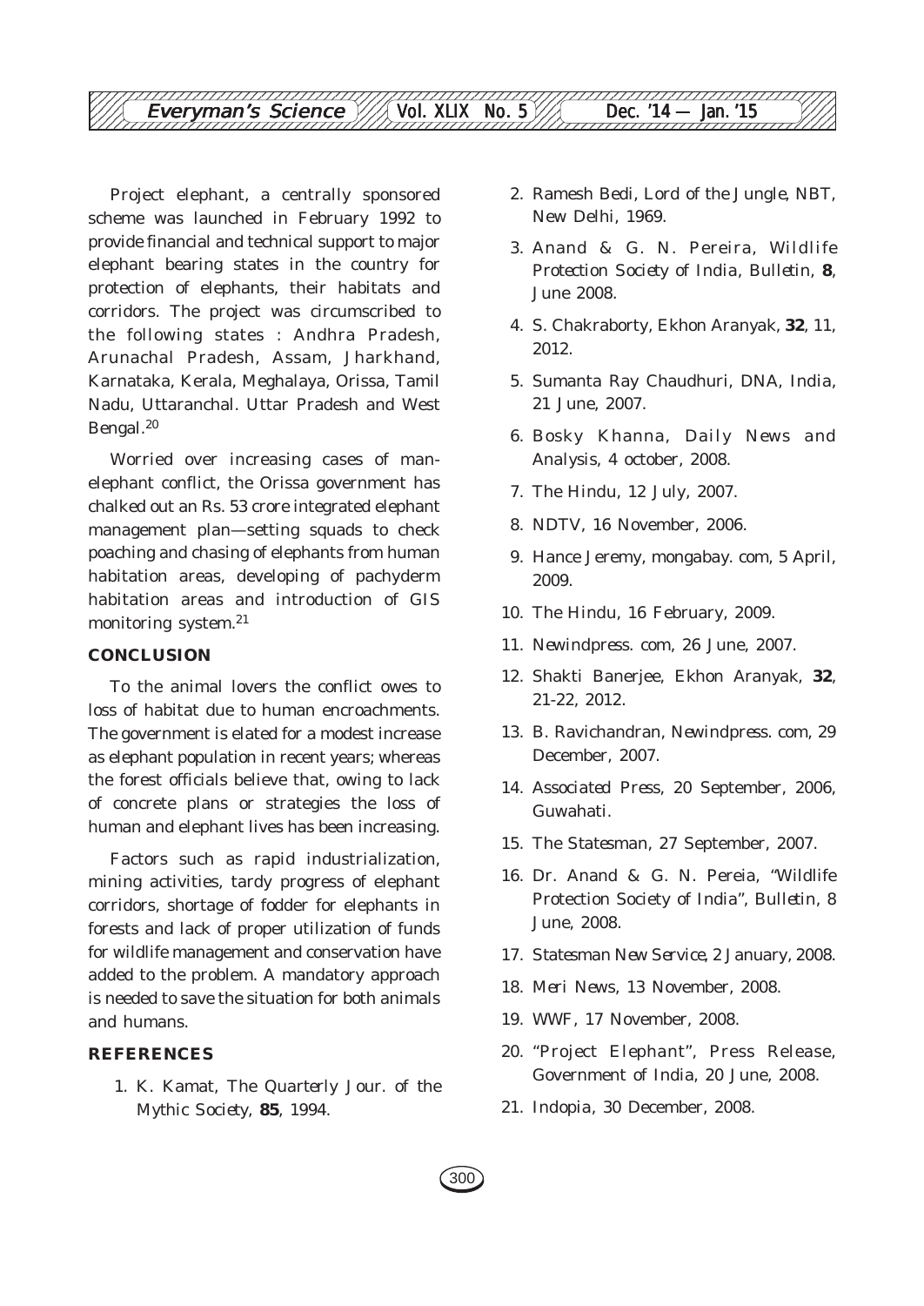Project elephant, a centrally sponsored scheme was launched in February 1992 to provide financial and technical support to major elephant bearing states in the country for protection of elephants, their habitats and corridors. The project was circumscribed to the following states : Andhra Pradesh, Arunachal Pradesh, Assam, Jharkhand, Karnataka, Kerala, Meghalaya, Orissa, Tamil Nadu, Uttaranchal. Uttar Pradesh and West Bengal.[20]

Worried over increasing cases of man-elephant conflict, the Orissa government has chalked out an Rs. 53 crore integrated elephant management plan—setting squads to check poaching and chasing of elephants from human habitation areas, developing of pachyderm habitation areas and introduction of GIS monitoring system.[21]

## CONCLUSION

To the animal lovers the conflict owes to loss of habitat due to human encroachments. The government is elated for a modest increase as elephant population in recent years; whereas the forest officials believe that, owing to lack of concrete plans or strategies the loss of human and elephant lives has been increasing.

Factors such as rapid industrialization, mining activities, tardy progress of elephant corridors, shortage of fodder for elephants in forests and lack of proper utilization of funds for wildlife management and conservation have added to the problem. A mandatory approach is needed to save the situation for both animals and humans.

## REFERENCES

1. K. Kamat, *The Quarterly Jour. of the Mythic Society*, **85**, 1994.
2. Ramesh Bedi, *Lord of the Jungle*, NBT, New Delhi, 1969.
3. Anand & G. N. Pereira, *Wildlife Protection Society of India, Bulletin*, **8**, June 2008.
4. S. Chakraborty, *Ekhon Aranyak*, **32**, 11, 2012.
5. Sumanta Ray Chaudhuri, *DNA*, India, 21 June, 2007.
6. Bosky Khanna, *Daily News and Analysis*, 4 october, 2008.
7. *The Hindu*, 12 July, 2007.
8. *NDTV*, 16 November, 2006.
9. Hance Jeremy, *mongabay. com*, 5 April, 2009.
10. *The Hindu*, 16 February, 2009.
11. *Newindpress. com*, 26 June, 2007.
12. Shakti Banerjee, *Ekhon Aranyak*, **32**, 21-22, 2012.
13. B. Ravichandran, *Newindpress. com*, 29 December, 2007.
14. *Associated Press*, 20 September, 2006, Guwahati.
15. *The Statesman*, 27 September, 2007.
16. Dr. Anand & G. N. Pereia, "Wildlife Protection Society of India", *Bulletin*, 8 June, 2008.
17. *Statesman New Service*, 2 January, 2008.
18. *Meri News*, 13 November, 2008.
19. *WWF*, 17 November, 2008.
20. "Project Elephant", Press Release, Government of India, 20 June, 2008.
21. *Indopia*, 30 December, 2008.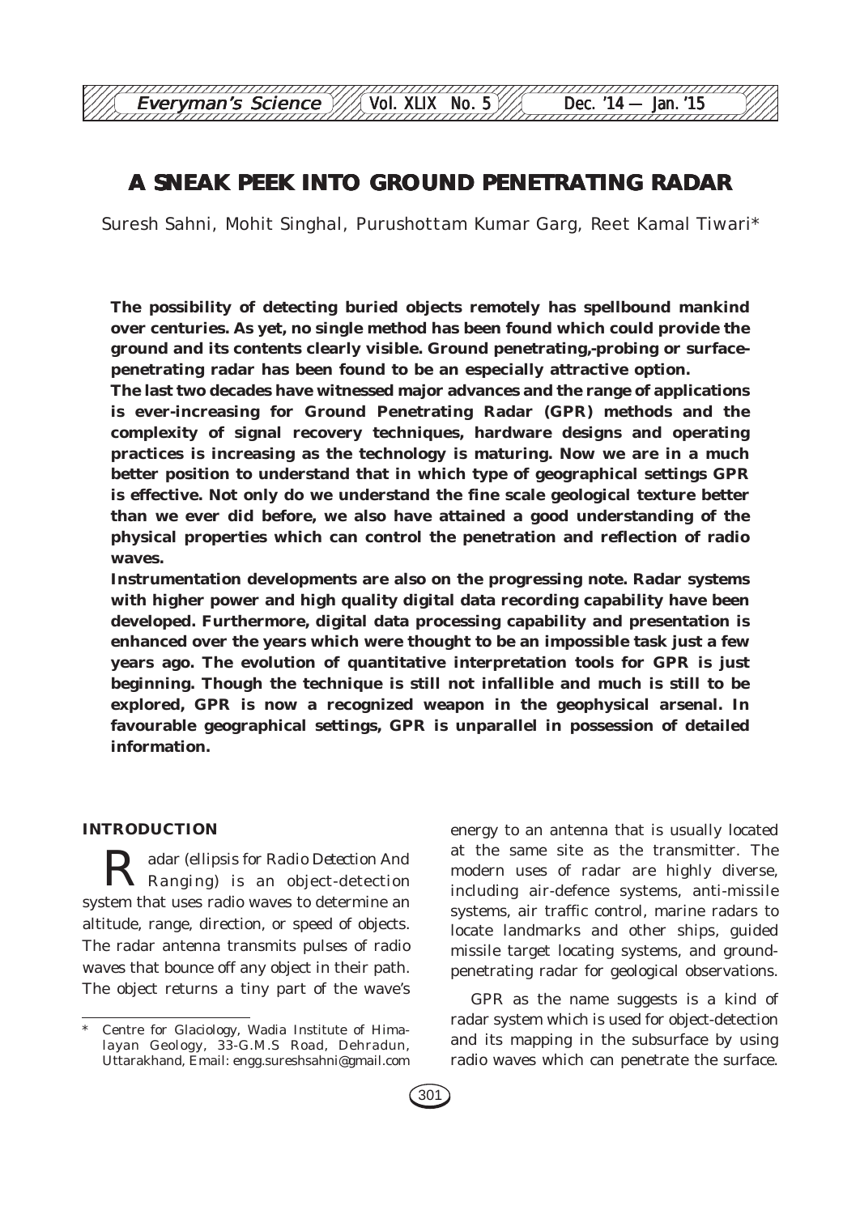# A SNEAK PEEK INTO GROUND PENETRATING RADAR

Suresh Sahni, Mohit Singhal, Purushottam Kumar Garg, Reet Kamal Tiwari*

**The possibility of detecting buried objects remotely has spellbound mankind over centuries. As yet, no single method has been found which could provide the ground and its contents clearly visible. Ground penetrating,-probing or surface-penetrating radar has been found to be an especially attractive option.**

**The last two decades have witnessed major advances and the range of applications is ever-increasing for Ground Penetrating Radar (GPR) methods and the complexity of signal recovery techniques, hardware designs and operating practices is increasing as the technology is maturing. Now we are in a much better position to understand that in which type of geographical settings GPR is effective. Not only do we understand the fine scale geological texture better than we ever did before, we also have attained a good understanding of the physical properties which can control the penetration and reflection of radio waves.**

**Instrumentation developments are also on the progressing note. Radar systems with higher power and high quality digital data recording capability have been developed. Furthermore, digital data processing capability and presentation is enhanced over the years which were thought to be an impossible task just a few years ago. The evolution of quantitative interpretation tools for GPR is just beginning. Though the technique is still not infallible and much is still to be explored, GPR is now a recognized weapon in the geophysical arsenal. In favourable geographical settings, GPR is unparallel in possession of detailed information.**

## INTRODUCTION

Radar (ellipsis for Radio Detection And Ranging) is an object-detection system that uses radio waves to determine an altitude, range, direction, or speed of objects. The radar antenna transmits pulses of radio waves that bounce off any object in their path. The object returns a tiny part of the wave's energy to an antenna that is usually located at the same site as the transmitter. The modern uses of radar are highly diverse, including air-defence systems, anti-missile systems, air traffic control, marine radars to locate landmarks and other ships, guided missile target locating systems, and ground-penetrating radar for geological observations.

GPR as the name suggests is a kind of radar system which is used for object-detection and its mapping in the subsurface by using radio waves which can penetrate the surface.

---

\* Centre for Glaciology, Wadia Institute of Himalayan Geology, 33-G.M.S Road, Dehradun, Uttarakhand, Email: engg.sureshsahni@gmail.com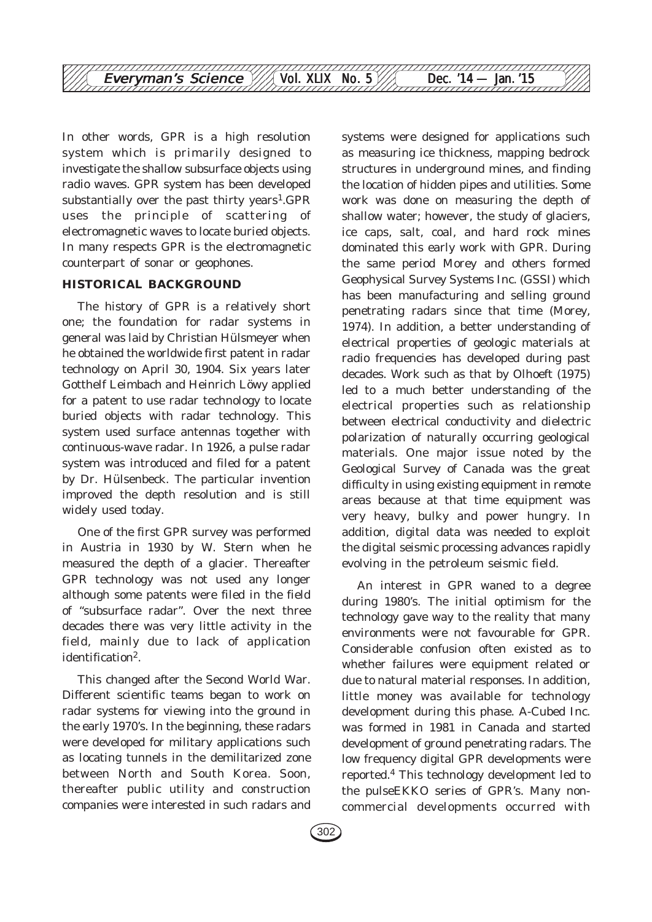In other words, GPR is a high resolution system which is primarily designed to investigate the shallow subsurface objects using radio waves. GPR system has been developed substantially over the past thirty years[1].GPR uses the principle of scattering of electromagnetic waves to locate buried objects. In many respects GPR is the electromagnetic counterpart of sonar or geophones.

## HISTORICAL BACKGROUND

The history of GPR is a relatively short one; the foundation for radar systems in general was laid by Christian Hülsmeyer when he obtained the worldwide first patent in radar technology on April 30, 1904. Six years later Gotthelf Leimbach and Heinrich Löwy applied for a patent to use radar technology to locate buried objects with radar technology. This system used surface antennas together with continuous-wave radar. In 1926, a pulse radar system was introduced and filed for a patent by Dr. Hülsenbeck. The particular invention improved the depth resolution and is still widely used today.

One of the first GPR survey was performed in Austria in 1930 by W. Stern when he measured the depth of a glacier. Thereafter GPR technology was not used any longer although some patents were filed in the field of "subsurface radar". Over the next three decades there was very little activity in the field, mainly due to lack of application identification[2].

This changed after the Second World War. Different scientific teams began to work on radar systems for viewing into the ground in the early 1970's. In the beginning, these radars were developed for military applications such as locating tunnels in the demilitarized zone between North and South Korea. Soon, thereafter public utility and construction companies were interested in such radars and systems were designed for applications such as measuring ice thickness, mapping bedrock structures in underground mines, and finding the location of hidden pipes and utilities. Some work was done on measuring the depth of shallow water; however, the study of glaciers, ice caps, salt, coal, and hard rock mines dominated this early work with GPR. During the same period Morey and others formed Geophysical Survey Systems Inc. (GSSI) which has been manufacturing and selling ground penetrating radars since that time (Morey, 1974). In addition, a better understanding of electrical properties of geologic materials at radio frequencies has developed during past decades. Work such as that by Olhoeft (1975) led to a much better understanding of the electrical properties such as relationship between electrical conductivity and dielectric polarization of naturally occurring geological materials. One major issue noted by the Geological Survey of Canada was the great difficulty in using existing equipment in remote areas because at that time equipment was very heavy, bulky and power hungry. In addition, digital data was needed to exploit the digital seismic processing advances rapidly evolving in the petroleum seismic field.

An interest in GPR waned to a degree during 1980's. The initial optimism for the technology gave way to the reality that many environments were not favourable for GPR. Considerable confusion often existed as to whether failures were equipment related or due to natural material responses. In addition, little money was available for technology development during this phase. A-Cubed Inc. was formed in 1981 in Canada and started development of ground penetrating radars. The low frequency digital GPR developments were reported.[4] This technology development led to the pulseEKKO series of GPR's. Many non-commercial developments occurred with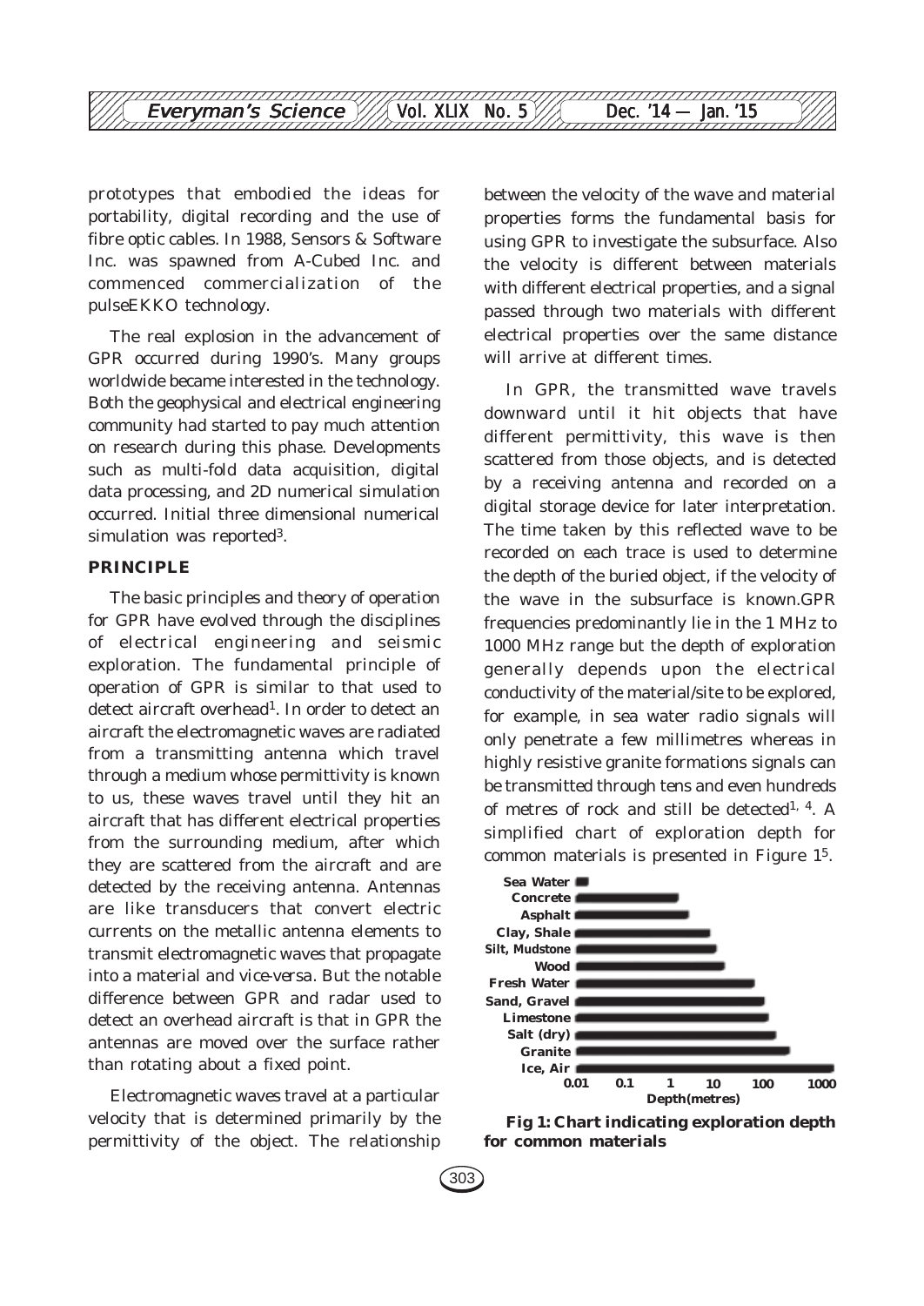prototypes that embodied the ideas for portability, digital recording and the use of fibre optic cables. In 1988, Sensors & Software Inc. was spawned from A-Cubed Inc. and commenced commercialization of the pulseEKKO technology.

The real explosion in the advancement of GPR occurred during 1990's. Many groups worldwide became interested in the technology. Both the geophysical and electrical engineering community had started to pay much attention on research during this phase. Developments such as multi-fold data acquisition, digital data processing, and 2D numerical simulation occurred. Initial three dimensional numerical simulation was reported[3].

## PRINCIPLE

The basic principles and theory of operation for GPR have evolved through the disciplines of electrical engineering and seismic exploration. The fundamental principle of operation of GPR is similar to that used to detect aircraft overhead[1]. In order to detect an aircraft the electromagnetic waves are radiated from a transmitting antenna which travel through a medium whose permittivity is known to us, these waves travel until they hit an aircraft that has different electrical properties from the surrounding medium, after which they are scattered from the aircraft and are detected by the receiving antenna. Antennas are like transducers that convert electric currents on the metallic antenna elements to transmit electromagnetic waves that propagate into a material and *vice-versa*. But the notable difference between GPR and radar used to detect an overhead aircraft is that in GPR the antennas are moved over the surface rather than rotating about a fixed point.

Electromagnetic waves travel at a particular velocity that is determined primarily by the permittivity of the object. The relationship between the velocity of the wave and material properties forms the fundamental basis for using GPR to investigate the subsurface. Also the velocity is different between materials with different electrical properties, and a signal passed through two materials with different electrical properties over the same distance will arrive at different times.

In GPR, the transmitted wave travels downward until it hit objects that have different permittivity, this wave is then scattered from those objects, and is detected by a receiving antenna and recorded on a digital storage device for later interpretation. The time taken by this reflected wave to be recorded on each trace is used to determine the depth of the buried object, if the velocity of the wave in the subsurface is known.GPR frequencies predominantly lie in the 1 MHz to 1000 MHz range but the depth of exploration generally depends upon the electrical conductivity of the material/site to be explored, for example, in sea water radio signals will only penetrate a few millimetres whereas in highly resistive granite formations signals can be transmitted through tens and even hundreds of metres of rock and still be detected[1, 4]. A simplified chart of exploration depth for common materials is presented in Figure 1[5].

Sea Water
Concrete
Asphalt
Clay, Shale
Silt, Mudstone
Wood
Fresh Water
Sand, Gravel
Limestone
Salt (dry)
Granite
Ice, Air

0.01 0.1 1 10 100 1000
Depth(metres)

**Fig 1: Chart indicating exploration depth for common materials**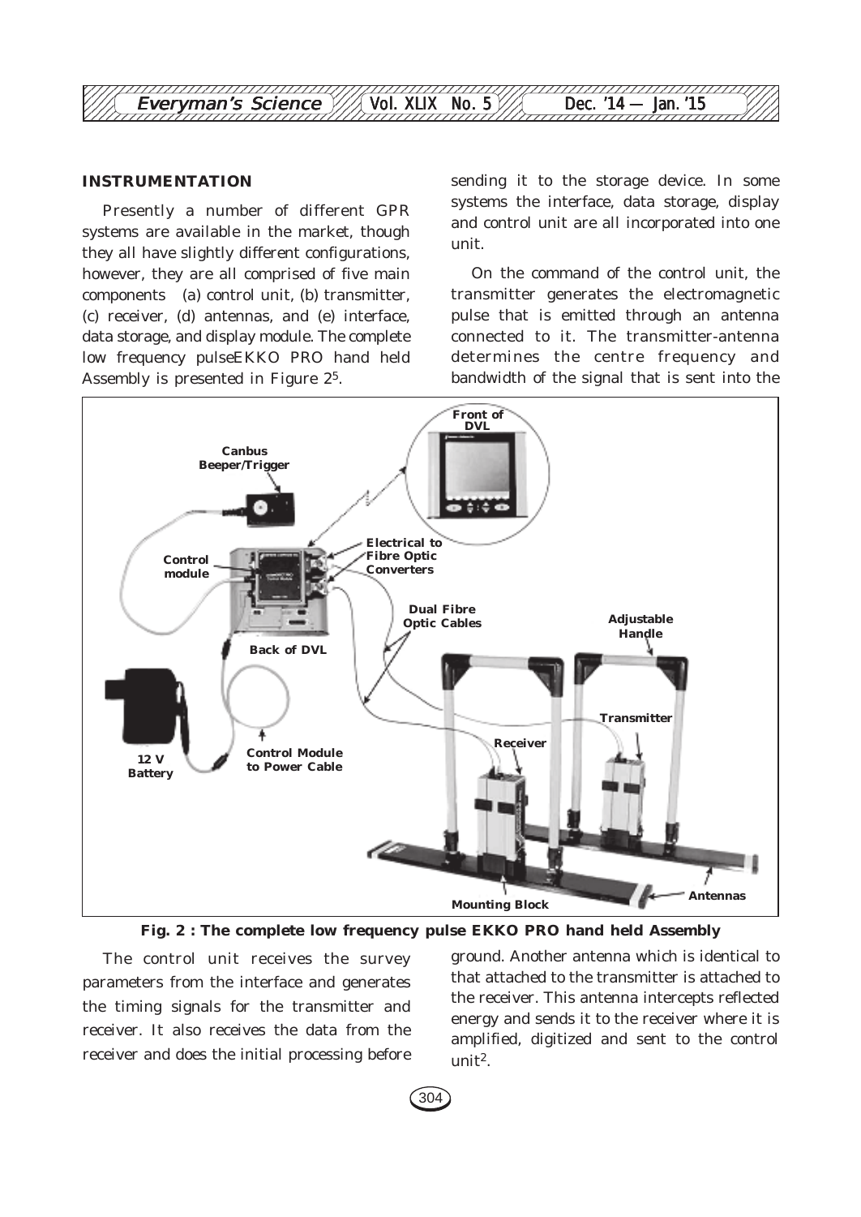## INSTRUMENTATION

Presently a number of different GPR systems are available in the market, though they all have slightly different configurations, however, they are all comprised of five main components (a) control unit, (b) transmitter, (c) receiver, (d) antennas, and (e) interface, data storage, and display module. The complete low frequency pulseEKKO PRO hand held Assembly is presented in Figure 2[5].

The control unit receives the survey parameters from the interface and generates the timing signals for the transmitter and receiver. It also receives the data from the receiver and does the initial processing before sending it to the storage device. In some systems the interface, data storage, display and control unit are all incorporated into one unit.

On the command of the control unit, the transmitter generates the electromagnetic pulse that is emitted through an antenna connected to it. The transmitter-antenna determines the centre frequency and bandwidth of the signal that is sent into the ground. Another antenna which is identical to that attached to the transmitter is attached to the receiver. This antenna intercepts reflected energy and sends it to the receiver where it is amplified, digitized and sent to the control unit[2].

Front of DVL
Canbus Beeper/Trigger
Control module
Electrical to Fibre Optic Converters
Dual Fibre Optic Cables
Adjustable Handle
Back of DVL
Transmitter
Receiver
12 V Battery
Control Module to Power Cable
Mounting Block
Antennas

**Fig. 2 : The complete low frequency pulse EKKO PRO hand held Assembly**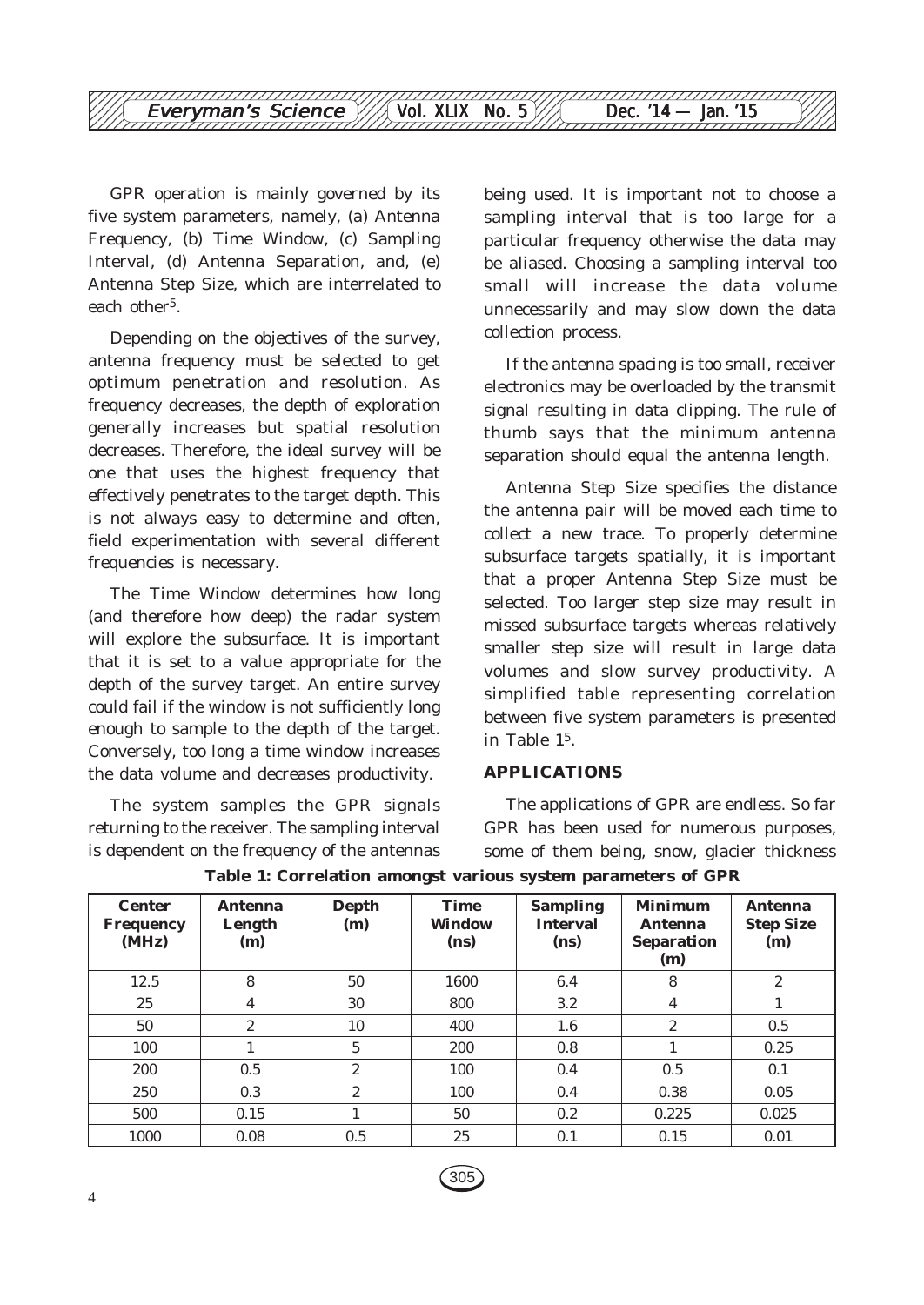GPR operation is mainly governed by its five system parameters, namely, (a) Antenna Frequency, (b) Time Window, (c) Sampling Interval, (d) Antenna Separation, and, (e) Antenna Step Size, which are interrelated to each other[5].

Depending on the objectives of the survey, antenna frequency must be selected to get optimum penetration and resolution. As frequency decreases, the depth of exploration generally increases but spatial resolution decreases. Therefore, the ideal survey will be one that uses the highest frequency that effectively penetrates to the target depth. This is not always easy to determine and often, field experimentation with several different frequencies is necessary.

The Time Window determines how long (and therefore how deep) the radar system will explore the subsurface. It is important that it is set to a value appropriate for the depth of the survey target. An entire survey could fail if the window is not sufficiently long enough to sample to the depth of the target. Conversely, too long a time window increases the data volume and decreases productivity.

The system samples the GPR signals returning to the receiver. The sampling interval is dependent on the frequency of the antennas being used. It is important not to choose a sampling interval that is too large for a particular frequency otherwise the data may be aliased. Choosing a sampling interval too small will increase the data volume unnecessarily and may slow down the data collection process.

If the antenna spacing is too small, receiver electronics may be overloaded by the transmit signal resulting in data clipping. The rule of thumb says that the minimum antenna separation should equal the antenna length.

Antenna Step Size specifies the distance the antenna pair will be moved each time to collect a new trace. To properly determine subsurface targets spatially, it is important that a proper Antenna Step Size must be selected. Too larger step size may result in missed subsurface targets whereas relatively smaller step size will result in large data volumes and slow survey productivity. A simplified table representing correlation between five system parameters is presented in Table 1[5].

## APPLICATIONS

The applications of GPR are endless. So far GPR has been used for numerous purposes, some of them being, snow, glacier thickness

**Table 1: Correlation amongst various system parameters of GPR**

| Center Frequency (MHz) | Antenna Length (m) | Depth (m) | Time Window (ns) | Sampling Interval (ns) | Minimum Antenna Separation (m) | Antenna Step Size (m) |
|---|---|---|---|---|---|---|
| 12.5 | 8 | 50 | 1600 | 6.4 | 8 | 2 |
| 25 | 4 | 30 | 800 | 3.2 | 4 | 1 |
| 50 | 2 | 10 | 400 | 1.6 | 2 | 0.5 |
| 100 | 1 | 5 | 200 | 0.8 | 1 | 0.25 |
| 200 | 0.5 | 2 | 100 | 0.4 | 0.5 | 0.1 |
| 250 | 0.3 | 2 | 100 | 0.4 | 0.38 | 0.05 |
| 500 | 0.15 | 1 | 50 | 0.2 | 0.225 | 0.025 |
| 1000 | 0.08 | 0.5 | 25 | 0.1 | 0.15 | 0.01 |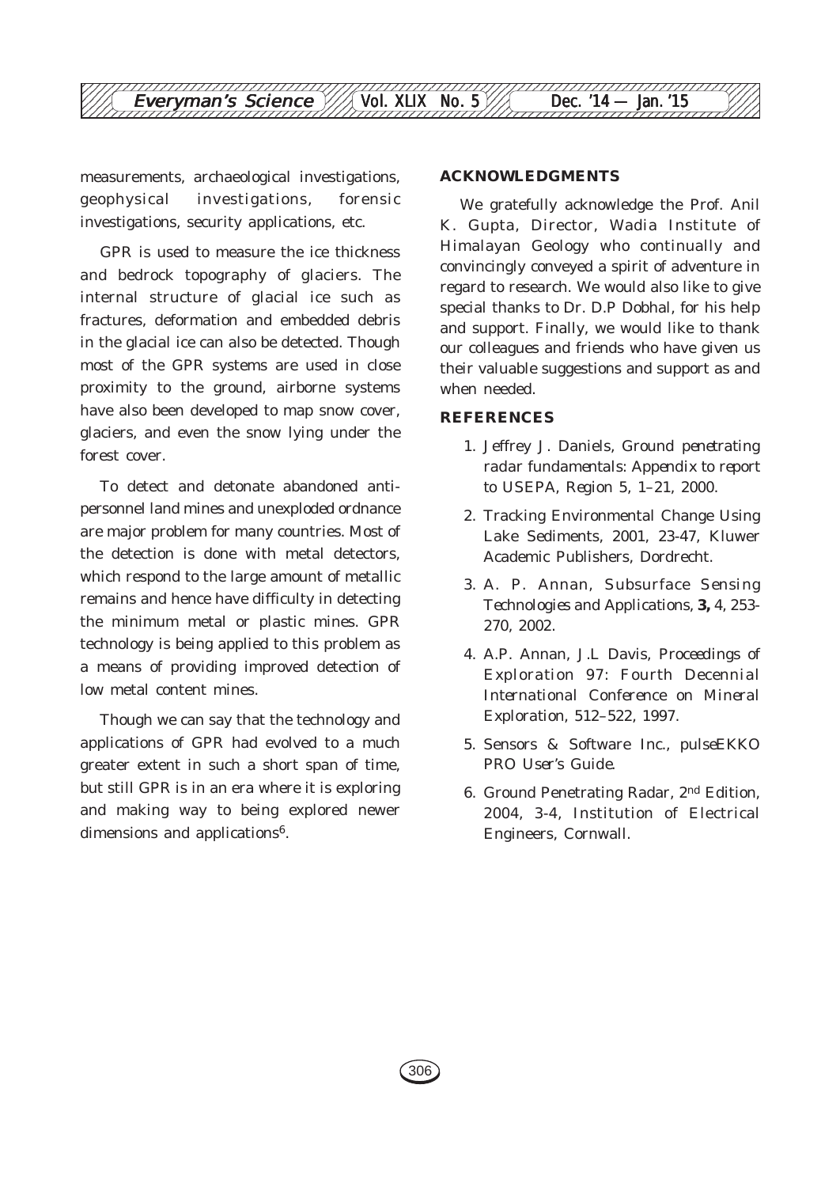measurements, archaeological investigations, geophysical investigations, forensic investigations, security applications, etc.

GPR is used to measure the ice thickness and bedrock topography of glaciers. The internal structure of glacial ice such as fractures, deformation and embedded debris in the glacial ice can also be detected. Though most of the GPR systems are used in close proximity to the ground, airborne systems have also been developed to map snow cover, glaciers, and even the snow lying under the forest cover.

To detect and detonate abandoned anti-personnel land mines and unexploded ordnance are major problem for many countries. Most of the detection is done with metal detectors, which respond to the large amount of metallic remains and hence have difficulty in detecting the minimum metal or plastic mines. GPR technology is being applied to this problem as a means of providing improved detection of low metal content mines.

Though we can say that the technology and applications of GPR had evolved to a much greater extent in such a short span of time, but still GPR is in an era where it is exploring and making way to being explored newer dimensions and applications[6].

## ACKNOWLEDGMENTS

We gratefully acknowledge the Prof. Anil K. Gupta, Director, Wadia Institute of Himalayan Geology who continually and convincingly conveyed a spirit of adventure in regard to research. We would also like to give special thanks to Dr. D.P Dobhal, for his help and support. Finally, we would like to thank our colleagues and friends who have given us their valuable suggestions and support as and when needed.

## REFERENCES

1. Jeffrey J. Daniels, *Ground penetrating radar fundamentals: Appendix to report to USEPA, Region 5*, 1–21, 2000.
2. Tracking Environmental Change Using Lake Sediments, 2001, 23-47, Kluwer Academic Publishers, Dordrecht.
3. A. P. Annan, *Subsurface Sensing Technologies and Applications*, **3,** 4, 253-270, 2002.
4. A.P. Annan, J.L Davis, *Proceedings of Exploration 97: Fourth Decennial International Conference on Mineral Exploration*, 512–522, 1997.
5. Sensors & Software Inc., *pulseEKKO PRO User's Guide.*
6. Ground Penetrating Radar, 2nd Edition, 2004, 3-4, Institution of Electrical Engineers, Cornwall.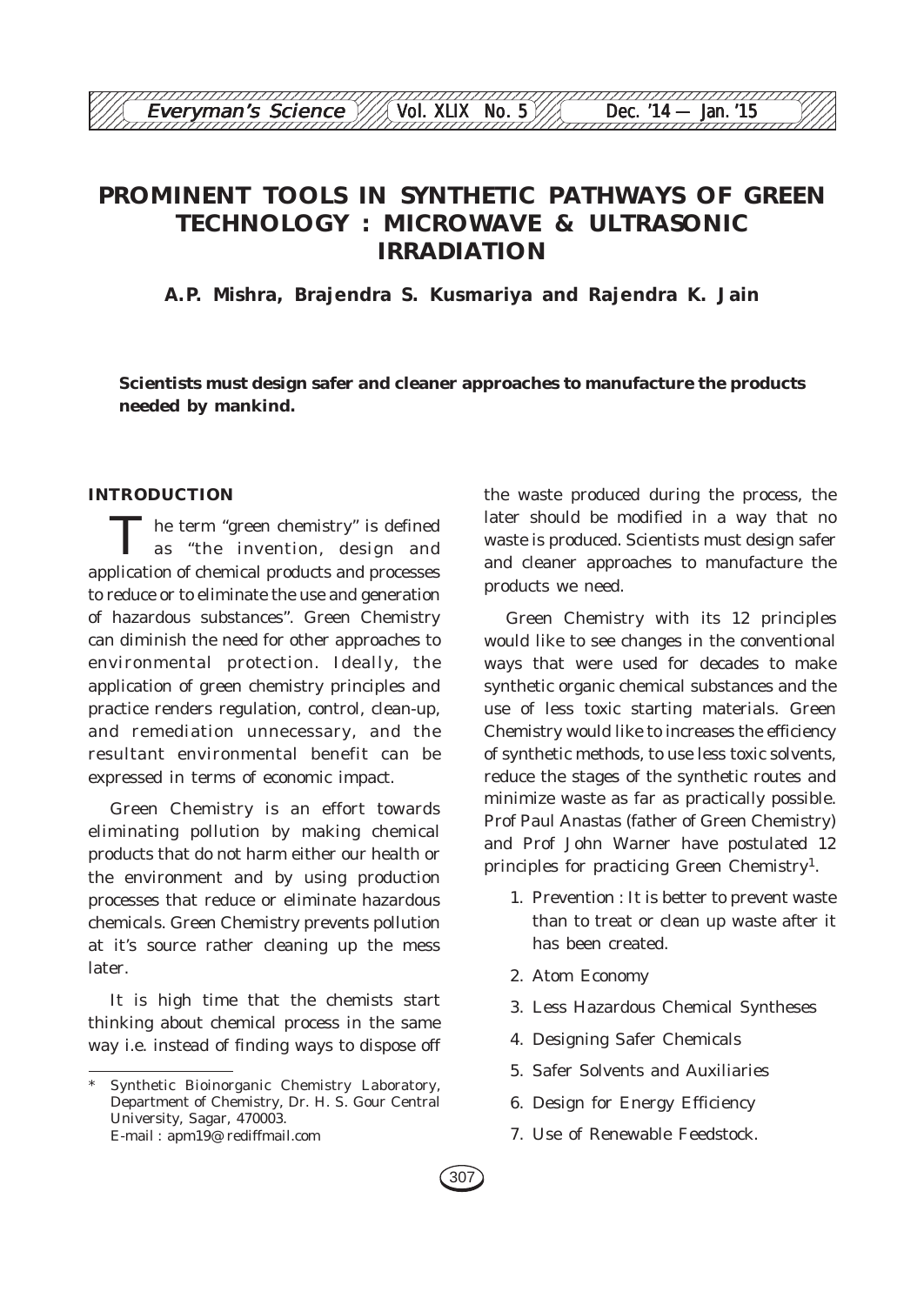# PROMINENT TOOLS IN SYNTHETIC PATHWAYS OF GREEN TECHNOLOGY : MICROWAVE & ULTRASONIC IRRADIATION

**A.P. Mishra, Brajendra S. Kusmariya and Rajendra K. Jain**

**Scientists must design safer and cleaner approaches to manufacture the products needed by mankind.**

## INTRODUCTION

The term "green chemistry" is defined as "the invention, design and application of chemical products and processes to reduce or to eliminate the use and generation of hazardous substances". Green Chemistry can diminish the need for other approaches to environmental protection. Ideally, the application of green chemistry principles and practice renders regulation, control, clean-up, and remediation unnecessary, and the resultant environmental benefit can be expressed in terms of economic impact.

Green Chemistry is an effort towards eliminating pollution by making chemical products that do not harm either our health or the environment and by using production processes that reduce or eliminate hazardous chemicals. Green Chemistry prevents pollution at it's source rather cleaning up the mess later.

It is high time that the chemists start thinking about chemical process in the same way i.e. instead of finding ways to dispose off the waste produced during the process, the later should be modified in a way that no waste is produced. Scientists must design safer and cleaner approaches to manufacture the products we need.

Green Chemistry with its 12 principles would like to see changes in the conventional ways that were used for decades to make synthetic organic chemical substances and the use of less toxic starting materials. Green Chemistry would like to increases the efficiency of synthetic methods, to use less toxic solvents, reduce the stages of the synthetic routes and minimize waste as far as practically possible. Prof Paul Anastas (father of Green Chemistry) and Prof John Warner have postulated 12 principles for practicing Green Chemistry[1].

1. Prevention : It is better to prevent waste than to treat or clean up waste after it has been created.
2. Atom Economy
3. Less Hazardous Chemical Syntheses
4. Designing Safer Chemicals
5. Safer Solvents and Auxiliaries
6. Design for Energy Efficiency
7. Use of Renewable Feedstock.

\* Synthetic Bioinorganic Chemistry Laboratory, Department of Chemistry, Dr. H. S. Gour Central University, Sagar, 470003.
E-mail : apm19@rediffmail.com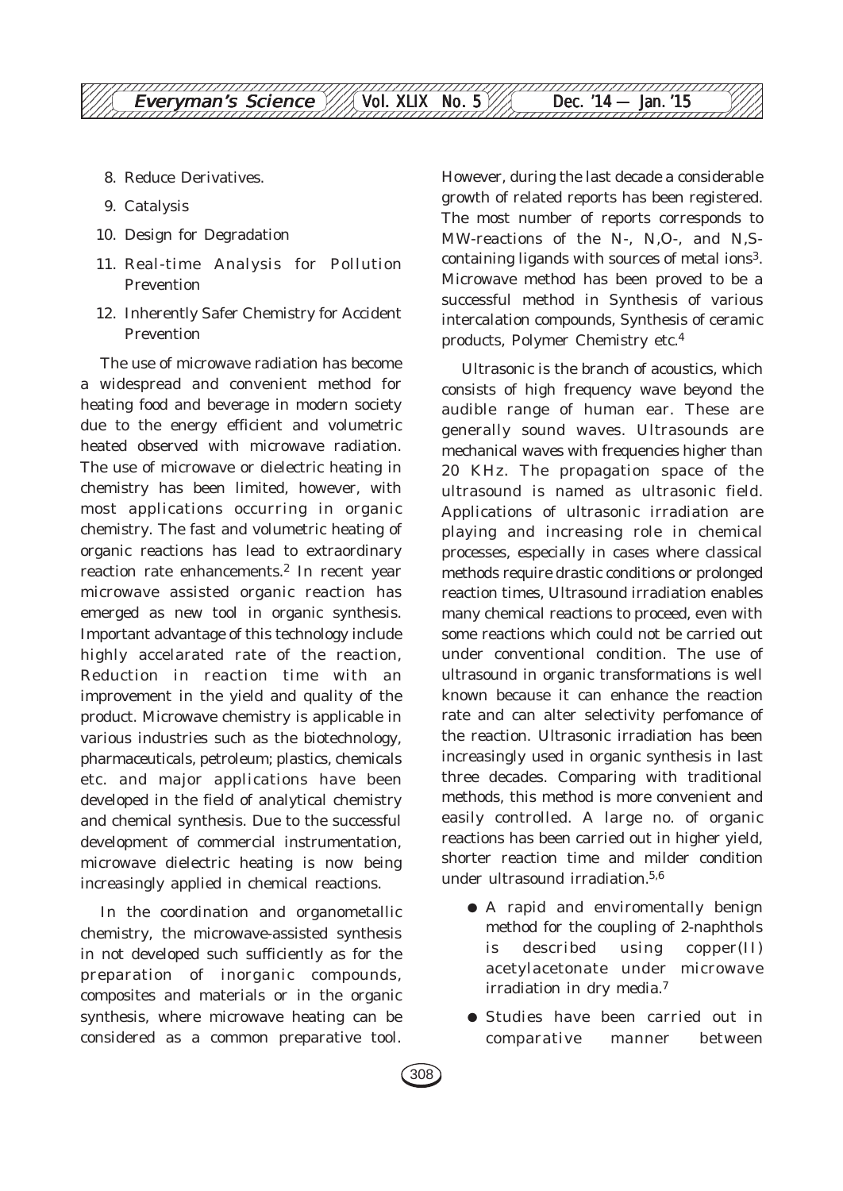8. Reduce Derivatives.
9. Catalysis
10. Design for Degradation
11. Real-time Analysis for Pollution Prevention
12. Inherently Safer Chemistry for Accident Prevention

The use of microwave radiation has become a widespread and convenient method for heating food and beverage in modern society due to the energy efficient and volumetric heated observed with microwave radiation. The use of microwave or dielectric heating in chemistry has been limited, however, with most applications occurring in organic chemistry. The fast and volumetric heating of organic reactions has lead to extraordinary reaction rate enhancements.[2] In recent year microwave assisted organic reaction has emerged as new tool in organic synthesis. Important advantage of this technology include highly accelarated rate of the reaction, Reduction in reaction time with an improvement in the yield and quality of the product. Microwave chemistry is applicable in various industries such as the biotechnology, pharmaceuticals, petroleum; plastics, chemicals etc. and major applications have been developed in the field of analytical chemistry and chemical synthesis. Due to the successful development of commercial instrumentation, microwave dielectric heating is now being increasingly applied in chemical reactions.

In the coordination and organometallic chemistry, the microwave-assisted synthesis in not developed such sufficiently as for the preparation of inorganic compounds, composites and materials or in the organic synthesis, where microwave heating can be considered as a common preparative tool. However, during the last decade a considerable growth of related reports has been registered. The most number of reports corresponds to MW-reactions of the N-, N,O-, and N,S-containing ligands with sources of metal ions[3]. Microwave method has been proved to be a successful method in Synthesis of various intercalation compounds, Synthesis of ceramic products, Polymer Chemistry etc.[4]

Ultrasonic is the branch of acoustics, which consists of high frequency wave beyond the audible range of human ear. These are generally sound waves. Ultrasounds are mechanical waves with frequencies higher than 20 KHz. The propagation space of the ultrasound is named as ultrasonic field. Applications of ultrasonic irradiation are playing and increasing role in chemical processes, especially in cases where classical methods require drastic conditions or prolonged reaction times, Ultrasound irradiation enables many chemical reactions to proceed, even with some reactions which could not be carried out under conventional condition. The use of ultrasound in organic transformations is well known because it can enhance the reaction rate and can alter selectivity perfomance of the reaction. Ultrasonic irradiation has been increasingly used in organic synthesis in last three decades. Comparing with traditional methods, this method is more convenient and easily controlled. A large no. of organic reactions has been carried out in higher yield, shorter reaction time and milder condition under ultrasound irradiation.[5,6]

- A rapid and enviromentally benign method for the coupling of 2-naphthols is described using copper(II) acetylacetonate under microwave irradiation in dry media.[7]
- Studies have been carried out in comparative manner between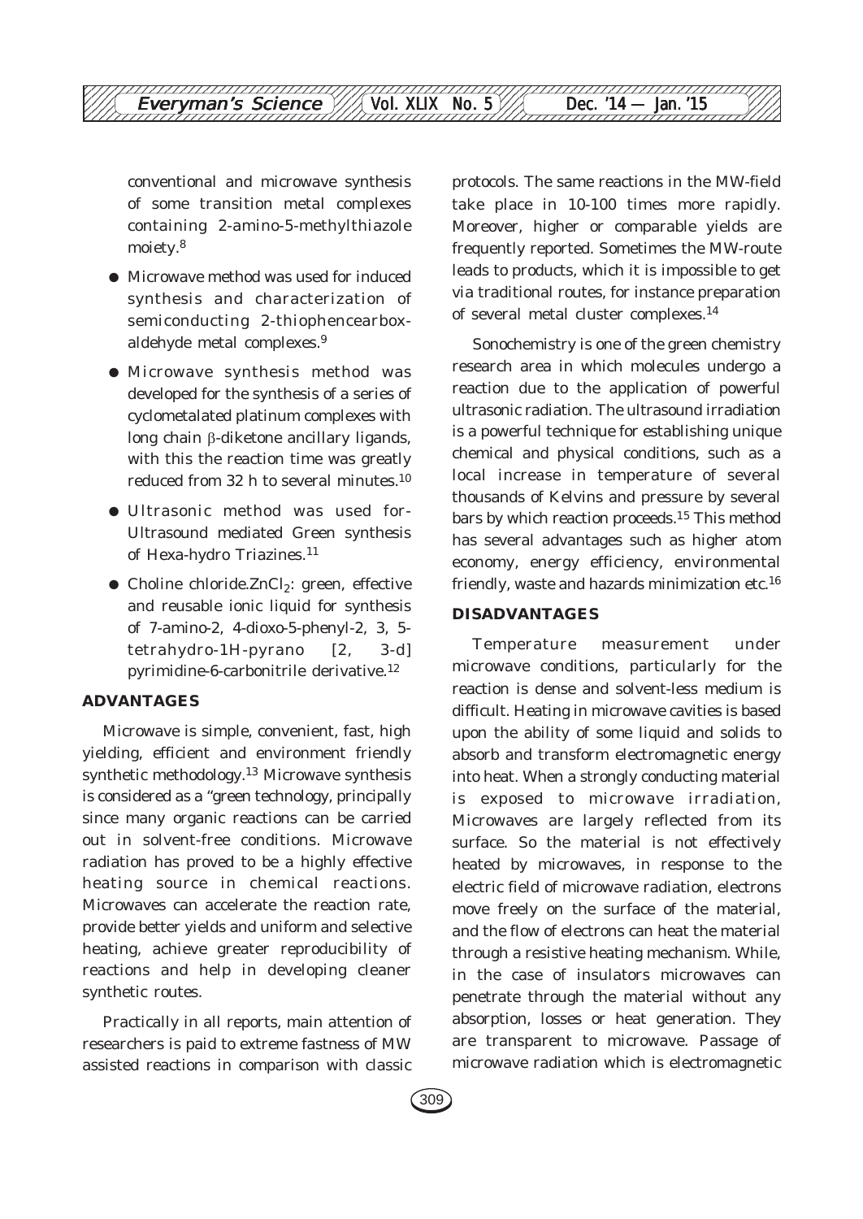conventional and microwave synthesis of some transition metal complexes containing 2-amino-5-methylthiazole moiety.[8]

- Microwave method was used for induced synthesis and characterization of semiconducting 2-thiophencearbox-aldehyde metal complexes.[9]
- Microwave synthesis method was developed for the synthesis of a series of cyclometalated platinum complexes with long chain β-diketone ancillary ligands, with this the reaction time was greatly reduced from 32 h to several minutes.[10]
- Ultrasonic method was used for-Ultrasound mediated Green synthesis of Hexa-hydro Triazines.[11]
- Choline chloride.$ZnCl_2$: green, effective and reusable ionic liquid for synthesis of 7-amino-2, 4-dioxo-5-phenyl-2, 3, 5-tetrahydro-1H-pyrano [2, 3-d] pyrimidine-6-carbonitrile derivative.[12]

## ADVANTAGES

Microwave is simple, convenient, fast, high yielding, efficient and environment friendly synthetic methodology.[13] Microwave synthesis is considered as a "green technology, principally since many organic reactions can be carried out in solvent-free conditions. Microwave radiation has proved to be a highly effective heating source in chemical reactions. Microwaves can accelerate the reaction rate, provide better yields and uniform and selective heating, achieve greater reproducibility of reactions and help in developing cleaner synthetic routes.

Practically in all reports, main attention of researchers is paid to extreme fastness of MW assisted reactions in comparison with classic protocols. The same reactions in the MW-field take place in 10-100 times more rapidly. Moreover, higher or comparable yields are frequently reported. Sometimes the MW-route leads to products, which it is impossible to get via traditional routes, for instance preparation of several metal cluster complexes.[14]

Sonochemistry is one of the green chemistry research area in which molecules undergo a reaction due to the application of powerful ultrasonic radiation. The ultrasound irradiation is a powerful technique for establishing unique chemical and physical conditions, such as a local increase in temperature of several thousands of Kelvins and pressure by several bars by which reaction proceeds.[15] This method has several advantages such as higher atom economy, energy efficiency, environmental friendly, waste and hazards minimization etc.[16]

## DISADVANTAGES

Temperature measurement under microwave conditions, particularly for the reaction is dense and solvent-less medium is difficult. Heating in microwave cavities is based upon the ability of some liquid and solids to absorb and transform electromagnetic energy into heat. When a strongly conducting material is exposed to microwave irradiation, Microwaves are largely reflected from its surface. So the material is not effectively heated by microwaves, in response to the electric field of microwave radiation, electrons move freely on the surface of the material, and the flow of electrons can heat the material through a resistive heating mechanism. While, in the case of insulators microwaves can penetrate through the material without any absorption, losses or heat generation. They are transparent to microwave. Passage of microwave radiation which is electromagnetic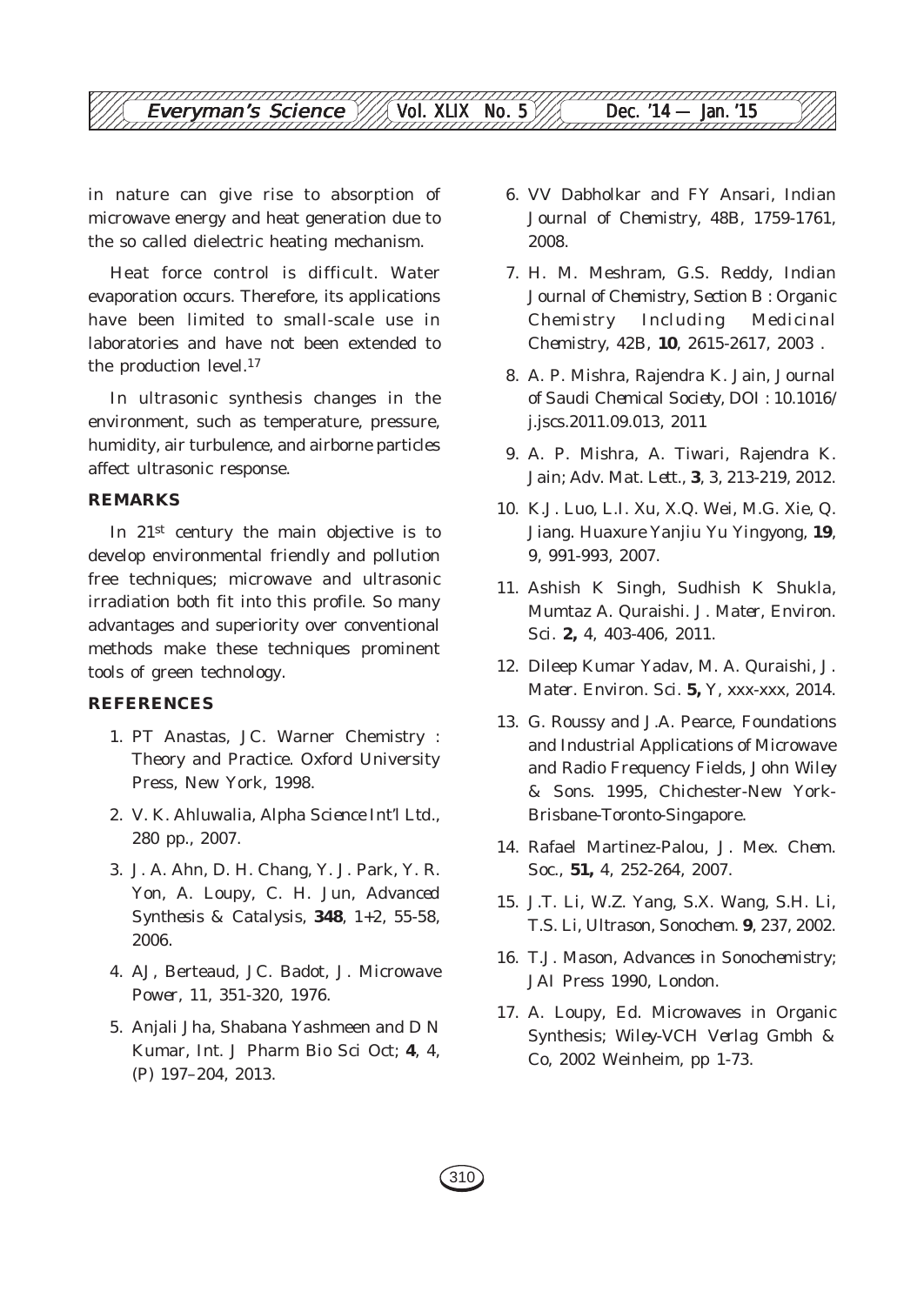in nature can give rise to absorption of microwave energy and heat generation due to the so called dielectric heating mechanism.

Heat force control is difficult. Water evaporation occurs. Therefore, its applications have been limited to small-scale use in laboratories and have not been extended to the production level.[17]

In ultrasonic synthesis changes in the environment, such as temperature, pressure, humidity, air turbulence, and airborne particles affect ultrasonic response.

## REMARKS

In 21st century the main objective is to develop environmental friendly and pollution free techniques; microwave and ultrasonic irradiation both fit into this profile. So many advantages and superiority over conventional methods make these techniques prominent tools of green technology.

## REFERENCES

1. PT Anastas, JC. Warner Chemistry : Theory and Practice. Oxford University Press, New York, 1998.
2. V. K. Ahluwalia, *Alpha Science Int'l Ltd.*, 280 pp., 2007.
3. J. A. Ahn, D. H. Chang, Y. J. Park, Y. R. Yon, A. Loupy, C. H. Jun, *Advanced Synthesis & Catalysis*, **348**, 1+2, 55-58, 2006.
4. AJ, Berteaud, JC. Badot, *J. Microwave Power*, 11, 351-320, 1976.
5. Anjali Jha, Shabana Yashmeen and D N Kumar, Int. J Pharm Bio Sci Oct; **4**, 4, (P) 197–204, 2013.
6. VV Dabholkar and FY Ansari, *Indian Journal of Chemistry*, 48B, 1759-1761, 2008.
7. H. M. Meshram, G.S. Reddy, *Indian Journal of Chemistry, Section B : Organic Chemistry Including Medicinal Chemistry*, 42B, **10**, 2615-2617, 2003 .
8. A. P. Mishra, Rajendra K. Jain, *Journal of Saudi Chemical Society*, DOI : 10.1016/j.jscs.2011.09.013, 2011
9. A. P. Mishra, A. Tiwari, Rajendra K. Jain; *Adv. Mat. Lett.*, **3**, 3, 213-219, 2012.
10. K.J. Luo, L.I. Xu, X.Q. Wei, M.G. Xie, Q. Jiang. *Huaxure Yanjiu Yu Yingyong*, **19**, 9, 991-993, 2007.
11. Ashish K Singh, Sudhish K Shukla, Mumtaz A. Quraishi. *J. Mater, Environ. Sci.* **2,** 4, 403-406, 2011.
12. Dileep Kumar Yadav, M. A. Quraishi, *J. Mater. Environ. Sci.* **5,** Y, xxx-xxx, 2014.
13. G. Roussy and J.A. Pearce, *Foundations and Industrial Applications of Microwave and Radio Frequency Fields*, John Wiley & Sons. 1995, Chichester-New York-Brisbane-Toronto-Singapore.
14. Rafael Martinez-Palou, *J. Mex. Chem. Soc.*, **51,** 4, 252-264, 2007.
15. J.T. Li, W.Z. Yang, S.X. Wang, S.H. Li, T.S. Li, *Ultrason, Sonochem.* **9**, 237, 2002.
16. T.J. Mason, *Advances in Sonochemistry*; JAI Press 1990, London.
17. A. Loupy, Ed. *Microwaves in Organic Synthesis*; Wiley-VCH Verlag Gmbh & Co, 2002 Weinheim, pp 1-73.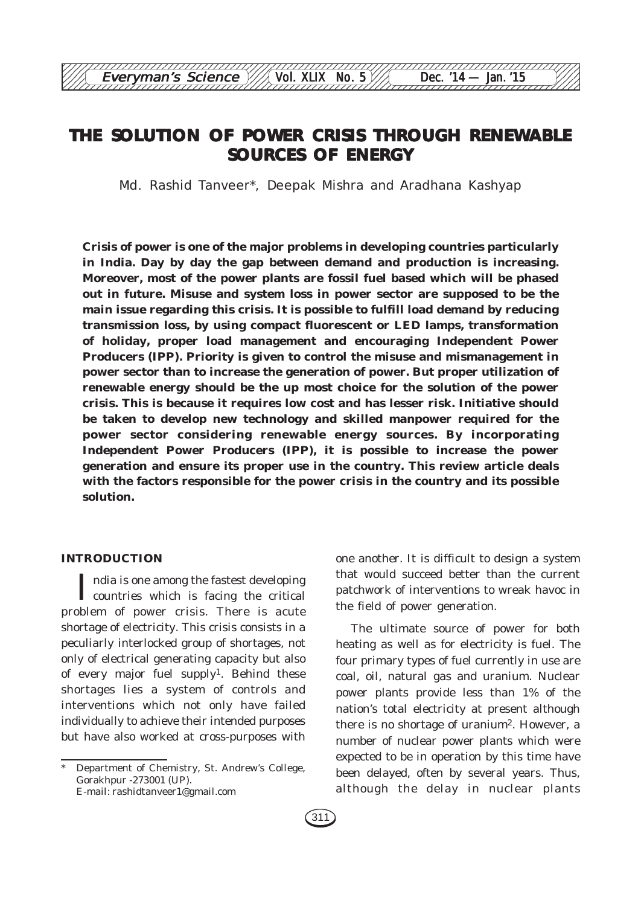# THE SOLUTION OF POWER CRISIS THROUGH RENEWABLE SOURCES OF ENERGY

Md. Rashid Tanveer*, Deepak Mishra and Aradhana Kashyap

**Crisis of power is one of the major problems in developing countries particularly in India. Day by day the gap between demand and production is increasing. Moreover, most of the power plants are fossil fuel based which will be phased out in future. Misuse and system loss in power sector are supposed to be the main issue regarding this crisis. It is possible to fulfill load demand by reducing transmission loss, by using compact fluorescent or LED lamps, transformation of holiday, proper load management and encouraging Independent Power Producers (IPP). Priority is given to control the misuse and mismanagement in power sector than to increase the generation of power. But proper utilization of renewable energy should be the up most choice for the solution of the power crisis. This is because it requires low cost and has lesser risk. Initiative should be taken to develop new technology and skilled manpower required for the power sector considering renewable energy sources. By incorporating Independent Power Producers (IPP), it is possible to increase the power generation and ensure its proper use in the country. This review article deals with the factors responsible for the power crisis in the country and its possible solution.**

## INTRODUCTION

India is one among the fastest developing countries which is facing the critical problem of power crisis. There is acute shortage of electricity. This crisis consists in a peculiarly interlocked group of shortages, not only of electrical generating capacity but also of every major fuel supply[1]. Behind these shortages lies a system of controls and interventions which not only have failed individually to achieve their intended purposes but have also worked at cross-purposes with one another. It is difficult to design a system that would succeed better than the current patchwork of interventions to wreak havoc in the field of power generation.

The ultimate source of power for both heating as well as for electricity is fuel. The four primary types of fuel currently in use are coal, oil, natural gas and uranium. Nuclear power plants provide less than 1% of the nation's total electricity at present although there is no shortage of uranium[2]. However, a number of nuclear power plants which were expected to be in operation by this time have been delayed, often by several years. Thus, although the delay in nuclear plants

\* Department of Chemistry, St. Andrew's College, Gorakhpur -273001 (UP).
E-mail: rashidtanveer1@gmail.com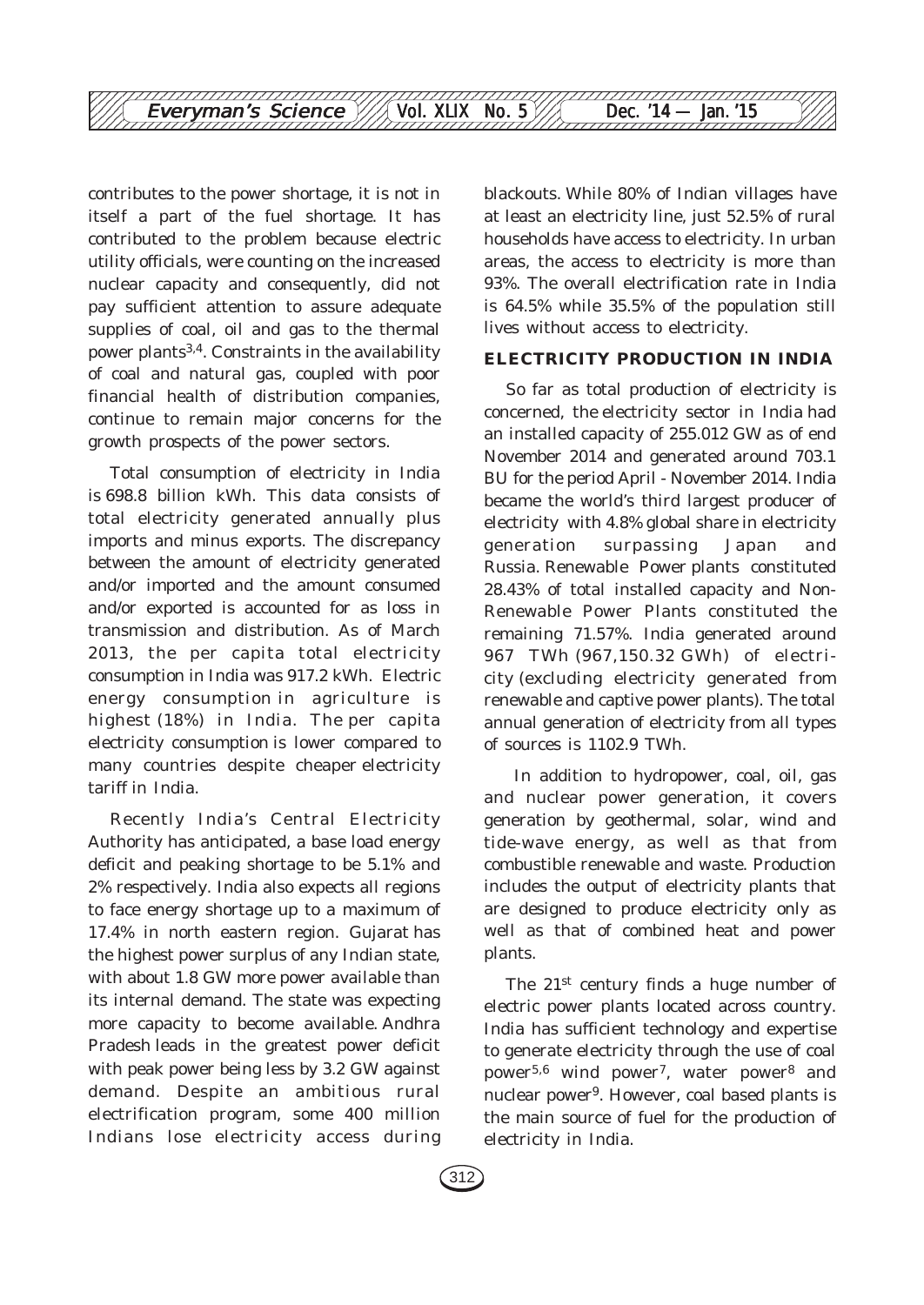contributes to the power shortage, it is not in itself a part of the fuel shortage. It has contributed to the problem because electric utility officials, were counting on the increased nuclear capacity and consequently, did not pay sufficient attention to assure adequate supplies of coal, oil and gas to the thermal power plants[3,4]. Constraints in the availability of coal and natural gas, coupled with poor financial health of distribution companies, continue to remain major concerns for the growth prospects of the power sectors.

Total consumption of electricity in India is 698.8 billion kWh. This data consists of total electricity generated annually plus imports and minus exports. The discrepancy between the amount of electricity generated and/or imported and the amount consumed and/or exported is accounted for as loss in transmission and distribution. As of March 2013, the per capita total electricity consumption in India was 917.2 kWh. Electric energy consumption in agriculture is highest (18%) in India. The per capita electricity consumption is lower compared to many countries despite cheaper electricity tariff in India.

Recently India's Central Electricity Authority has anticipated, a base load energy deficit and peaking shortage to be 5.1% and 2% respectively. India also expects all regions to face energy shortage up to a maximum of 17.4% in north eastern region. Gujarat has the highest power surplus of any Indian state, with about 1.8 GW more power available than its internal demand. The state was expecting more capacity to become available. Andhra Pradesh leads in the greatest power deficit with peak power being less by 3.2 GW against demand. Despite an ambitious rural electrification program, some 400 million Indians lose electricity access during blackouts. While 80% of Indian villages have at least an electricity line, just 52.5% of rural households have access to electricity. In urban areas, the access to electricity is more than 93%. The overall electrification rate in India is 64.5% while 35.5% of the population still lives without access to electricity.

## ELECTRICITY PRODUCTION IN INDIA

So far as total production of electricity is concerned, the electricity sector in India had an installed capacity of 255.012 GW as of end November 2014 and generated around 703.1 BU for the period April - November 2014. India became the world's third largest producer of electricity with 4.8% global share in electricity generation surpassing Japan and Russia. Renewable Power plants constituted 28.43% of total installed capacity and Non-Renewable Power Plants constituted the remaining 71.57%. India generated around 967 TWh (967,150.32 GWh) of electricity (excluding electricity generated from renewable and captive power plants). The total annual generation of electricity from all types of sources is 1102.9 TWh.

In addition to hydropower, coal, oil, gas and nuclear power generation, it covers generation by geothermal, solar, wind and tide-wave energy, as well as that from combustible renewable and waste. Production includes the output of electricity plants that are designed to produce electricity only as well as that of combined heat and power plants.

The 21st century finds a huge number of electric power plants located across country. India has sufficient technology and expertise to generate electricity through the use of coal power[5,6] wind power[7], water power[8] and nuclear power[9]. However, coal based plants is the main source of fuel for the production of electricity in India.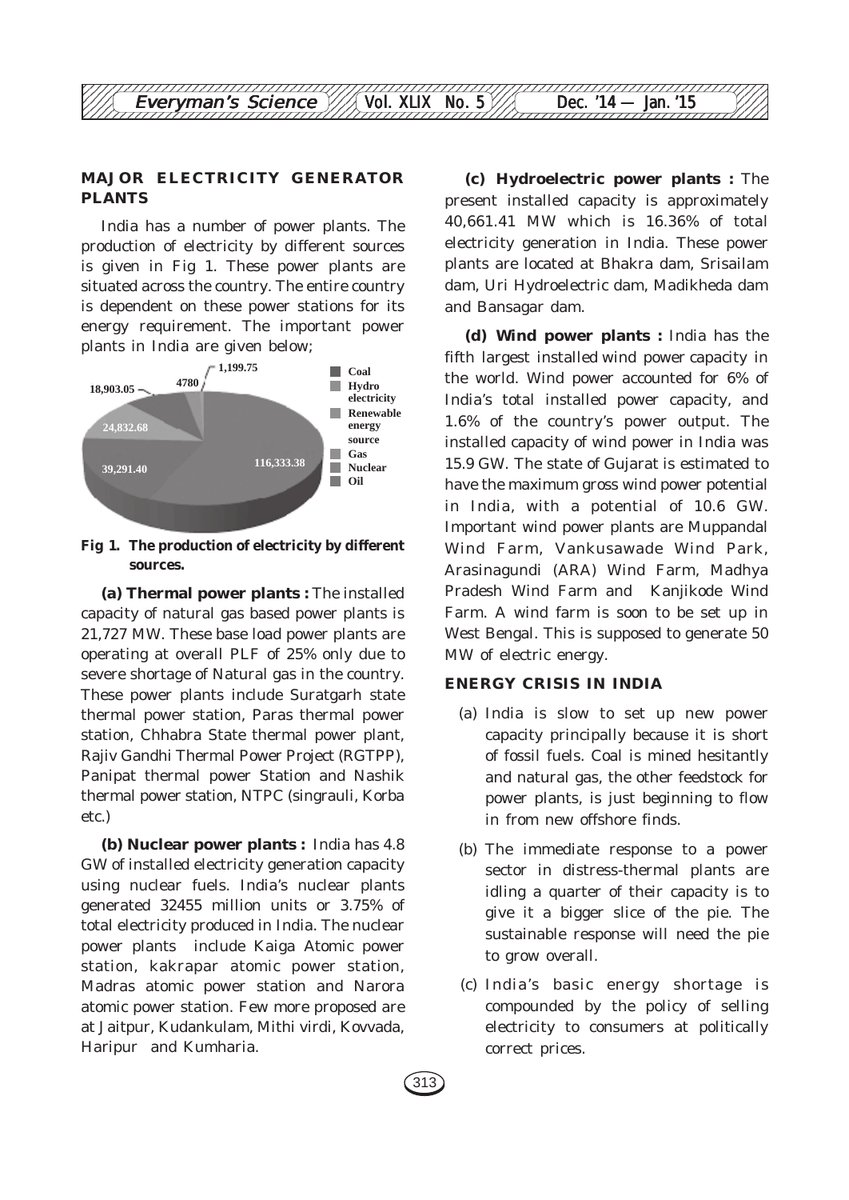## MAJOR ELECTRICITY GENERATOR PLANTS

India has a number of power plants. The production of electricity by different sources is given in Fig 1. These power plants are situated across the country. The entire country is dependent on these power stations for its energy requirement. The important power plants in India are given below;

1,199.75
4780
18,903.05
24,832.68
39,291.40
116,333.38

Coal
Hydro electricity
Renewable energy source
Gas
Nuclear
Oil

**Fig 1. The production of electricity by different sources.**

**(a) Thermal power plants :** The installed capacity of natural gas based power plants is 21,727 MW. These base load power plants are operating at overall PLF of 25% only due to severe shortage of Natural gas in the country. These power plants include Suratgarh state thermal power station, Paras thermal power station, Chhabra State thermal power plant, Rajiv Gandhi Thermal Power Project (RGTPP), Panipat thermal power Station and Nashik thermal power station, NTPC (singrauli, Korba etc.)

**(b) Nuclear power plants :** India has 4.8 GW of installed electricity generation capacity using nuclear fuels. India's nuclear plants generated 32455 million units or 3.75% of total electricity produced in India. The nuclear power plants include Kaiga Atomic power station, kakrapar atomic power station, Madras atomic power station and Narora atomic power station. Few more proposed are at Jaitpur, Kudankulam, Mithi virdi, Kovvada, Haripur and Kumharia.

**(c) Hydroelectric power plants :** The present installed capacity is approximately 40,661.41 MW which is 16.36% of total electricity generation in India. These power plants are located at Bhakra dam, Srisailam dam, Uri Hydroelectric dam, Madikheda dam and Bansagar dam.

**(d) Wind power plants :** India has the fifth largest installed wind power capacity in the world. Wind power accounted for 6% of India's total installed power capacity, and 1.6% of the country's power output. The installed capacity of wind power in India was 15.9 GW. The state of Gujarat is estimated to have the maximum gross wind power potential in India, with a potential of 10.6 GW. Important wind power plants are Muppandal Wind Farm, Vankusawade Wind Park, Arasinagundi (ARA) Wind Farm, Madhya Pradesh Wind Farm and Kanjikode Wind Farm. A wind farm is soon to be set up in West Bengal. This is supposed to generate 50 MW of electric energy.

## ENERGY CRISIS IN INDIA

(a) India is slow to set up new power capacity principally because it is short of fossil fuels. Coal is mined hesitantly and natural gas, the other feedstock for power plants, is just beginning to flow in from new offshore finds.

(b) The immediate response to a power sector in distress-thermal plants are idling a quarter of their capacity is to give it a bigger slice of the pie. The sustainable response will need the pie to grow overall.

(c) India's basic energy shortage is compounded by the policy of selling electricity to consumers at politically correct prices.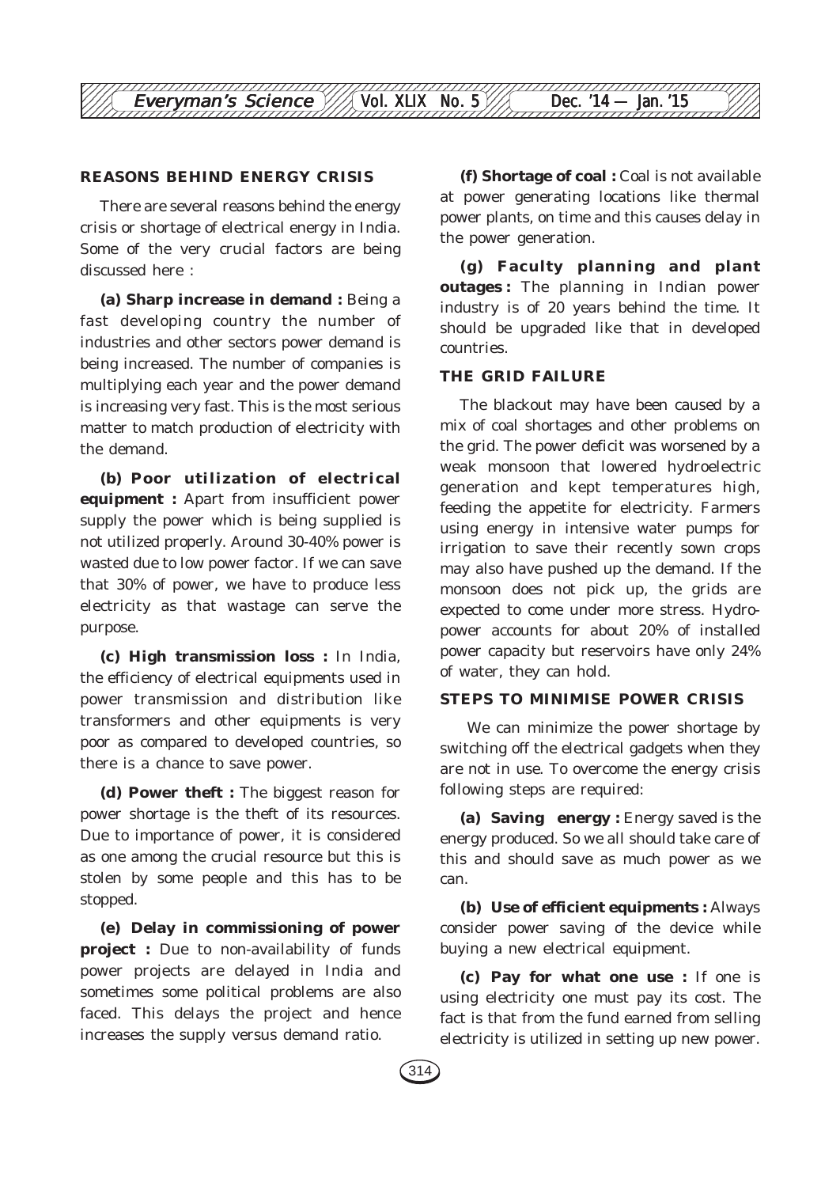## REASONS BEHIND ENERGY CRISIS

There are several reasons behind the energy crisis or shortage of electrical energy in India. Some of the very crucial factors are being discussed here :

**(a) Sharp increase in demand :** Being a fast developing country the number of industries and other sectors power demand is being increased. The number of companies is multiplying each year and the power demand is increasing very fast. This is the most serious matter to match production of electricity with the demand.

**(b) Poor utilization of electrical equipment :** Apart from insufficient power supply the power which is being supplied is not utilized properly. Around 30-40% power is wasted due to low power factor. If we can save that 30% of power, we have to produce less electricity as that wastage can serve the purpose.

**(c) High transmission loss :** In India, the efficiency of electrical equipments used in power transmission and distribution like transformers and other equipments is very poor as compared to developed countries, so there is a chance to save power.

**(d) Power theft :** The biggest reason for power shortage is the theft of its resources. Due to importance of power, it is considered as one among the crucial resource but this is stolen by some people and this has to be stopped.

**(e) Delay in commissioning of power project :** Due to non-availability of funds power projects are delayed in India and sometimes some political problems are also faced. This delays the project and hence increases the supply versus demand ratio.

**(f) Shortage of coal :** Coal is not available at power generating locations like thermal power plants, on time and this causes delay in the power generation.

**(g) Faculty planning and plant outages :** The planning in Indian power industry is of 20 years behind the time. It should be upgraded like that in developed countries.

## THE GRID FAILURE

The blackout may have been caused by a mix of coal shortages and other problems on the grid. The power deficit was worsened by a weak monsoon that lowered hydroelectric generation and kept temperatures high, feeding the appetite for electricity. Farmers using energy in intensive water pumps for irrigation to save their recently sown crops may also have pushed up the demand. If the monsoon does not pick up, the grids are expected to come under more stress. Hydro-power accounts for about 20% of installed power capacity but reservoirs have only 24% of water, they can hold.

## STEPS TO MINIMISE POWER CRISIS

We can minimize the power shortage by switching off the electrical gadgets when they are not in use. To overcome the energy crisis following steps are required:

**(a) Saving energy :** Energy saved is the energy produced. So we all should take care of this and should save as much power as we can.

**(b) Use of efficient equipments :** Always consider power saving of the device while buying a new electrical equipment.

**(c) Pay for what one use :** If one is using electricity one must pay its cost. The fact is that from the fund earned from selling electricity is utilized in setting up new power.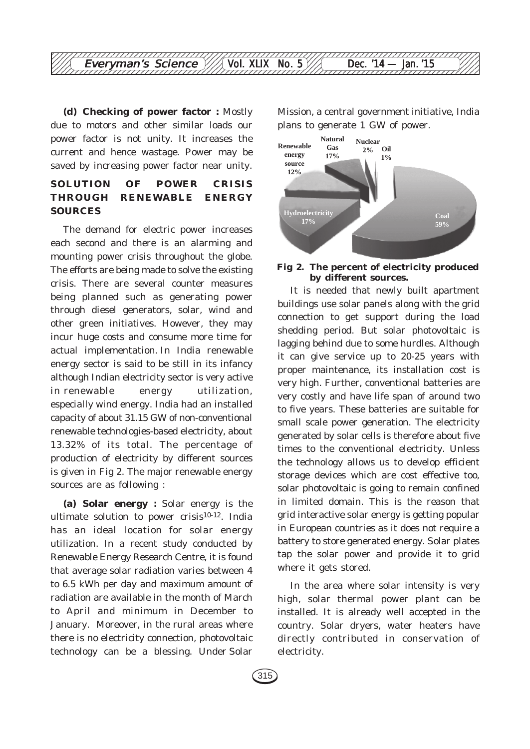**(d) Checking of power factor :** Mostly due to motors and other similar loads our power factor is not unity. It increases the current and hence wastage. Power may be saved by increasing power factor near unity.

## SOLUTION OF POWER CRISIS THROUGH RENEWABLE ENERGY SOURCES

The demand for electric power increases each second and there is an alarming and mounting power crisis throughout the globe. The efforts are being made to solve the existing crisis. There are several counter measures being planned such as generating power through diesel generators, solar, wind and other green initiatives. However, they may incur huge costs and consume more time for actual implementation. In India renewable energy sector is said to be still in its infancy although Indian electricity sector is very active in renewable energy utilization, especially wind energy. India had an installed capacity of about 31.15 GW of non-conventional renewable technologies-based electricity, about 13.32% of its total. The percentage of production of electricity by different sources is given in Fig 2. The major renewable energy sources are as following :

**(a) Solar energy :** Solar energy is the ultimate solution to power crisis[10-12]. India has an ideal location for solar energy utilization. In a recent study conducted by Renewable Energy Research Centre, it is found that average solar radiation varies between 4 to 6.5 kWh per day and maximum amount of radiation are available in the month of March to April and minimum in December to January. Moreover, in the rural areas where there is no electricity connection, photovoltaic technology can be a blessing. Under Solar Mission, a central government initiative, India plans to generate 1 GW of power.

Renewable energy source 12%
Natural Gas 17%
Nuclear 2%
Oil 1%
Hydroelectricity 17%
Coal 59%

**Fig 2. The percent of electricity produced by different sources.**

It is needed that newly built apartment buildings use solar panels along with the grid connection to get support during the load shedding period. But solar photovoltaic is lagging behind due to some hurdles. Although it can give service up to 20-25 years with proper maintenance, its installation cost is very high. Further, conventional batteries are very costly and have life span of around two to five years. These batteries are suitable for small scale power generation. The electricity generated by solar cells is therefore about five times to the conventional electricity. Unless the technology allows us to develop efficient storage devices which are cost effective too, solar photovoltaic is going to remain confined in limited domain. This is the reason that grid interactive solar energy is getting popular in European countries as it does not require a battery to store generated energy. Solar plates tap the solar power and provide it to grid where it gets stored.

In the area where solar intensity is very high, solar thermal power plant can be installed. It is already well accepted in the country. Solar dryers, water heaters have directly contributed in conservation of electricity.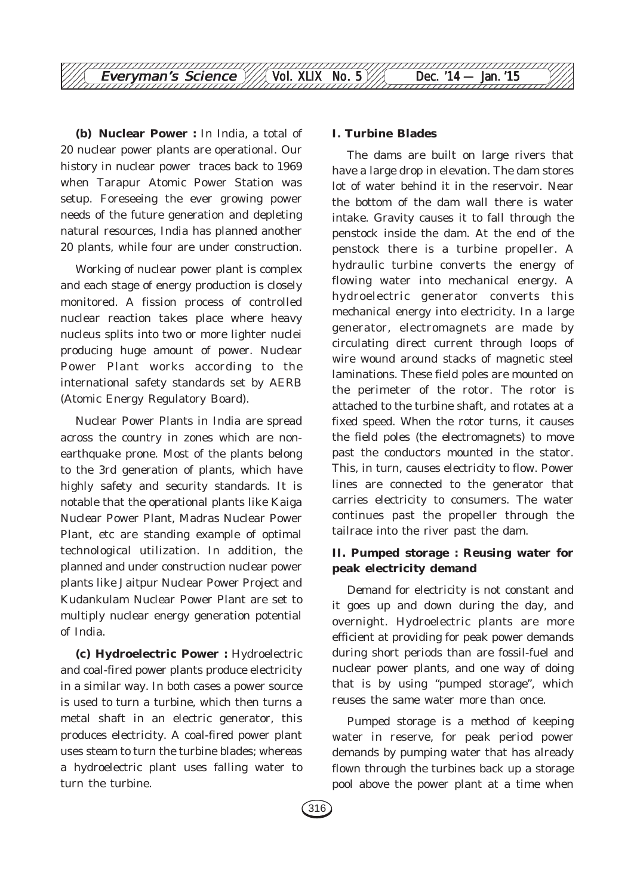**(b) Nuclear Power :** In India, a total of 20 nuclear power plants are operational. Our history in nuclear power traces back to 1969 when Tarapur Atomic Power Station was setup. Foreseeing the ever growing power needs of the future generation and depleting natural resources, India has planned another 20 plants, while four are under construction.

Working of nuclear power plant is complex and each stage of energy production is closely monitored. A fission process of controlled nuclear reaction takes place where heavy nucleus splits into two or more lighter nuclei producing huge amount of power. Nuclear Power Plant works according to the international safety standards set by AERB (Atomic Energy Regulatory Board).

Nuclear Power Plants in India are spread across the country in zones which are non-earthquake prone. Most of the plants belong to the 3rd generation of plants, which have highly safety and security standards. It is notable that the operational plants like Kaiga Nuclear Power Plant, Madras Nuclear Power Plant, etc are standing example of optimal technological utilization. In addition, the planned and under construction nuclear power plants like Jaitpur Nuclear Power Project and Kudankulam Nuclear Power Plant are set to multiply nuclear energy generation potential of India.

**(c) Hydroelectric Power :** Hydroelectric and coal-fired power plants produce electricity in a similar way. In both cases a power source is used to turn a turbine, which then turns a metal shaft in an electric generator, this produces electricity. A coal-fired power plant uses steam to turn the turbine blades; whereas a hydroelectric plant uses falling water to turn the turbine.

**I. Turbine Blades**

The dams are built on large rivers that have a large drop in elevation. The dam stores lot of water behind it in the reservoir. Near the bottom of the dam wall there is water intake. Gravity causes it to fall through the penstock inside the dam. At the end of the penstock there is a turbine propeller. A hydraulic turbine converts the energy of flowing water into mechanical energy. A hydroelectric generator converts this mechanical energy into electricity. In a large generator, electromagnets are made by circulating direct current through loops of wire wound around stacks of magnetic steel laminations. These field poles are mounted on the perimeter of the rotor. The rotor is attached to the turbine shaft, and rotates at a fixed speed. When the rotor turns, it causes the field poles (the electromagnets) to move past the conductors mounted in the stator. This, in turn, causes electricity to flow. Power lines are connected to the generator that carries electricity to consumers. The water continues past the propeller through the tailrace into the river past the dam.

**II. Pumped storage : Reusing water for peak electricity demand**

Demand for electricity is not constant and it goes up and down during the day, and overnight. Hydroelectric plants are more efficient at providing for peak power demands during short periods than are fossil-fuel and nuclear power plants, and one way of doing that is by using "pumped storage", which reuses the same water more than once.

Pumped storage is a method of keeping water in reserve, for peak period power demands by pumping water that has already flown through the turbines back up a storage pool above the power plant at a time when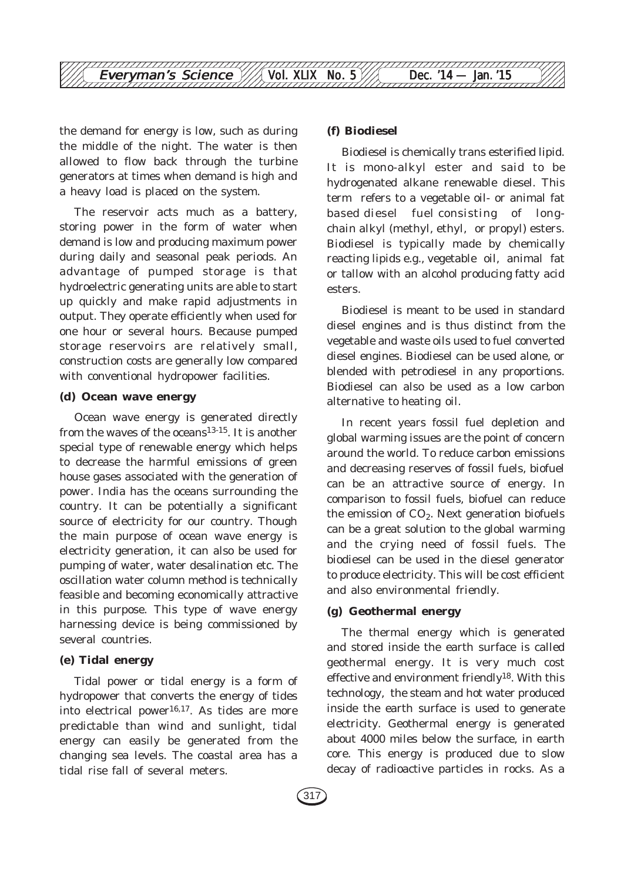the demand for energy is low, such as during the middle of the night. The water is then allowed to flow back through the turbine generators at times when demand is high and a heavy load is placed on the system.

The reservoir acts much as a battery, storing power in the form of water when demand is low and producing maximum power during daily and seasonal peak periods. An advantage of pumped storage is that hydroelectric generating units are able to start up quickly and make rapid adjustments in output. They operate efficiently when used for one hour or several hours. Because pumped storage reservoirs are relatively small, construction costs are generally low compared with conventional hydropower facilities.

**(d) Ocean wave energy**

Ocean wave energy is generated directly from the waves of the oceans[13-15]. It is another special type of renewable energy which helps to decrease the harmful emissions of green house gases associated with the generation of power. India has the oceans surrounding the country. It can be potentially a significant source of electricity for our country. Though the main purpose of ocean wave energy is electricity generation, it can also be used for pumping of water, water desalination etc. The oscillation water column method is technically feasible and becoming economically attractive in this purpose. This type of wave energy harnessing device is being commissioned by several countries.

**(e) Tidal energy**

Tidal power or tidal energy is a form of hydropower that converts the energy of tides into electrical power[16,17]. As tides are more predictable than wind and sunlight, tidal energy can easily be generated from the changing sea levels. The coastal area has a tidal rise fall of several meters.

**(f) Biodiesel**

Biodiesel is chemically trans esterified lipid. It is mono-alkyl ester and said to be hydrogenated alkane renewable diesel. This term refers to a vegetable oil- or animal fat based diesel fuel consisting of long-chain alkyl (methyl, ethyl, or propyl) esters. Biodiesel is typically made by chemically reacting lipids e.g., vegetable oil, animal fat or tallow with an alcohol producing fatty acid esters.

Biodiesel is meant to be used in standard diesel engines and is thus distinct from the vegetable and waste oils used to fuel converted diesel engines. Biodiesel can be used alone, or blended with petrodiesel in any proportions. Biodiesel can also be used as a low carbon alternative to heating oil.

In recent years fossil fuel depletion and global warming issues are the point of concern around the world. To reduce carbon emissions and decreasing reserves of fossil fuels, biofuel can be an attractive source of energy. In comparison to fossil fuels, biofuel can reduce the emission of $CO_2$. Next generation biofuels can be a great solution to the global warming and the crying need of fossil fuels. The biodiesel can be used in the diesel generator to produce electricity. This will be cost efficient and also environmental friendly.

**(g) Geothermal energy**

The thermal energy which is generated and stored inside the earth surface is called geothermal energy. It is very much cost effective and environment friendly[18]. With this technology, the steam and hot water produced inside the earth surface is used to generate electricity. Geothermal energy is generated about 4000 miles below the surface, in earth core. This energy is produced due to slow decay of radioactive particles in rocks. As a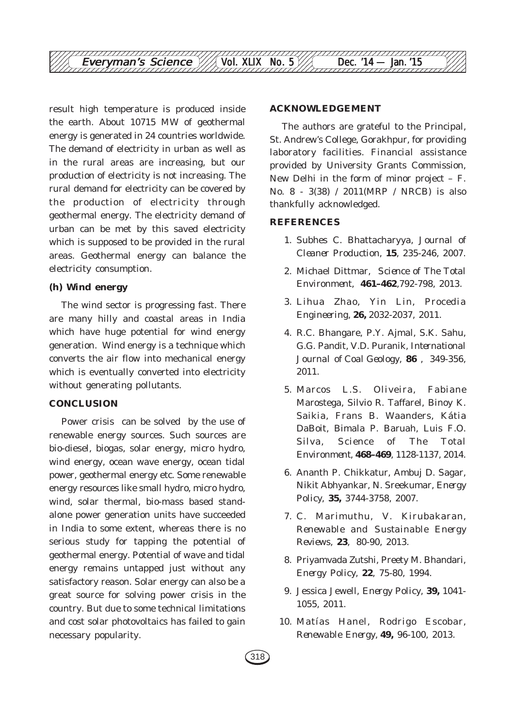result high temperature is produced inside the earth. About 10715 MW of geothermal energy is generated in 24 countries worldwide. The demand of electricity in urban as well as in the rural areas are increasing, but our production of electricity is not increasing. The rural demand for electricity can be covered by the production of electricity through geothermal energy. The electricity demand of urban can be met by this saved electricity which is supposed to be provided in the rural areas. Geothermal energy can balance the electricity consumption.

#### (h) Wind energy

The wind sector is progressing fast. There are many hilly and coastal areas in India which have huge potential for wind energy generation. Wind energy is a technique which converts the air flow into mechanical energy which is eventually converted into electricity without generating pollutants.

## CONCLUSION

Power crisis can be solved by the use of renewable energy sources. Such sources are bio-diesel, biogas, solar energy, micro hydro, wind energy, ocean wave energy, ocean tidal power, geothermal energy etc. Some renewable energy resources like small hydro, micro hydro, wind, solar thermal, bio-mass based stand-alone power generation units have succeeded in India to some extent, whereas there is no serious study for tapping the potential of geothermal energy. Potential of wave and tidal energy remains untapped just without any satisfactory reason. Solar energy can also be a great source for solving power crisis in the country. But due to some technical limitations and cost solar photovoltaics has failed to gain necessary popularity.

## ACKNOWLEDGEMENT

The authors are grateful to the Principal, St. Andrew's College, Gorakhpur, for providing laboratory facilities. Financial assistance provided by University Grants Commission, New Delhi in the form of minor project – F. No. 8 - 3(38) / 2011(MRP / NRCB) is also thankfully acknowledged.

## REFERENCES

1. Subhes C. Bhattacharyya, *Journal of Cleaner Production*, **15**, 235-246, 2007.
2. Michael Dittmar, *Science of The Total Environment*, **461–462**,792-798, 2013.
3. Lihua Zhao, Yin Lin, *Procedia Engineering*, **26,** 2032-2037, 2011.
4. R.C. Bhangare, P.Y. Ajmal, S.K. Sahu, G.G. Pandit, V.D. Puranik, *International Journal of Coal Geology*, **86** , 349-356, 2011.
5. Marcos L.S. Oliveira, Fabiane Marostega, Silvio R. Taffarel, Binoy K. Saikia, Frans B. Waanders, Kátia DaBoit, Bimala P. Baruah, Luis F.O. Silva, *Science of The Total Environment*, **468–469**, 1128-1137, 2014.
6. Ananth P. Chikkatur, Ambuj D. Sagar, Nikit Abhyankar, N. Sreekumar, *Energy Policy*, **35,** 3744-3758, 2007.
7. C. Marimuthu, V. Kirubakaran, *Renewable and Sustainable Energy Reviews*, **23**, 80-90, 2013.
8. Priyamvada Zutshi, Preety M. Bhandari, *Energy Policy*, **22**, 75-80, 1994.
9. Jessica Jewell, *Energy Policy*, **39,** 1041-1055, 2011.
10. Matías Hanel, Rodrigo Escobar, *Renewable Energy*, **49,** 96-100, 2013.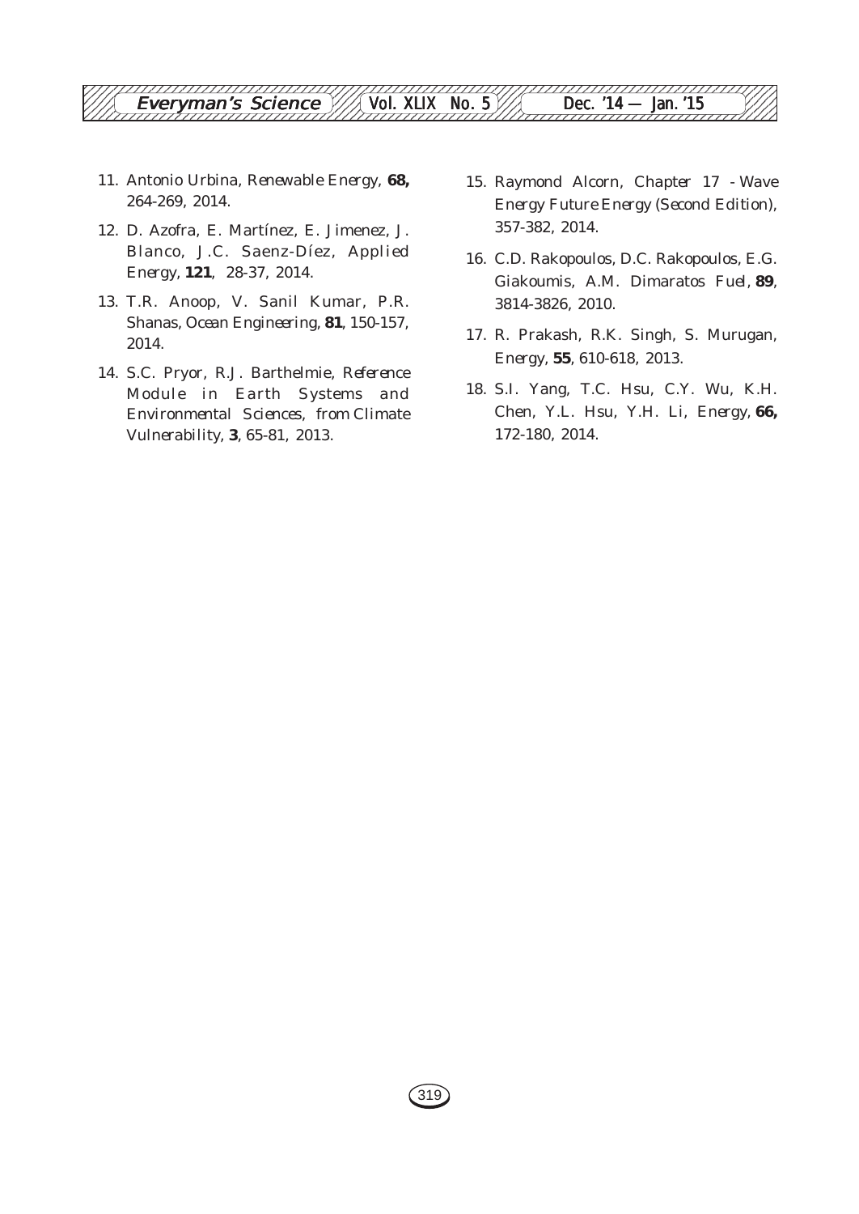11. Antonio Urbina, *Renewable Energy*, **68,** 264-269, 2014.
12. D. Azofra, E. Martínez, E. Jimenez, J. Blanco, J.C. Saenz-Díez, *Applied Energy*, **121**, 28-37, 2014.
13. T.R. Anoop, V. Sanil Kumar, P.R. Shanas, *Ocean Engineering*, **81**, 150-157, 2014.
14. S.C. Pryor, R.J. Barthelmie, *Reference Module in Earth Systems and Environmental Sciences*, *from Climate Vulnerability*, **3**, 65-81, 2013.
15. Raymond Alcorn, Chapter 17 - Wave *Energy Future Energy (Second Edition)*, 357-382, 2014.
16. C.D. Rakopoulos, D.C. Rakopoulos, E.G. Giakoumis, A.M. Dimaratos *Fuel*, **89**, 3814-3826, 2010.
17. R. Prakash, R.K. Singh, S. Murugan, *Energy*, **55**, 610-618, 2013.
18. S.I. Yang, T.C. Hsu, C.Y. Wu, K.H. Chen, Y.L. Hsu, Y.H. Li, *Energy*, **66,** 172-180, 2014.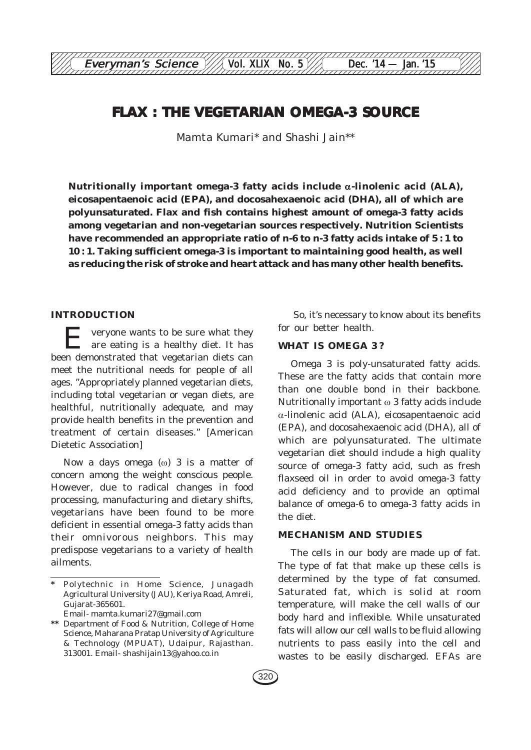# FLAX : THE VEGETARIAN OMEGA-3 SOURCE

Mamta Kumari* and Shashi Jain**

**Nutritionally important omega-3 fatty acids include α-linolenic acid (ALA), eicosapentaenoic acid (EPA), and docosahexaenoic acid (DHA), all of which are polyunsaturated. Flax and fish contains highest amount of omega-3 fatty acids among vegetarian and non-vegetarian sources respectively. Nutrition Scientists have recommended an appropriate ratio of n-6 to n-3 fatty acids intake of 5 : 1 to 10 : 1. Taking sufficient omega-3 is important to maintaining good health, as well as reducing the risk of stroke and heart attack and has many other health benefits.**

### INTRODUCTION

Everyone wants to be sure what they are eating is a healthy diet. It has been demonstrated that vegetarian diets can meet the nutritional needs for people of all ages. "Appropriately planned vegetarian diets, including total vegetarian or vegan diets, are healthful, nutritionally adequate, and may provide health benefits in the prevention and treatment of certain diseases." [American Dietetic Association]

Now a days omega (ω) 3 is a matter of concern among the weight conscious people. However, due to radical changes in food processing, manufacturing and dietary shifts, vegetarians have been found to be more deficient in essential omega-3 fatty acids than their omnivorous neighbors. This may predispose vegetarians to a variety of health ailments.

So, it's necessary to know about its benefits for our better health.

### WHAT IS OMEGA 3?

Omega 3 is poly-unsaturated fatty acids. These are the fatty acids that contain more than one double bond in their backbone. Nutritionally important ω 3 fatty acids include α-linolenic acid (ALA), eicosapentaenoic acid (EPA), and docosahexaenoic acid (DHA), all of which are polyunsaturated. The ultimate vegetarian diet should include a high quality source of omega-3 fatty acid, such as fresh flaxseed oil in order to avoid omega-3 fatty acid deficiency and to provide an optimal balance of omega-6 to omega-3 fatty acids in the diet.

### MECHANISM AND STUDIES

The cells in our body are made up of fat. The type of fat that make up these cells is determined by the type of fat consumed. Saturated fat, which is solid at room temperature, will make the cell walls of our body hard and inflexible. While unsaturated fats will allow our cell walls to be fluid allowing nutrients to pass easily into the cell and wastes to be easily discharged. EFAs are

---

\* Polytechnic in Home Science, Junagadh Agricultural University (JAU), Keriya Road, Amreli, Gujarat-365601. Email- mamta.kumari27@gmail.com

\*\* Department of Food & Nutrition, College of Home Science, Maharana Pratap University of Agriculture & Technology (MPUAT), Udaipur, Rajasthan. 313001. Email- shashijain13@yahoo.co.in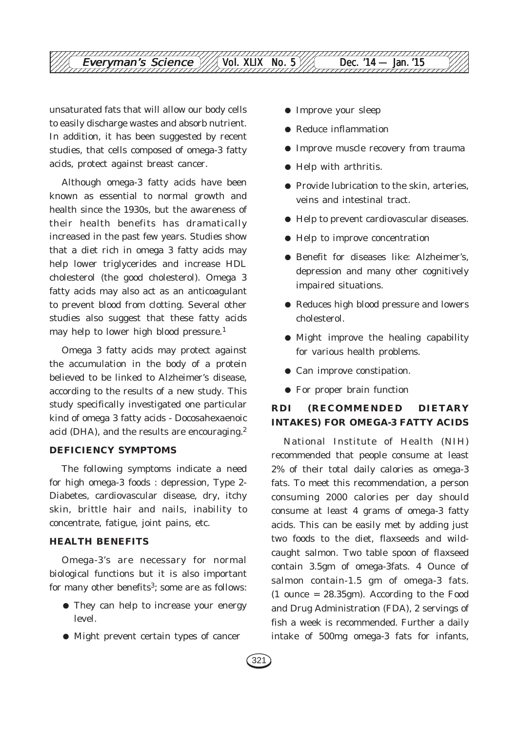unsaturated fats that will allow our body cells to easily discharge wastes and absorb nutrient. In addition, it has been suggested by recent studies, that cells composed of omega-3 fatty acids, protect against breast cancer.

Although omega-3 fatty acids have been known as essential to normal growth and health since the 1930s, but the awareness of their health benefits has dramatically increased in the past few years. Studies show that a diet rich in omega 3 fatty acids may help lower triglycerides and increase HDL cholesterol (the good cholesterol). Omega 3 fatty acids may also act as an anticoagulant to prevent blood from clotting. Several other studies also suggest that these fatty acids may help to lower high blood pressure.[1]

Omega 3 fatty acids may protect against the accumulation in the body of a protein believed to be linked to Alzheimer's disease, according to the results of a new study. This study specifically investigated one particular kind of omega 3 fatty acids - Docosahexaenoic acid (DHA), and the results are encouraging.[2]

## DEFICIENCY SYMPTOMS

The following symptoms indicate a need for high omega-3 foods : depression, Type 2-Diabetes, cardiovascular disease, dry, itchy skin, brittle hair and nails, inability to concentrate, fatigue, joint pains, etc.

## HEALTH BENEFITS

Omega-3's are necessary for normal biological functions but it is also important for many other benefits[3]; some are as follows:

- They can help to increase your energy level.
- Might prevent certain types of cancer
- Improve your sleep
- Reduce inflammation
- Improve muscle recovery from trauma
- Help with arthritis.
- Provide lubrication to the skin, arteries, veins and intestinal tract.
- Help to prevent cardiovascular diseases.
- Help to improve concentration
- Benefit for diseases like: Alzheimer's, depression and many other cognitively impaired situations.
- Reduces high blood pressure and lowers cholesterol.
- Might improve the healing capability for various health problems.
- Can improve constipation.
- For proper brain function

## RDI (RECOMMENDED DIETARY INTAKES) FOR OMEGA-3 FATTY ACIDS

National Institute of Health (NIH) recommended that people consume at least 2% of their total daily calories as omega-3 fats. To meet this recommendation, a person consuming 2000 calories per day should consume at least 4 grams of omega-3 fatty acids. This can be easily met by adding just two foods to the diet, flaxseeds and wild-caught salmon. Two table spoon of flaxseed contain 3.5gm of omega-3fats. 4 Ounce of salmon contain-1.5 gm of omega-3 fats. (1 ounce = 28.35gm). According to the Food and Drug Administration (FDA), 2 servings of fish a week is recommended. Further a daily intake of 500mg omega-3 fats for infants,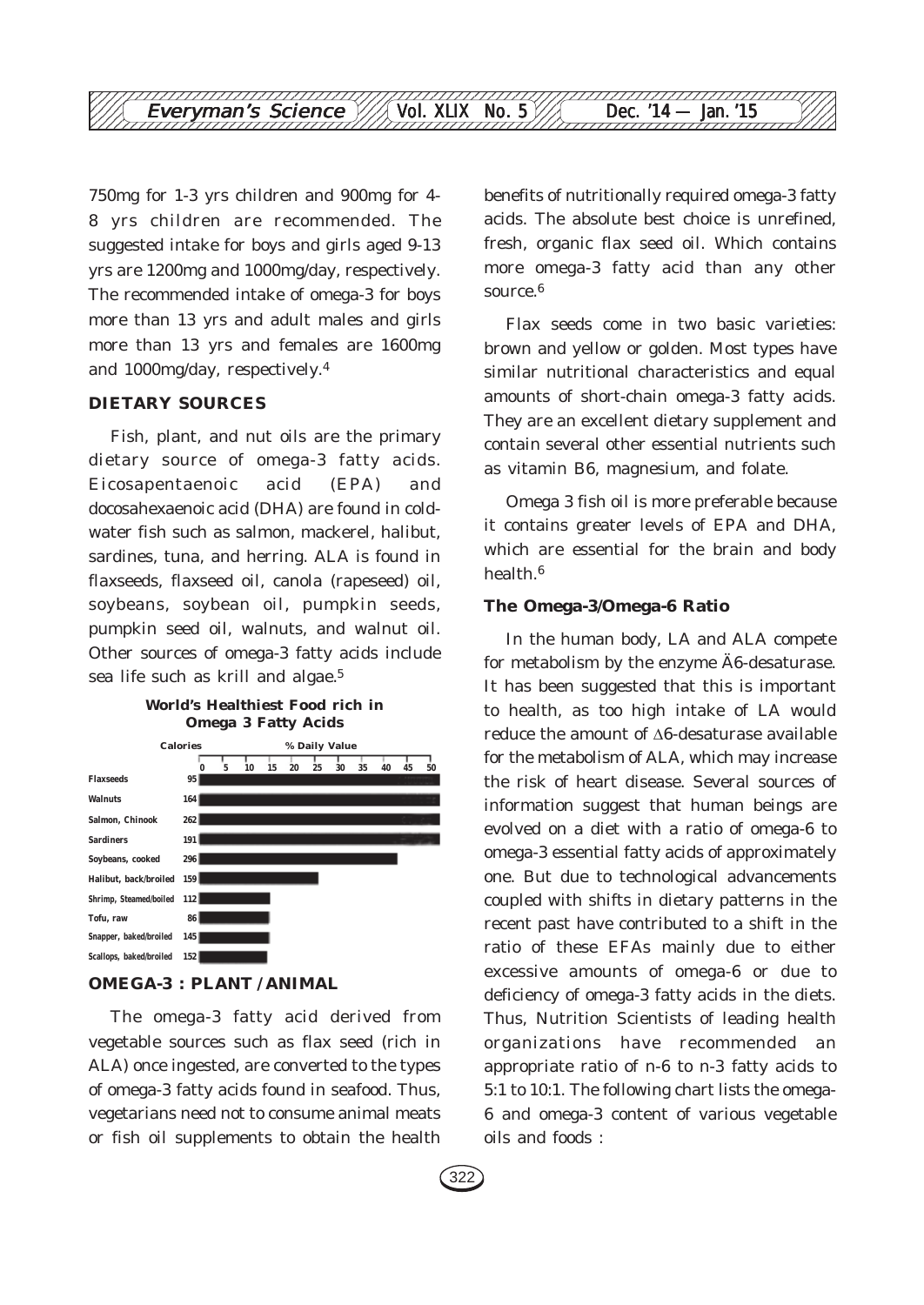750mg for 1-3 yrs children and 900mg for 4-8 yrs children are recommended. The suggested intake for boys and girls aged 9-13 yrs are 1200mg and 1000mg/day, respectively. The recommended intake of omega-3 for boys more than 13 yrs and adult males and girls more than 13 yrs and females are 1600mg and 1000mg/day, respectively.[4]

## DIETARY SOURCES

Fish, plant, and nut oils are the primary dietary source of omega-3 fatty acids. Eicosapentaenoic acid (EPA) and docosahexaenoic acid (DHA) are found in cold-water fish such as salmon, mackerel, halibut, sardines, tuna, and herring. ALA is found in flaxseeds, flaxseed oil, canola (rapeseed) oil, soybeans, soybean oil, pumpkin seeds, pumpkin seed oil, walnuts, and walnut oil. Other sources of omega-3 fatty acids include sea life such as krill and algae.[5]

**World's Healthiest Food rich in Omega 3 Fatty Acids**

Calories

% Daily Value

0 5 10 15 20 25 30 35 40 45 50

Flaxseeds 95

Walnuts 164

Salmon, Chinook 262

Sardiners 191

Soybeans, cooked 296

Halibut, back/broiled 159

Shrimp, Steamed/boiled 112

Tofu, raw 86

Snapper, baked/broiled 145

Scallops, baked/broiled 152

## OMEGA-3 : PLANT / ANIMAL

The omega-3 fatty acid derived from vegetable sources such as flax seed (rich in ALA) once ingested, are converted to the types of omega-3 fatty acids found in seafood. Thus, vegetarians need not to consume animal meats or fish oil supplements to obtain the health benefits of nutritionally required omega-3 fatty acids. The absolute best choice is unrefined, fresh, organic flax seed oil. Which contains more omega-3 fatty acid than any other source.[6]

Flax seeds come in two basic varieties: brown and yellow or golden. Most types have similar nutritional characteristics and equal amounts of short-chain omega-3 fatty acids. They are an excellent dietary supplement and contain several other essential nutrients such as vitamin B6, magnesium, and folate.

Omega 3 fish oil is more preferable because it contains greater levels of EPA and DHA, which are essential for the brain and body health.[6]

### The Omega-3/Omega-6 Ratio

In the human body, LA and ALA compete for metabolism by the enzyme Ä6-desaturase. It has been suggested that this is important to health, as too high intake of LA would reduce the amount of $\Delta$6-desaturase available for the metabolism of ALA, which may increase the risk of heart disease. Several sources of information suggest that human beings are evolved on a diet with a ratio of omega-6 to omega-3 essential fatty acids of approximately one. But due to technological advancements coupled with shifts in dietary patterns in the recent past have contributed to a shift in the ratio of these EFAs mainly due to either excessive amounts of omega-6 or due to deficiency of omega-3 fatty acids in the diets. Thus, Nutrition Scientists of leading health organizations have recommended an appropriate ratio of n-6 to n-3 fatty acids to 5:1 to 10:1. The following chart lists the omega-6 and omega-3 content of various vegetable oils and foods :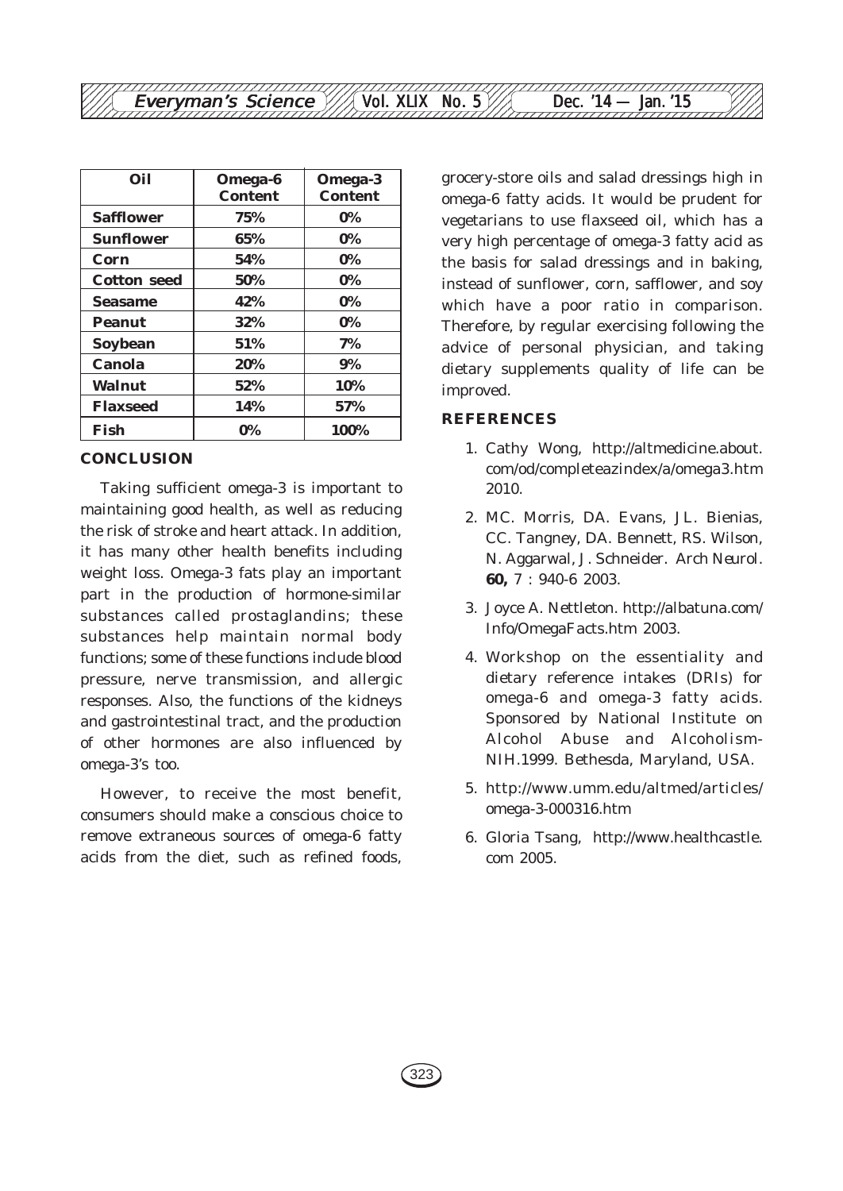| Oil | Omega-6 Content | Omega-3 Content |
|---|---|---|
| **Safflower** | **75%** | **0%** |
| **Sunflower** | **65%** | **0%** |
| **Corn** | **54%** | **0%** |
| **Cotton seed** | **50%** | **0%** |
| **Seasame** | **42%** | **0%** |
| **Peanut** | **32%** | **0%** |
| **Soybean** | **51%** | **7%** |
| **Canola** | **20%** | **9%** |
| **Walnut** | **52%** | **10%** |
| **Flaxseed** | **14%** | **57%** |
| **Fish** | **0%** | **100%** |

## CONCLUSION

Taking sufficient omega-3 is important to maintaining good health, as well as reducing the risk of stroke and heart attack. In addition, it has many other health benefits including weight loss. Omega-3 fats play an important part in the production of hormone-similar substances called prostaglandins; these substances help maintain normal body functions; some of these functions include blood pressure, nerve transmission, and allergic responses. Also, the functions of the kidneys and gastrointestinal tract, and the production of other hormones are also influenced by omega-3's too.

However, to receive the most benefit, consumers should make a conscious choice to remove extraneous sources of omega-6 fatty acids from the diet, such as refined foods, grocery-store oils and salad dressings high in omega-6 fatty acids. It would be prudent for vegetarians to use flaxseed oil, which has a very high percentage of omega-3 fatty acid as the basis for salad dressings and in baking, instead of sunflower, corn, safflower, and soy which have a poor ratio in comparison. Therefore, by regular exercising following the advice of personal physician, and taking dietary supplements quality of life can be improved.

## REFERENCES

1. Cathy Wong, http://altmedicine.about.com/od/completeazindex/a/omega3.htm 2010.
2. MC. Morris, DA. Evans, JL. Bienias, CC. Tangney, DA. Bennett, RS. Wilson, N. Aggarwal, J. Schneider. *Arch Neurol.* **60,** 7 : 940-6 2003.
3. Joyce A. Nettleton. http://albatuna.com/Info/OmegaFacts.htm 2003.
4. Workshop on the essentiality and dietary reference intakes (DRIs) for omega-6 and omega-3 fatty acids. Sponsored by National Institute on Alcohol Abuse and Alcoholism-NIH.1999. Bethesda, Maryland, USA.
5. http://www.umm.edu/altmed/articles/omega-3-000316.htm
6. Gloria Tsang, http://www.healthcastle.com 2005.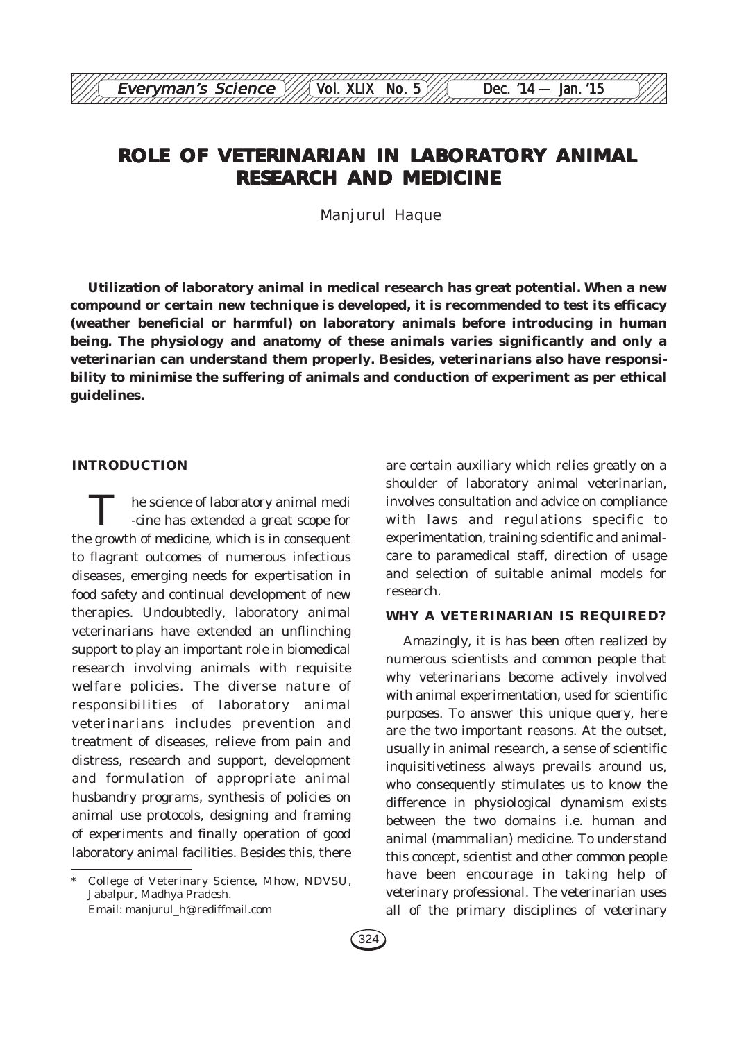# ROLE OF VETERINARIAN IN LABORATORY ANIMAL RESEARCH AND MEDICINE

Manjurul Haque

**Utilization of laboratory animal in medical research has great potential. When a new compound or certain new technique is developed, it is recommended to test its efficacy (weather beneficial or harmful) on laboratory animals before introducing in human being. The physiology and anatomy of these animals varies significantly and only a veterinarian can understand them properly. Besides, veterinarians also have responsibility to minimise the suffering of animals and conduction of experiment as per ethical guidelines.**

## INTRODUCTION

The science of laboratory animal medi -cine has extended a great scope for the growth of medicine, which is in consequent to flagrant outcomes of numerous infectious diseases, emerging needs for expertisation in food safety and continual development of new therapies. Undoubtedly, laboratory animal veterinarians have extended an unflinching support to play an important role in biomedical research involving animals with requisite welfare policies. The diverse nature of responsibilities of laboratory animal veterinarians includes prevention and treatment of diseases, relieve from pain and distress, research and support, development and formulation of appropriate animal husbandry programs, synthesis of policies on animal use protocols, designing and framing of experiments and finally operation of good laboratory animal facilities. Besides this, there are certain auxiliary which relies greatly on a shoulder of laboratory animal veterinarian, involves consultation and advice on compliance with laws and regulations specific to experimentation, training scientific and animal-care to paramedical staff, direction of usage and selection of suitable animal models for research.

\* College of Veterinary Science, Mhow, NDVSU, Jabalpur, Madhya Pradesh.
Email: manjurul_h@rediffmail.com

## WHY A VETERINARIAN IS REQUIRED?

Amazingly, it is has been often realized by numerous scientists and common people that why veterinarians become actively involved with animal experimentation, used for scientific purposes. To answer this unique query, here are the two important reasons. At the outset, usually in animal research, a sense of scientific inquisitivetiness always prevails around us, who consequently stimulates us to know the difference in physiological dynamism exists between the two domains i.e. human and animal (mammalian) medicine. To understand this concept, scientist and other common people have been encourage in taking help of veterinary professional. The veterinarian uses all of the primary disciplines of veterinary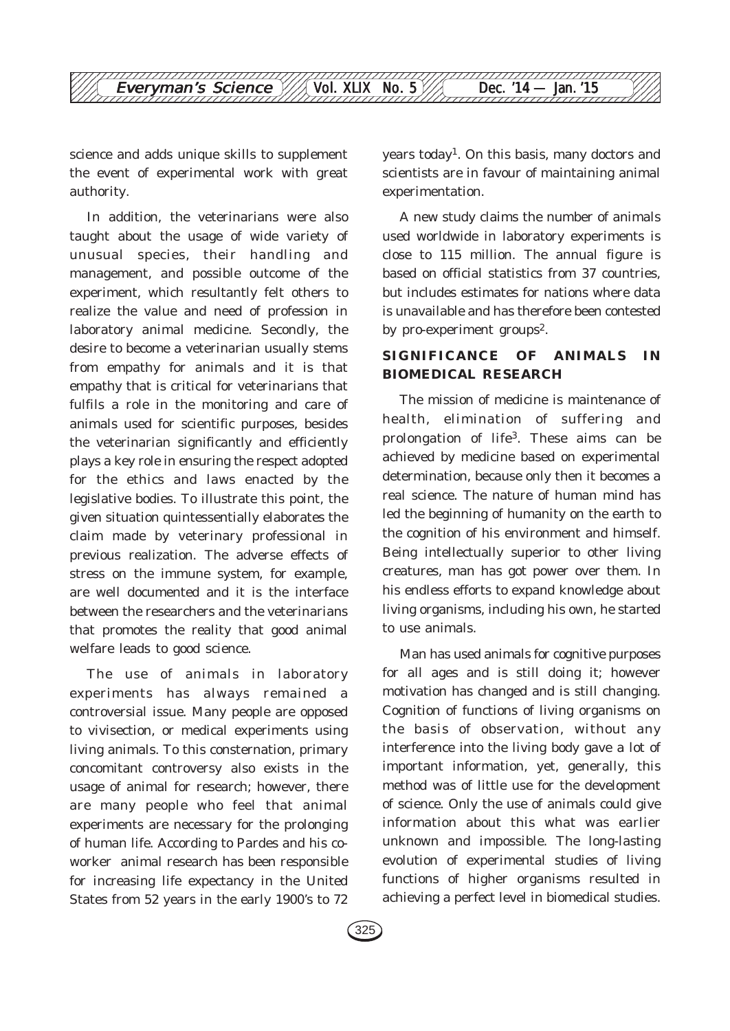science and adds unique skills to supplement the event of experimental work with great authority.

In addition, the veterinarians were also taught about the usage of wide variety of unusual species, their handling and management, and possible outcome of the experiment, which resultantly felt others to realize the value and need of profession in laboratory animal medicine. Secondly, the desire to become a veterinarian usually stems from empathy for animals and it is that empathy that is critical for veterinarians that fulfils a role in the monitoring and care of animals used for scientific purposes, besides the veterinarian significantly and efficiently plays a key role in ensuring the respect adopted for the ethics and laws enacted by the legislative bodies. To illustrate this point, the given situation quintessentially elaborates the claim made by veterinary professional in previous realization. The adverse effects of stress on the immune system, for example, are well documented and it is the interface between the researchers and the veterinarians that promotes the reality that good animal welfare leads to good science.

The use of animals in laboratory experiments has always remained a controversial issue. Many people are opposed to vivisection, or medical experiments using living animals. To this consternation, primary concomitant controversy also exists in the usage of animal for research; however, there are many people who feel that animal experiments are necessary for the prolonging of human life. According to Pardes and his co-worker animal research has been responsible for increasing life expectancy in the United States from 52 years in the early 1900's to 72 years today[1]. On this basis, many doctors and scientists are in favour of maintaining animal experimentation.

A new study claims the number of animals used worldwide in laboratory experiments is close to 115 million. The annual figure is based on official statistics from 37 countries, but includes estimates for nations where data is unavailable and has therefore been contested by pro-experiment groups[2].

## SIGNIFICANCE OF ANIMALS IN BIOMEDICAL RESEARCH

The mission of medicine is maintenance of health, elimination of suffering and prolongation of life[3]. These aims can be achieved by medicine based on experimental determination, because only then it becomes a real science. The nature of human mind has led the beginning of humanity on the earth to the cognition of his environment and himself. Being intellectually superior to other living creatures, man has got power over them. In his endless efforts to expand knowledge about living organisms, including his own, he started to use animals.

Man has used animals for cognitive purposes for all ages and is still doing it; however motivation has changed and is still changing. Cognition of functions of living organisms on the basis of observation, without any interference into the living body gave a lot of important information, yet, generally, this method was of little use for the development of science. Only the use of animals could give information about this what was earlier unknown and impossible. The long-lasting evolution of experimental studies of living functions of higher organisms resulted in achieving a perfect level in biomedical studies.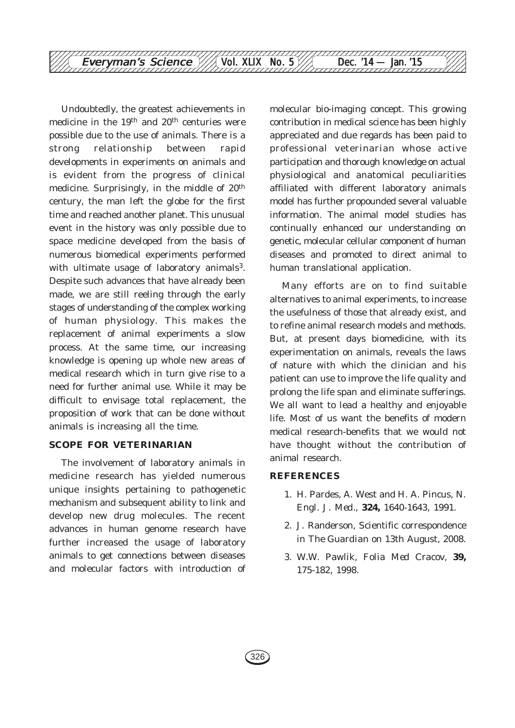Undoubtedly, the greatest achievements in medicine in the 19th and 20th centuries were possible due to the use of animals. There is a strong relationship between rapid developments in experiments on animals and is evident from the progress of clinical medicine. Surprisingly, in the middle of 20th century, the man left the globe for the first time and reached another planet. This unusual event in the history was only possible due to space medicine developed from the basis of numerous biomedical experiments performed with ultimate usage of laboratory animals[3]. Despite such advances that have already been made, we are still reeling through the early stages of understanding of the complex working of human physiology. This makes the replacement of animal experiments a slow process. At the same time, our increasing knowledge is opening up whole new areas of medical research which in turn give rise to a need for further animal use. While it may be difficult to envisage total replacement, the proposition of work that can be done without animals is increasing all the time.

## SCOPE FOR VETERINARIAN

The involvement of laboratory animals in medicine research has yielded numerous unique insights pertaining to pathogenetic mechanism and subsequent ability to link and develop new drug molecules. The recent advances in human genome research have further increased the usage of laboratory animals to get connections between diseases and molecular factors with introduction of molecular bio-imaging concept. This growing contribution in medical science has been highly appreciated and due regards has been paid to professional veterinarian whose active participation and thorough knowledge on actual physiological and anatomical peculiarities affiliated with different laboratory animals model has further propounded several valuable information. The animal model studies has continually enhanced our understanding on genetic, molecular cellular component of human diseases and promoted to direct animal to human translational application.

Many efforts are on to find suitable alternatives to animal experiments, to increase the usefulness of those that already exist, and to refine animal research models and methods. But, at present days biomedicine, with its experimentation on animals, reveals the laws of nature with which the clinician and his patient can use to improve the life quality and prolong the life span and eliminate sufferings. We all want to lead a healthy and enjoyable life. Most of us want the benefits of modern medical research-benefits that we would not have thought without the contribution of animal research.

## REFERENCES

1. H. Pardes, A. West and H. A. Pincus, *N. Engl. J. Med.*, **324,** 1640-1643, 1991.
2. J. Randerson, Scientific correspondence in The Guardian on 13th August, 2008.
3. W.W. Pawlik, *Folia Med Cracov*, **39,** 175-182, 1998.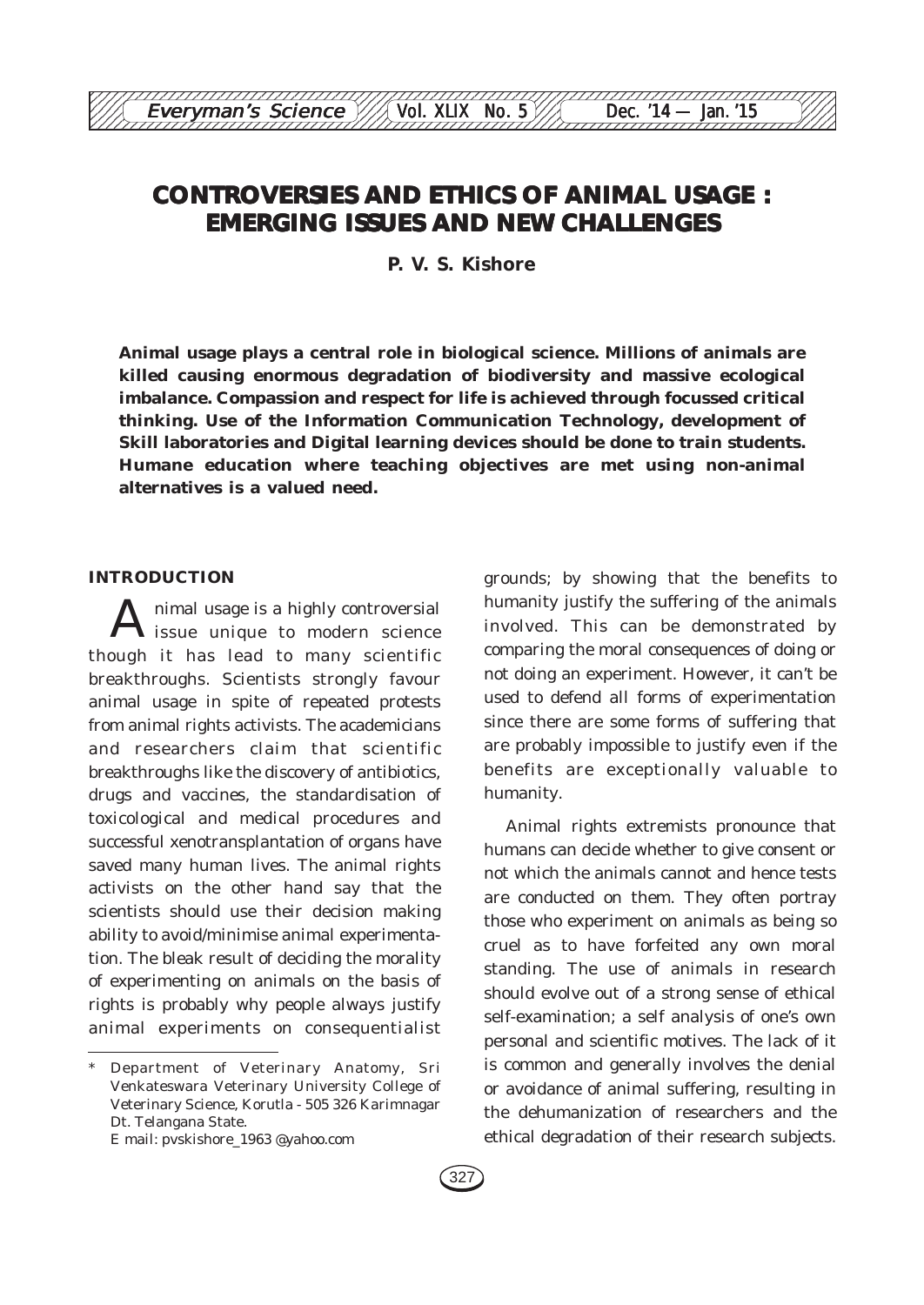# CONTROVERSIES AND ETHICS OF ANIMAL USAGE : EMERGING ISSUES AND NEW CHALLENGES

**P. V. S. Kishore**

**Animal usage plays a central role in biological science. Millions of animals are killed causing enormous degradation of biodiversity and massive ecological imbalance. Compassion and respect for life is achieved through focussed critical thinking. Use of the Information Communication Technology, development of Skill laboratories and Digital learning devices should be done to train students. Humane education where teaching objectives are met using non-animal alternatives is a valued need.**

## INTRODUCTION

Animal usage is a highly controversial issue unique to modern science though it has lead to many scientific breakthroughs. Scientists strongly favour animal usage in spite of repeated protests from animal rights activists. The academicians and researchers claim that scientific breakthroughs like the discovery of antibiotics, drugs and vaccines, the standardisation of toxicological and medical procedures and successful xenotransplantation of organs have saved many human lives. The animal rights activists on the other hand say that the scientists should use their decision making ability to avoid/minimise animal experimentation. The bleak result of deciding the morality of experimenting on animals on the basis of rights is probably why people always justify animal experiments on consequentialist grounds; by showing that the benefits to humanity justify the suffering of the animals involved. This can be demonstrated by comparing the moral consequences of doing or not doing an experiment. However, it can't be used to defend all forms of experimentation since there are some forms of suffering that are probably impossible to justify even if the benefits are exceptionally valuable to humanity.

Animal rights extremists pronounce that humans can decide whether to give consent or not which the animals cannot and hence tests are conducted on them. They often portray those who experiment on animals as being so cruel as to have forfeited any own moral standing. The use of animals in research should evolve out of a strong sense of ethical self-examination; a self analysis of one's own personal and scientific motives. The lack of it is common and generally involves the denial or avoidance of animal suffering, resulting in the dehumanization of researchers and the ethical degradation of their research subjects.

---

\* Department of Veterinary Anatomy, Sri Venkateswara Veterinary University College of Veterinary Science, Korutla - 505 326 Karimnagar Dt. Telangana State.
E mail: pvskishore_1963 @yahoo.com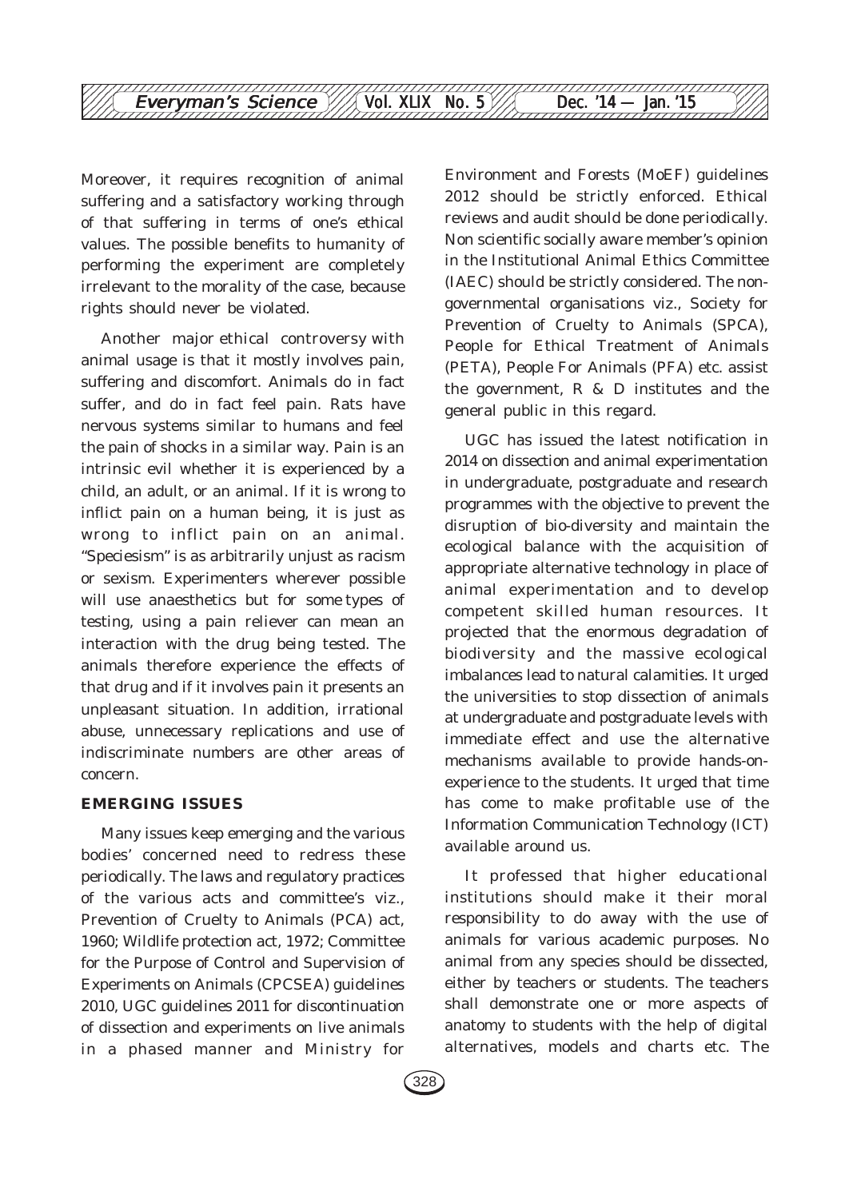Moreover, it requires recognition of animal suffering and a satisfactory working through of that suffering in terms of one's ethical values. The possible benefits to humanity of performing the experiment are completely irrelevant to the morality of the case, because rights should never be violated.

Another major ethical controversy with animal usage is that it mostly involves pain, suffering and discomfort. Animals do in fact suffer, and do in fact feel pain. Rats have nervous systems similar to humans and feel the pain of shocks in a similar way. Pain is an intrinsic evil whether it is experienced by a child, an adult, or an animal. If it is wrong to inflict pain on a human being, it is just as wrong to inflict pain on an animal. "Speciesism" is as arbitrarily unjust as racism or sexism. Experimenters wherever possible will use anaesthetics but for some types of testing, using a pain reliever can mean an interaction with the drug being tested. The animals therefore experience the effects of that drug and if it involves pain it presents an unpleasant situation. In addition, irrational abuse, unnecessary replications and use of indiscriminate numbers are other areas of concern.

**EMERGING ISSUES**

Many issues keep emerging and the various bodies' concerned need to redress these periodically. The laws and regulatory practices of the various acts and committee's viz., Prevention of Cruelty to Animals (PCA) act, 1960; Wildlife protection act, 1972; Committee for the Purpose of Control and Supervision of Experiments on Animals (CPCSEA) guidelines 2010, UGC guidelines 2011 for discontinuation of dissection and experiments on live animals in a phased manner and Ministry for Environment and Forests (MoEF) guidelines 2012 should be strictly enforced. Ethical reviews and audit should be done periodically. Non scientific socially aware member's opinion in the Institutional Animal Ethics Committee (IAEC) should be strictly considered. The non-governmental organisations viz., Society for Prevention of Cruelty to Animals (SPCA), People for Ethical Treatment of Animals (PETA), People For Animals (PFA) etc. assist the government, R & D institutes and the general public in this regard.

UGC has issued the latest notification in 2014 on dissection and animal experimentation in undergraduate, postgraduate and research programmes with the objective to prevent the disruption of bio-diversity and maintain the ecological balance with the acquisition of appropriate alternative technology in place of animal experimentation and to develop competent skilled human resources. It projected that the enormous degradation of biodiversity and the massive ecological imbalances lead to natural calamities. It urged the universities to stop dissection of animals at undergraduate and postgraduate levels with immediate effect and use the alternative mechanisms available to provide hands-on-experience to the students. It urged that time has come to make profitable use of the Information Communication Technology (ICT) available around us.

It professed that higher educational institutions should make it their moral responsibility to do away with the use of animals for various academic purposes. No animal from any species should be dissected, either by teachers or students. The teachers shall demonstrate one or more aspects of anatomy to students with the help of digital alternatives, models and charts etc. The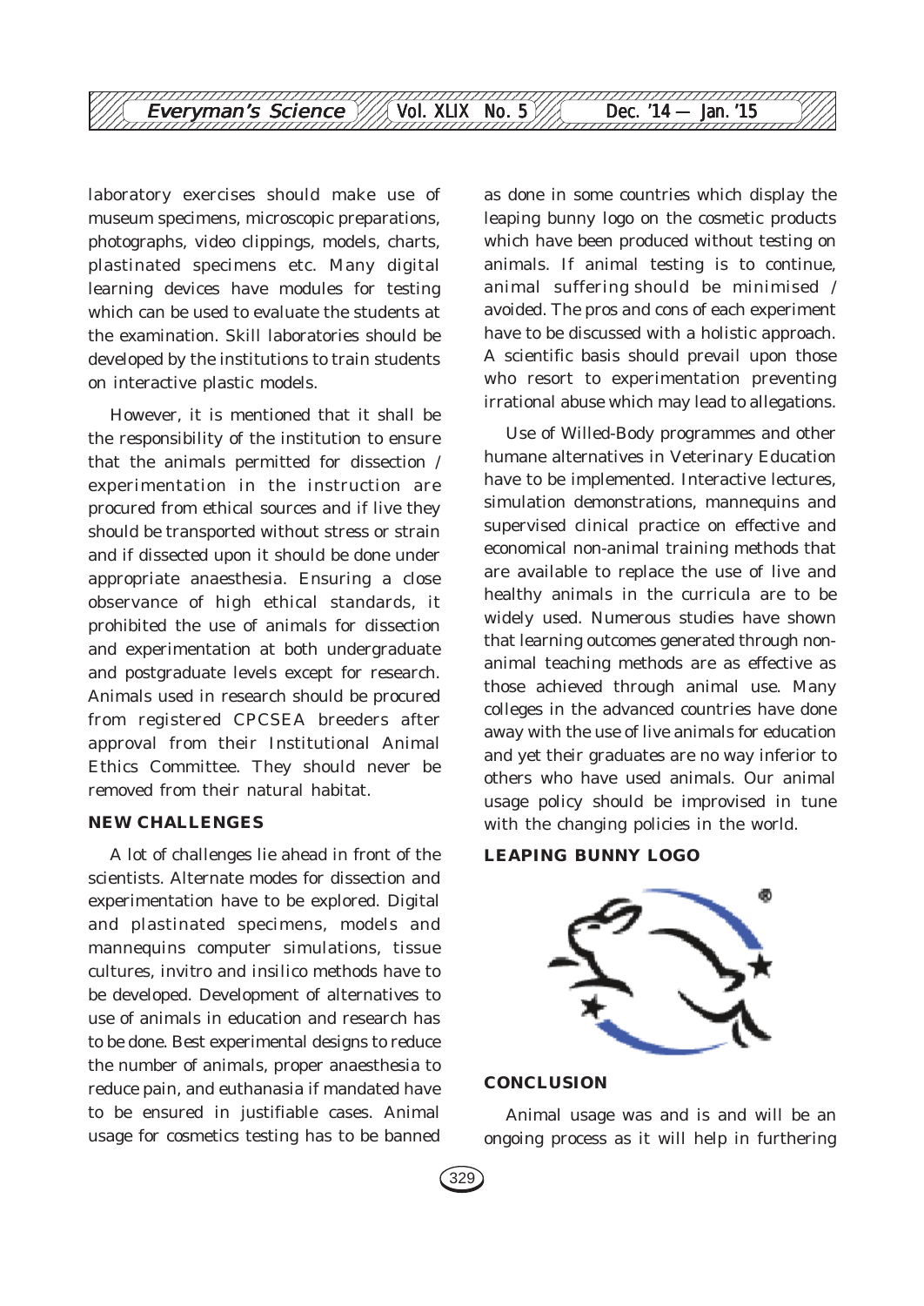laboratory exercises should make use of museum specimens, microscopic preparations, photographs, video clippings, models, charts, plastinated specimens etc. Many digital learning devices have modules for testing which can be used to evaluate the students at the examination. Skill laboratories should be developed by the institutions to train students on interactive plastic models.

However, it is mentioned that it shall be the responsibility of the institution to ensure that the animals permitted for dissection / experimentation in the instruction are procured from ethical sources and if live they should be transported without stress or strain and if dissected upon it should be done under appropriate anaesthesia. Ensuring a close observance of high ethical standards, it prohibited the use of animals for dissection and experimentation at both undergraduate and postgraduate levels except for research. Animals used in research should be procured from registered CPCSEA breeders after approval from their Institutional Animal Ethics Committee. They should never be removed from their natural habitat.

### NEW CHALLENGES

A lot of challenges lie ahead in front of the scientists. Alternate modes for dissection and experimentation have to be explored. Digital and plastinated specimens, models and mannequins computer simulations, tissue cultures, invitro and insilico methods have to be developed. Development of alternatives to use of animals in education and research has to be done. Best experimental designs to reduce the number of animals, proper anaesthesia to reduce pain, and euthanasia if mandated have to be ensured in justifiable cases. Animal usage for cosmetics testing has to be banned as done in some countries which display the leaping bunny logo on the cosmetic products which have been produced without testing on animals. If animal testing is to continue, animal suffering should be minimised / avoided. The pros and cons of each experiment have to be discussed with a holistic approach. A scientific basis should prevail upon those who resort to experimentation preventing irrational abuse which may lead to allegations.

Use of Willed-Body programmes and other humane alternatives in Veterinary Education have to be implemented. Interactive lectures, simulation demonstrations, mannequins and supervised clinical practice on effective and economical non-animal training methods that are available to replace the use of live and healthy animals in the curricula are to be widely used. Numerous studies have shown that learning outcomes generated through non-animal teaching methods are as effective as those achieved through animal use. Many colleges in the advanced countries have done away with the use of live animals for education and yet their graduates are no way inferior to others who have used animals. Our animal usage policy should be improvised in tune with the changing policies in the world.

### LEAPING BUNNY LOGO

### CONCLUSION

Animal usage was and is and will be an ongoing process as it will help in furthering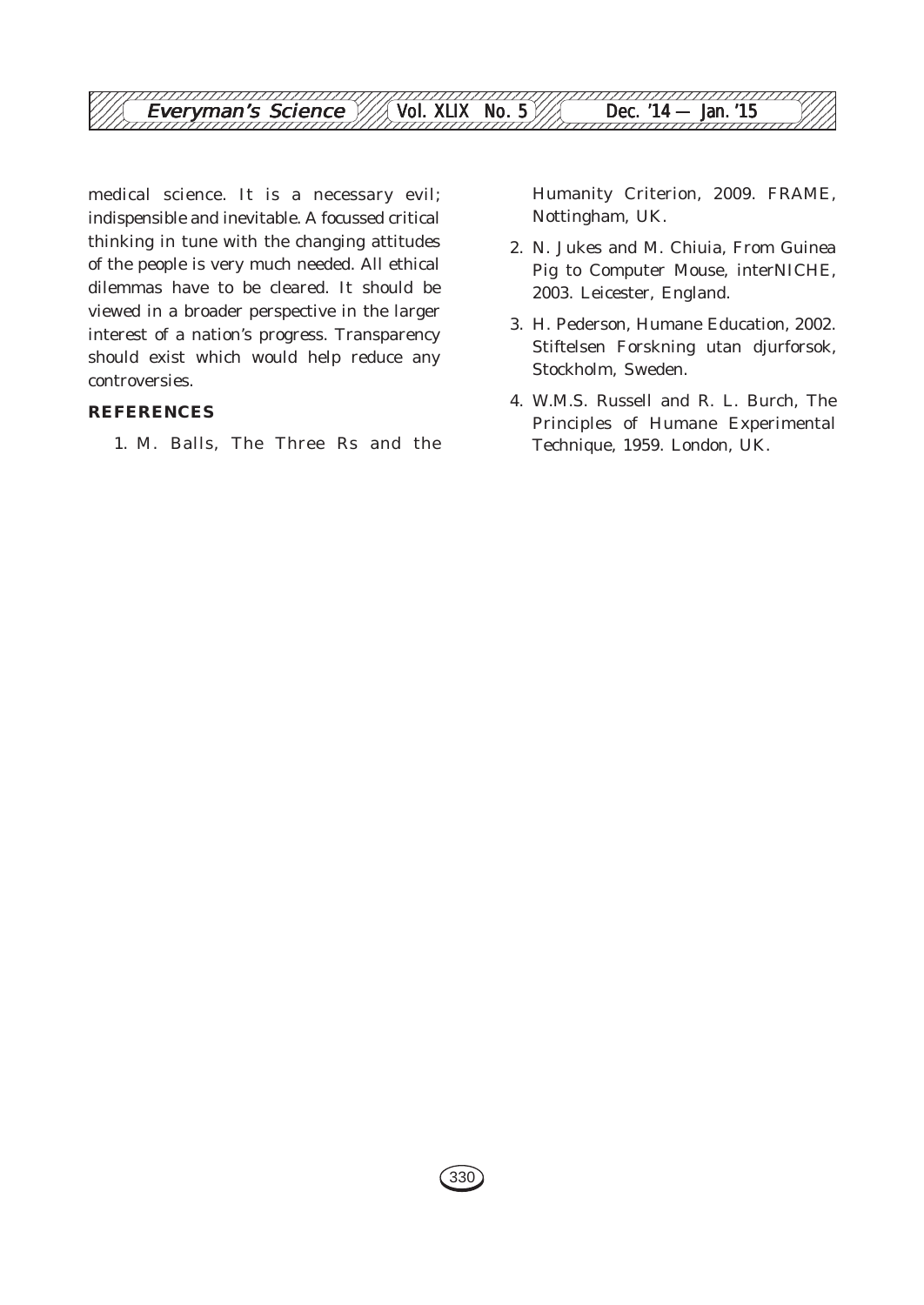medical science. It is a necessary evil; indispensible and inevitable. A focussed critical thinking in tune with the changing attitudes of the people is very much needed. All ethical dilemmas have to be cleared. It should be viewed in a broader perspective in the larger interest of a nation's progress. Transparency should exist which would help reduce any controversies.

## REFERENCES

1. M. Balls, The Three Rs and the Humanity Criterion, 2009. FRAME, Nottingham, UK.
2. N. Jukes and M. Chiuia, From Guinea Pig to Computer Mouse, interNICHE, 2003. Leicester, England.
3. H. Pederson, Humane Education, 2002. Stiftelsen Forskning utan djurforsok, Stockholm, Sweden.
4. W.M.S. Russell and R. L. Burch, The Principles of Humane Experimental Technique, 1959. London, UK.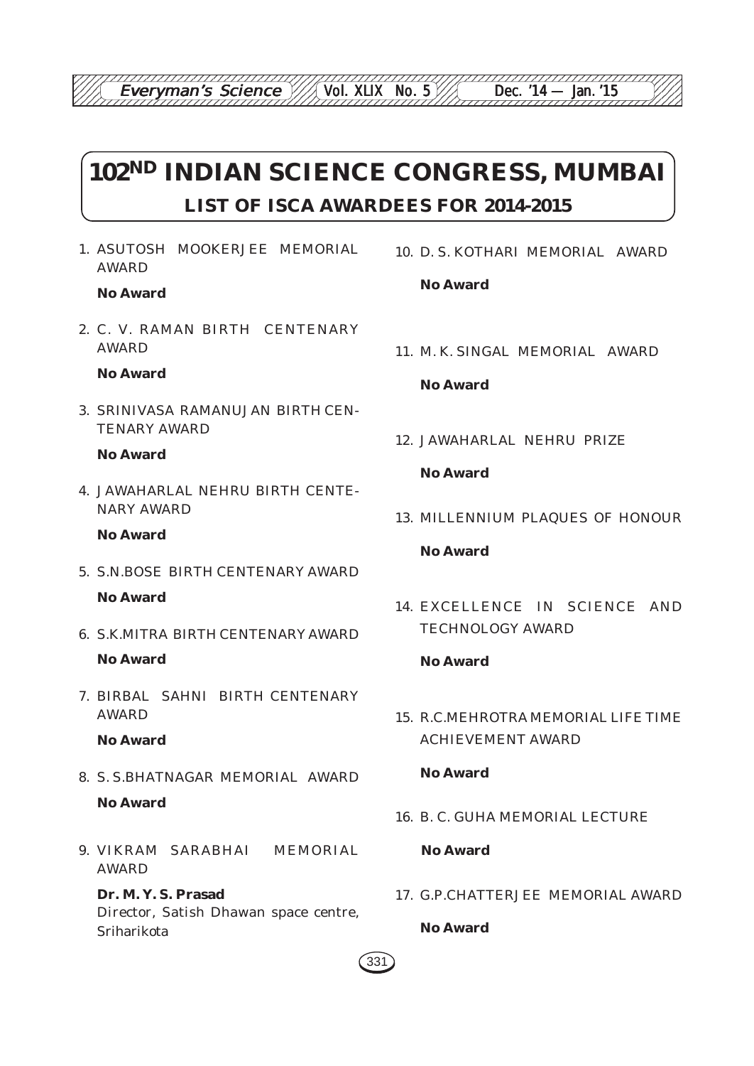# 102ND INDIAN SCIENCE CONGRESS, MUMBAI

## LIST OF ISCA AWARDEES FOR 2014-2015

1. ASUTOSH MOOKERJEE MEMORIAL AWARD

   **No Award**

2. C. V. RAMAN BIRTH CENTENARY AWARD

   **No Award**

3. SRINIVASA RAMANUJAN BIRTH CENTENARY AWARD

   **No Award**

4. JAWAHARLAL NEHRU BIRTH CENTENARY AWARD

   **No Award**

5. S.N.BOSE BIRTH CENTENARY AWARD

   **No Award**

6. S.K.MITRA BIRTH CENTENARY AWARD

   **No Award**

7. BIRBAL SAHNI BIRTH CENTENARY AWARD

   **No Award**

8. S. S.BHATNAGAR MEMORIAL AWARD

   **No Award**

9. VIKRAM SARABHAI MEMORIAL AWARD

   **Dr. M. Y. S. Prasad**
   Director, Satish Dhawan space centre, Sriharikota

10. D. S. KOTHARI MEMORIAL AWARD

    **No Award**

11. M. K. SINGAL MEMORIAL AWARD

    **No Award**

12. JAWAHARLAL NEHRU PRIZE

    **No Award**

13. MILLENNIUM PLAQUES OF HONOUR

    **No Award**

14. EXCELLENCE IN SCIENCE AND TECHNOLOGY AWARD

    **No Award**

15. R.C.MEHROTRA MEMORIAL LIFE TIME ACHIEVEMENT AWARD

    **No Award**

16. B. C. GUHA MEMORIAL LECTURE

    **No Award**

17. G.P.CHATTERJEE MEMORIAL AWARD

    **No Award**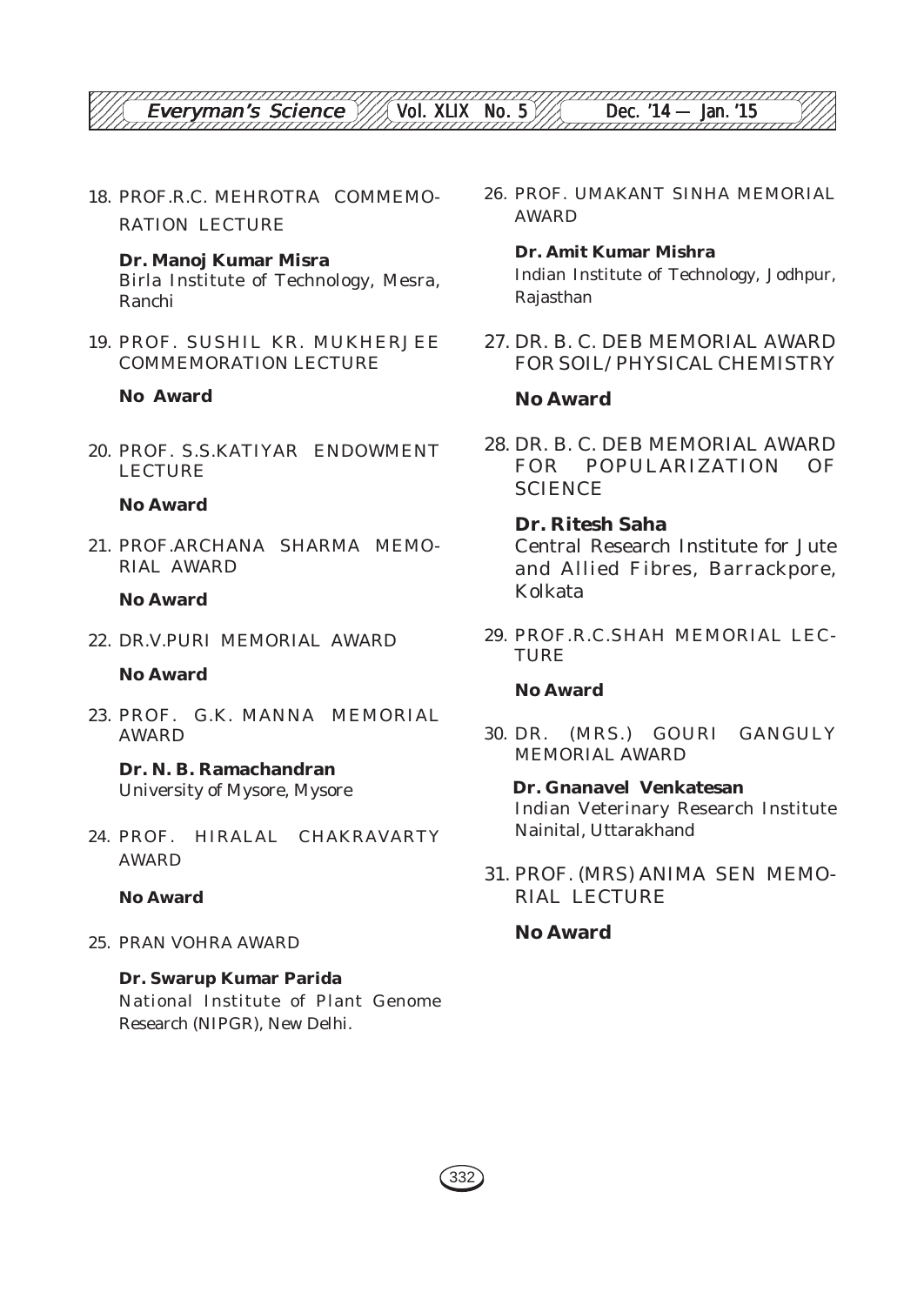18. PROF.R.C. MEHROTRA COMMEMORATION LECTURE

    **Dr. Manoj Kumar Misra**
    Birla Institute of Technology, Mesra, Ranchi

19. PROF. SUSHIL KR. MUKHERJEE COMMEMORATION LECTURE

    **No Award**

20. PROF. S.S.KATIYAR ENDOWMENT LECTURE

    **No Award**

21. PROF.ARCHANA SHARMA MEMORIAL AWARD

    **No Award**

22. DR.V.PURI MEMORIAL AWARD

    **No Award**

23. PROF. G.K. MANNA MEMORIAL AWARD

    **Dr. N. B. Ramachandran**
    University of Mysore, Mysore

24. PROF. HIRALAL CHAKRAVARTY AWARD

    **No Award**

25. PRAN VOHRA AWARD

    **Dr. Swarup Kumar Parida**
    National Institute of Plant Genome Research (NIPGR), New Delhi.

26. PROF. UMAKANT SINHA MEMORIAL AWARD

    **Dr. Amit Kumar Mishra**
    Indian Institute of Technology, Jodhpur, Rajasthan

27. DR. B. C. DEB MEMORIAL AWARD FOR SOIL/PHYSICAL CHEMISTRY

    **No Award**

28. DR. B. C. DEB MEMORIAL AWARD FOR POPULARIZATION OF SCIENCE

    **Dr. Ritesh Saha**
    Central Research Institute for Jute and Allied Fibres, Barrackpore, Kolkata

29. PROF.R.C.SHAH MEMORIAL LECTURE

    **No Award**

30. DR. (MRS.) GOURI GANGULY MEMORIAL AWARD

    **Dr. Gnanavel Venkatesan**
    Indian Veterinary Research Institute Nainital, Uttarakhand

31. PROF. (MRS) ANIMA SEN MEMORIAL LECTURE

    **No Award**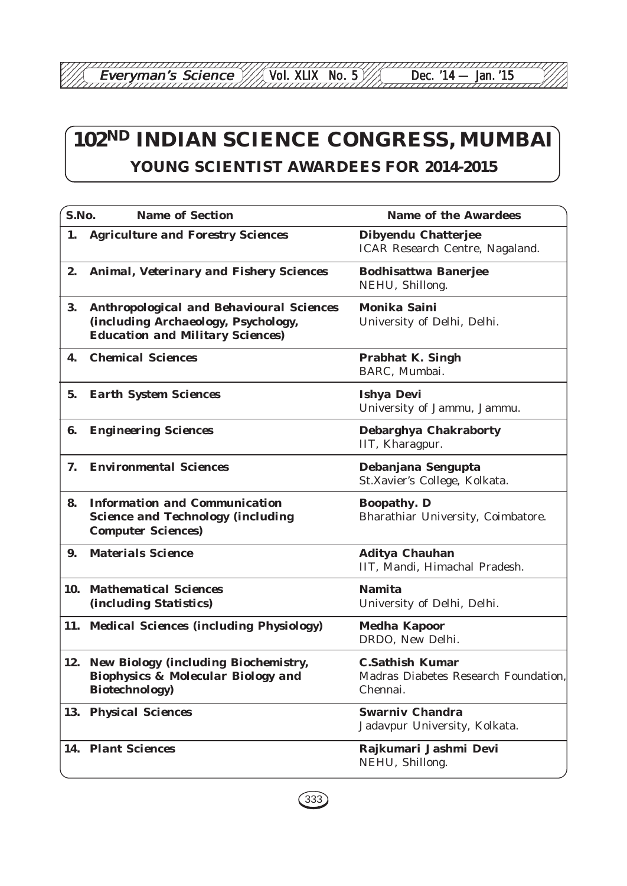# 102ND INDIAN SCIENCE CONGRESS, MUMBAI

## YOUNG SCIENTIST AWARDEES FOR 2014-2015

| S.No. | Name of Section | Name of the Awardees |
|---|---|---|
| 1. | Agriculture and Forestry Sciences | **Dibyendu Chatterjee**<br>ICAR Research Centre, Nagaland. |
| 2. | Animal, Veterinary and Fishery Sciences | **Bodhisattwa Banerjee**<br>NEHU, Shillong. |
| 3. | Anthropological and Behavioural Sciences (including Archaeology, Psychology, Education and Military Sciences) | **Monika Saini**<br>University of Delhi, Delhi. |
| 4. | Chemical Sciences | **Prabhat K. Singh**<br>BARC, Mumbai. |
| 5. | Earth System Sciences | **Ishya Devi**<br>University of Jammu, Jammu. |
| 6. | Engineering Sciences | **Debarghya Chakraborty**<br>IIT, Kharagpur. |
| 7. | Environmental Sciences | **Debanjana Sengupta**<br>St.Xavier's College, Kolkata. |
| 8. | Information and Communication Science and Technology (including Computer Sciences) | **Boopathy. D**<br>Bharathiar University, Coimbatore. |
| 9. | Materials Science | **Aditya Chauhan**<br>IIT, Mandi, Himachal Pradesh. |
| 10. | Mathematical Sciences (including Statistics) | **Namita**<br>University of Delhi, Delhi. |
| 11. | Medical Sciences (including Physiology) | **Medha Kapoor**<br>DRDO, New Delhi. |
| 12. | New Biology (including Biochemistry, Biophysics & Molecular Biology and Biotechnology) | **C.Sathish Kumar**<br>Madras Diabetes Research Foundation, Chennai. |
| 13. | Physical Sciences | **Swarniv Chandra**<br>Jadavpur University, Kolkata. |
| 14. | Plant Sciences | **Rajkumari Jashmi Devi**<br>NEHU, Shillong. |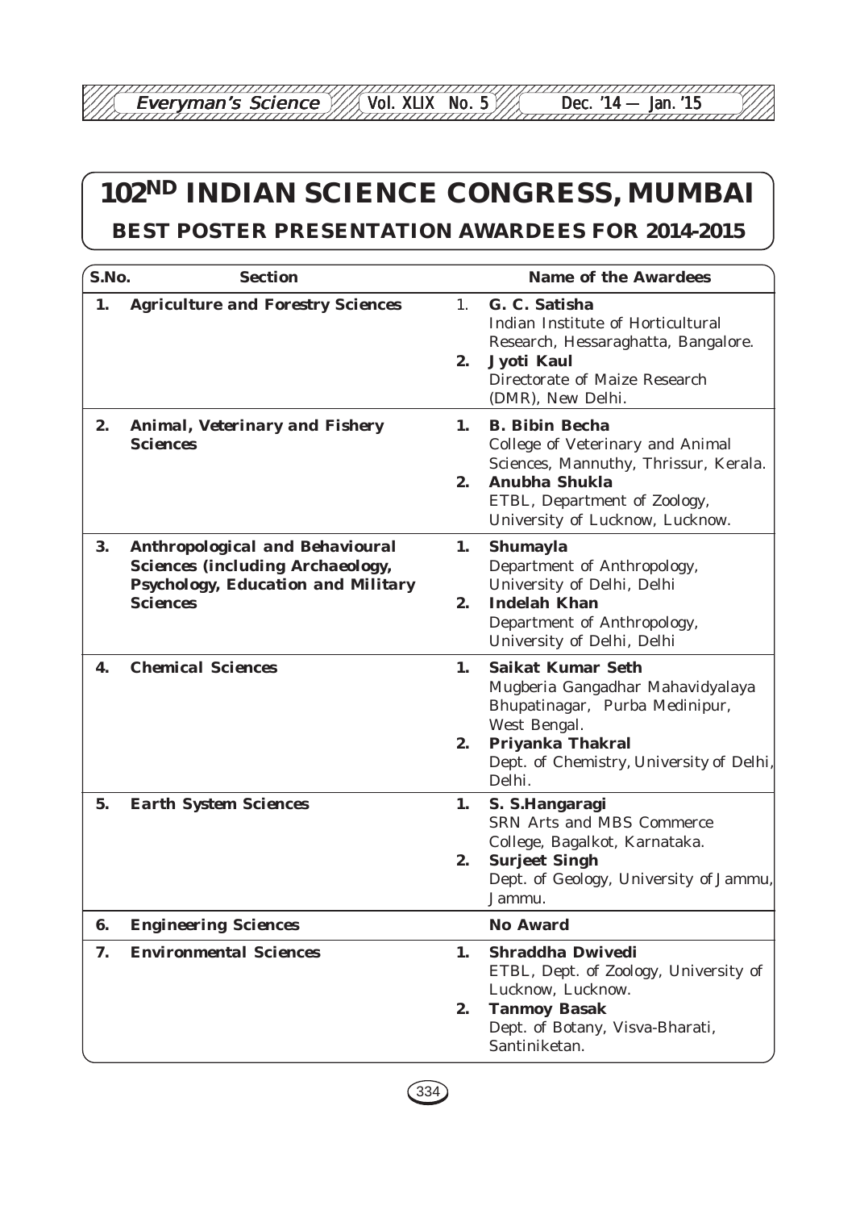# 102ND INDIAN SCIENCE CONGRESS, MUMBAI

## BEST POSTER PRESENTATION AWARDEES FOR 2014-2015

| S.No. | Section | | Name of the Awardees |
|---|---|---|---|
| **1.** | **Agriculture and Forestry Sciences** | 1. | **G. C. Satisha** Indian Institute of Horticultural Research, Hessaraghatta, Bangalore. |
| | | **2.** | **Jyoti Kaul** Directorate of Maize Research (DMR), New Delhi. |
| **2.** | **Animal, Veterinary and Fishery Sciences** | **1.** | **B. Bibin Becha** College of Veterinary and Animal Sciences, Mannuthy, Thrissur, Kerala. |
| | | **2.** | **Anubha Shukla** ETBL, Department of Zoology, University of Lucknow, Lucknow. |
| **3.** | **Anthropological and Behavioural Sciences (including Archaeology, Psychology, Education and Military Sciences** | **1.** | **Shumayla** Department of Anthropology, University of Delhi, Delhi |
| | | **2.** | **Indelah Khan** Department of Anthropology, University of Delhi, Delhi |
| **4.** | **Chemical Sciences** | **1.** | **Saikat Kumar Seth** Mugberia Gangadhar Mahavidyalaya Bhupatinagar, Purba Medinipur, West Bengal. |
| | | **2.** | **Priyanka Thakral** Dept. of Chemistry, University of Delhi, Delhi. |
| **5.** | **Earth System Sciences** | **1.** | **S. S.Hangaragi** SRN Arts and MBS Commerce College, Bagalkot, Karnataka. |
| | | **2.** | **Surjeet Singh** Dept. of Geology, University of Jammu, Jammu. |
| **6.** | **Engineering Sciences** | | **No Award** |
| **7.** | **Environmental Sciences** | **1.** | **Shraddha Dwivedi** ETBL, Dept. of Zoology, University of Lucknow, Lucknow. |
| | | **2.** | **Tanmoy Basak** Dept. of Botany, Visva-Bharati, Santiniketan. |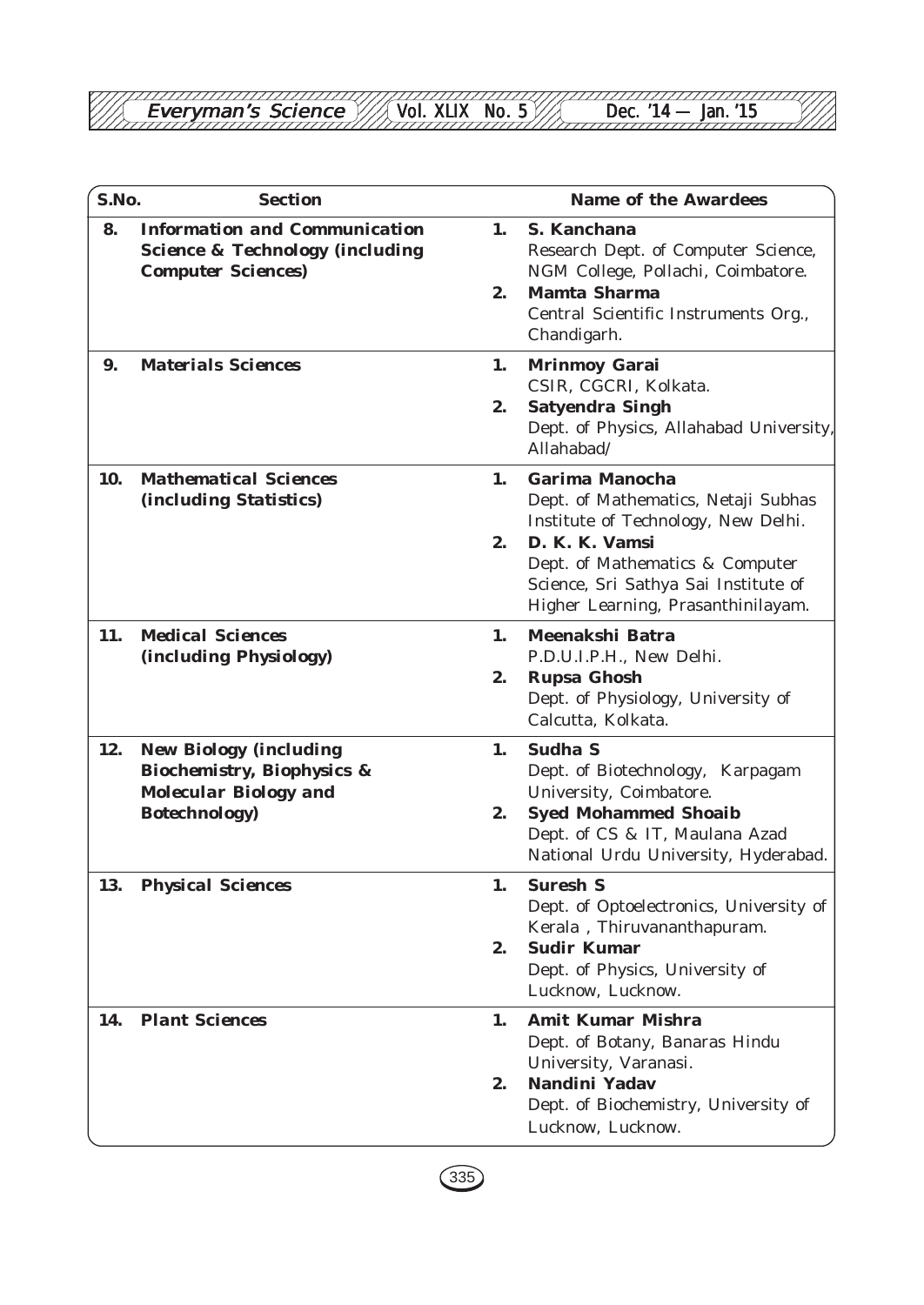| S.No. | Section | | Name of the Awardees |
|---|---|---|---|
| 8. | **Information and Communication Science & Technology (including Computer Sciences)** | 1. | **S. Kanchana**<br>Research Dept. of Computer Science, NGM College, Pollachi, Coimbatore. |
| | | 2. | **Mamta Sharma**<br>Central Scientific Instruments Org., Chandigarh. |
| 9. | **Materials Sciences** | 1. | **Mrinmoy Garai**<br>CSIR, CGCRI, Kolkata. |
| | | 2. | **Satyendra Singh**<br>Dept. of Physics, Allahabad University, Allahabad/ |
| 10. | **Mathematical Sciences (including Statistics)** | 1. | **Garima Manocha**<br>Dept. of Mathematics, Netaji Subhas Institute of Technology, New Delhi. |
| | | 2. | **D. K. K. Vamsi**<br>Dept. of Mathematics & Computer Science, Sri Sathya Sai Institute of Higher Learning, Prasanthinilayam. |
| 11. | **Medical Sciences (including Physiology)** | 1. | **Meenakshi Batra**<br>P.D.U.I.P.H., New Delhi. |
| | | 2. | **Rupsa Ghosh**<br>Dept. of Physiology, University of Calcutta, Kolkata. |
| 12. | **New Biology (including Biochemistry, Biophysics & Molecular Biology and Botechnology)** | 1. | **Sudha S**<br>Dept. of Biotechnology, Karpagam University, Coimbatore. |
| | | 2. | **Syed Mohammed Shoaib**<br>Dept. of CS & IT, Maulana Azad National Urdu University, Hyderabad. |
| 13. | **Physical Sciences** | 1. | **Suresh S**<br>Dept. of Optoelectronics, University of Kerala , Thiruvananthapuram. |
| | | 2. | **Sudir Kumar**<br>Dept. of Physics, University of Lucknow, Lucknow. |
| 14. | **Plant Sciences** | 1. | **Amit Kumar Mishra**<br>Dept. of Botany, Banaras Hindu University, Varanasi. |
| | | 2. | **Nandini Yadav**<br>Dept. of Biochemistry, University of Lucknow, Lucknow. |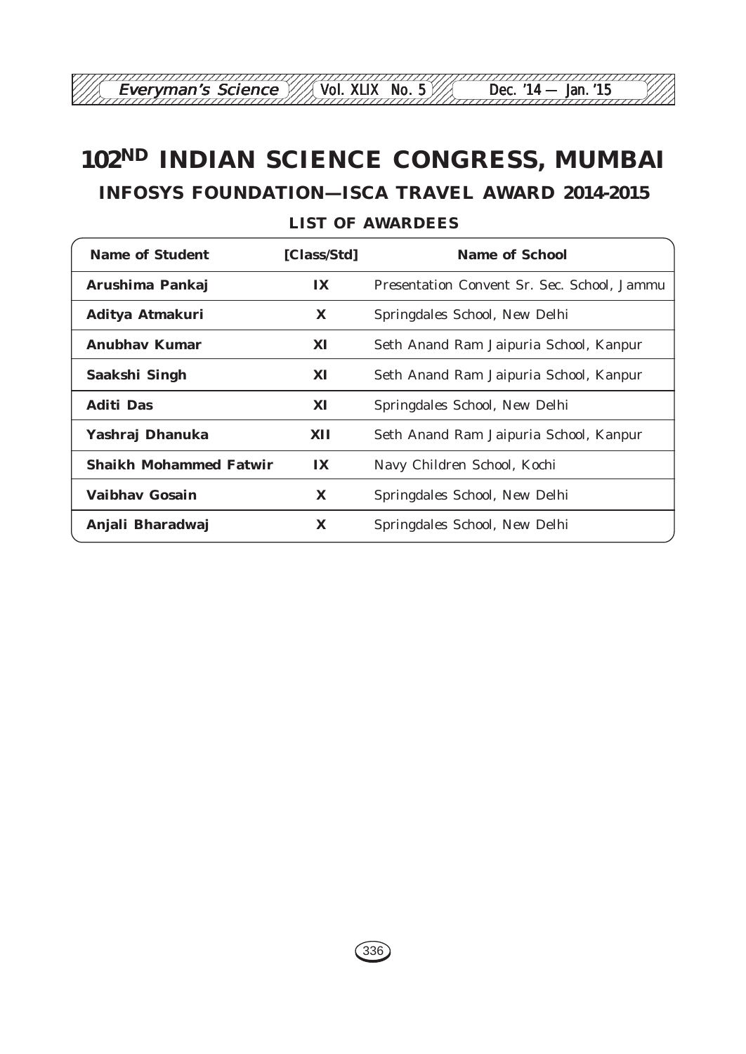# 102ND INDIAN SCIENCE CONGRESS, MUMBAI

## INFOSYS FOUNDATION—ISCA TRAVEL AWARD 2014-2015

### LIST OF AWARDEES

| Name of Student | [Class/Std] | Name of School |
|---|---|---|
| **Arushima Pankaj** | **IX** | Presentation Convent Sr. Sec. School, Jammu |
| **Aditya Atmakuri** | **X** | Springdales School, New Delhi |
| **Anubhav Kumar** | **XI** | Seth Anand Ram Jaipuria School, Kanpur |
| **Saakshi Singh** | **XI** | Seth Anand Ram Jaipuria School, Kanpur |
| **Aditi Das** | **XI** | Springdales School, New Delhi |
| **Yashraj Dhanuka** | **XII** | Seth Anand Ram Jaipuria School, Kanpur |
| **Shaikh Mohammed Fatwir** | **IX** | Navy Children School, Kochi |
| **Vaibhav Gosain** | **X** | Springdales School, New Delhi |
| **Anjali Bharadwaj** | **X** | Springdales School, New Delhi |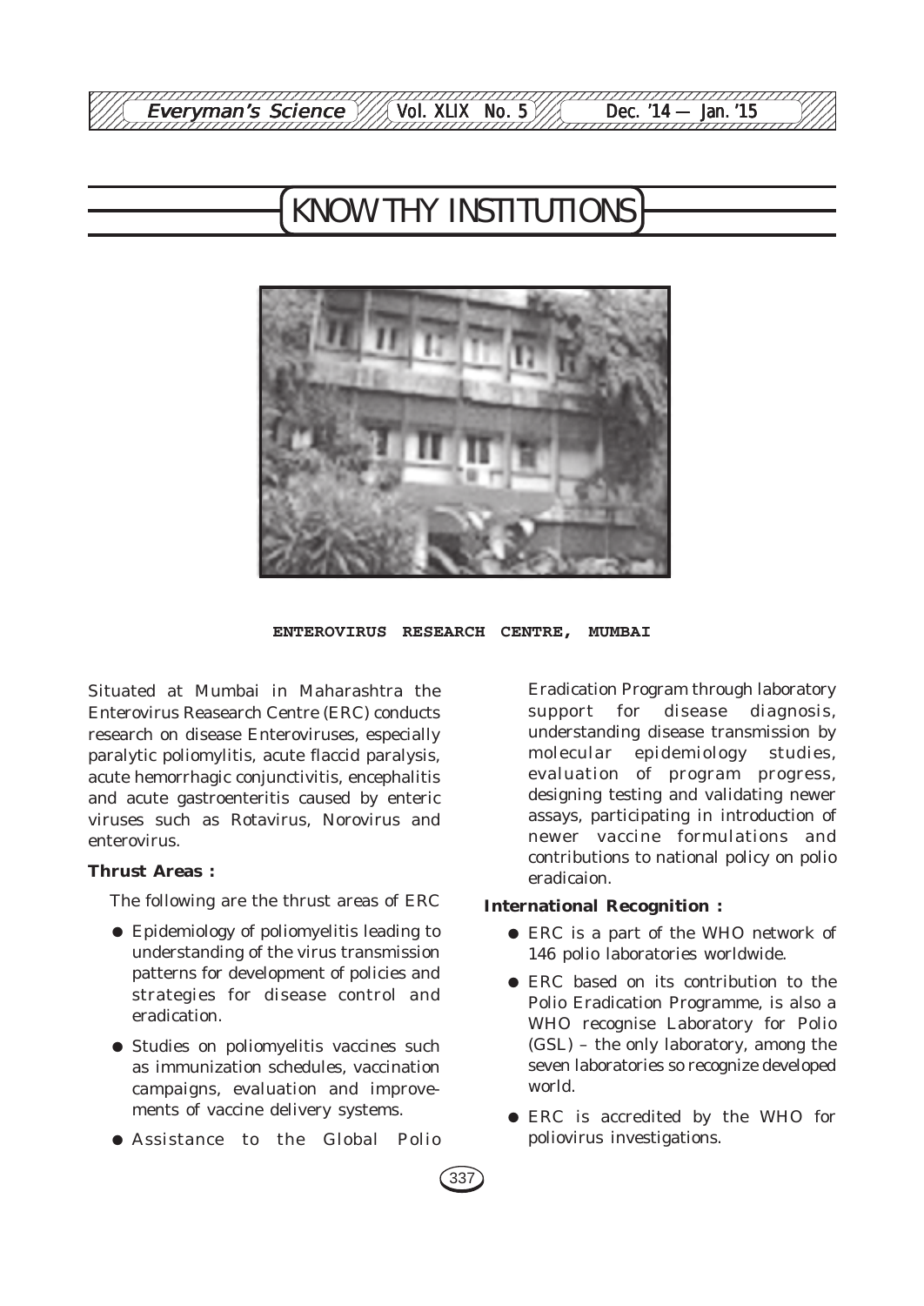# KNOW THY INSTITUTIONS

**ENTEROVIRUS RESEARCH CENTRE, MUMBAI**

Situated at Mumbai in Maharashtra the Enterovirus Reasearch Centre (ERC) conducts research on disease Enteroviruses, especially paralytic poliomylitis, acute flaccid paralysis, acute hemorrhagic conjunctivitis, encephalitis and acute gastroenteritis caused by enteric viruses such as Rotavirus, Norovirus and enterovirus.

**Thrust Areas :**

The following are the thrust areas of ERC

- Epidemiology of poliomyelitis leading to understanding of the virus transmission patterns for development of policies and strategies for disease control and eradication.
- Studies on poliomyelitis vaccines such as immunization schedules, vaccination campaigns, evaluation and improvements of vaccine delivery systems.
- Assistance to the Global Polio Eradication Program through laboratory support for disease diagnosis, understanding disease transmission by molecular epidemiology studies, evaluation of program progress, designing testing and validating newer assays, participating in introduction of newer vaccine formulations and contributions to national policy on polio eradicaion.

**International Recognition :**

- ERC is a part of the WHO network of 146 polio laboratories worldwide.
- ERC based on its contribution to the Polio Eradication Programme, is also a WHO recognise Laboratory for Polio (GSL) – the only laboratory, among the seven laboratories so recognize developed world.
- ERC is accredited by the WHO for poliovirus investigations.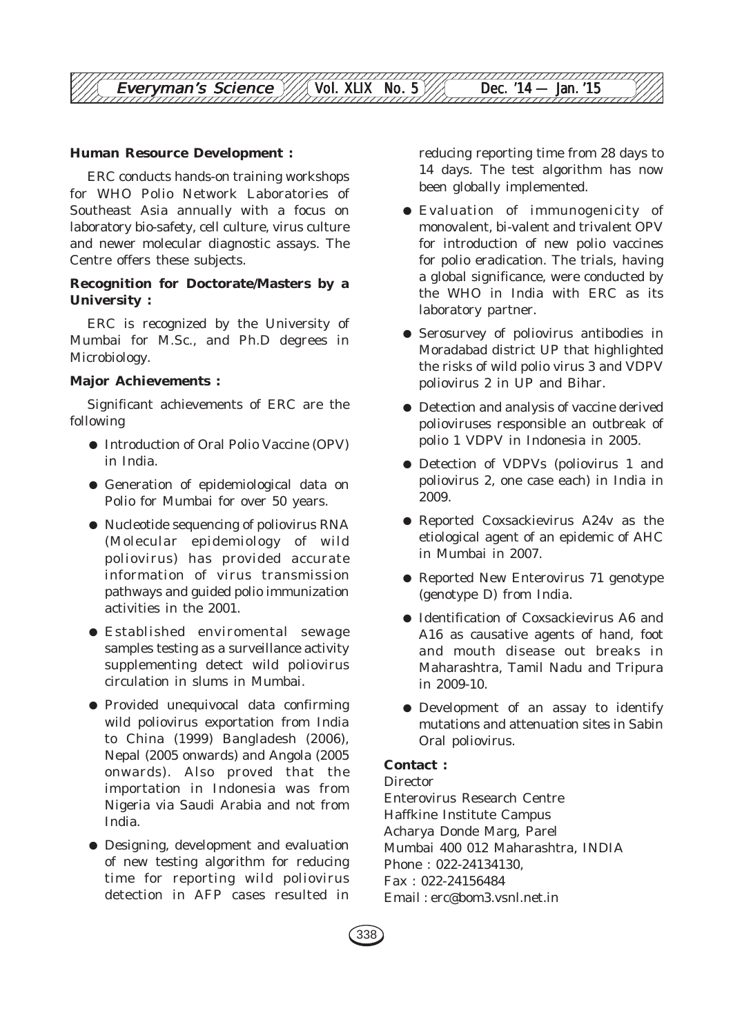**Human Resource Development :**

ERC conducts hands-on training workshops for WHO Polio Network Laboratories of Southeast Asia annually with a focus on laboratory bio-safety, cell culture, virus culture and newer molecular diagnostic assays. The Centre offers these subjects.

**Recognition for Doctorate/Masters by a University :**

ERC is recognized by the University of Mumbai for M.Sc., and Ph.D degrees in Microbiology.

**Major Achievements :**

Significant achievements of ERC are the following

- Introduction of Oral Polio Vaccine (OPV) in India.
- Generation of epidemiological data on Polio for Mumbai for over 50 years.
- Nucleotide sequencing of poliovirus RNA (Molecular epidemiology of wild poliovirus) has provided accurate information of virus transmission pathways and guided polio immunization activities in the 2001.
- Established enviromental sewage samples testing as a surveillance activity supplementing detect wild poliovirus circulation in slums in Mumbai.
- Provided unequivocal data confirming wild poliovirus exportation from India to China (1999) Bangladesh (2006), Nepal (2005 onwards) and Angola (2005 onwards). Also proved that the importation in Indonesia was from Nigeria via Saudi Arabia and not from India.
- Designing, development and evaluation of new testing algorithm for reducing time for reporting wild poliovirus detection in AFP cases resulted in reducing reporting time from 28 days to 14 days. The test algorithm has now been globally implemented.
- Evaluation of immunogenicity of monovalent, bi-valent and trivalent OPV for introduction of new polio vaccines for polio eradication. The trials, having a global significance, were conducted by the WHO in India with ERC as its laboratory partner.
- Serosurvey of poliovirus antibodies in Moradabad district UP that highlighted the risks of wild polio virus 3 and VDPV poliovirus 2 in UP and Bihar.
- Detection and analysis of vaccine derived polioviruses responsible an outbreak of polio 1 VDPV in Indonesia in 2005.
- Detection of VDPVs (poliovirus 1 and poliovirus 2, one case each) in India in 2009.
- Reported Coxsackievirus A24v as the etiological agent of an epidemic of AHC in Mumbai in 2007.
- Reported New Enterovirus 71 genotype (genotype D) from India.
- Identification of Coxsackievirus A6 and A16 as causative agents of hand, foot and mouth disease out breaks in Maharashtra, Tamil Nadu and Tripura in 2009-10.
- Development of an assay to identify mutations and attenuation sites in Sabin Oral poliovirus.

**Contact :**

Director
Enterovirus Research Centre
Haffkine Institute Campus
Acharya Donde Marg, Parel
Mumbai 400 012 Maharashtra, INDIA
Phone : 022-24134130,
Fax : 022-24156484
Email : erc@bom3.vsnl.net.in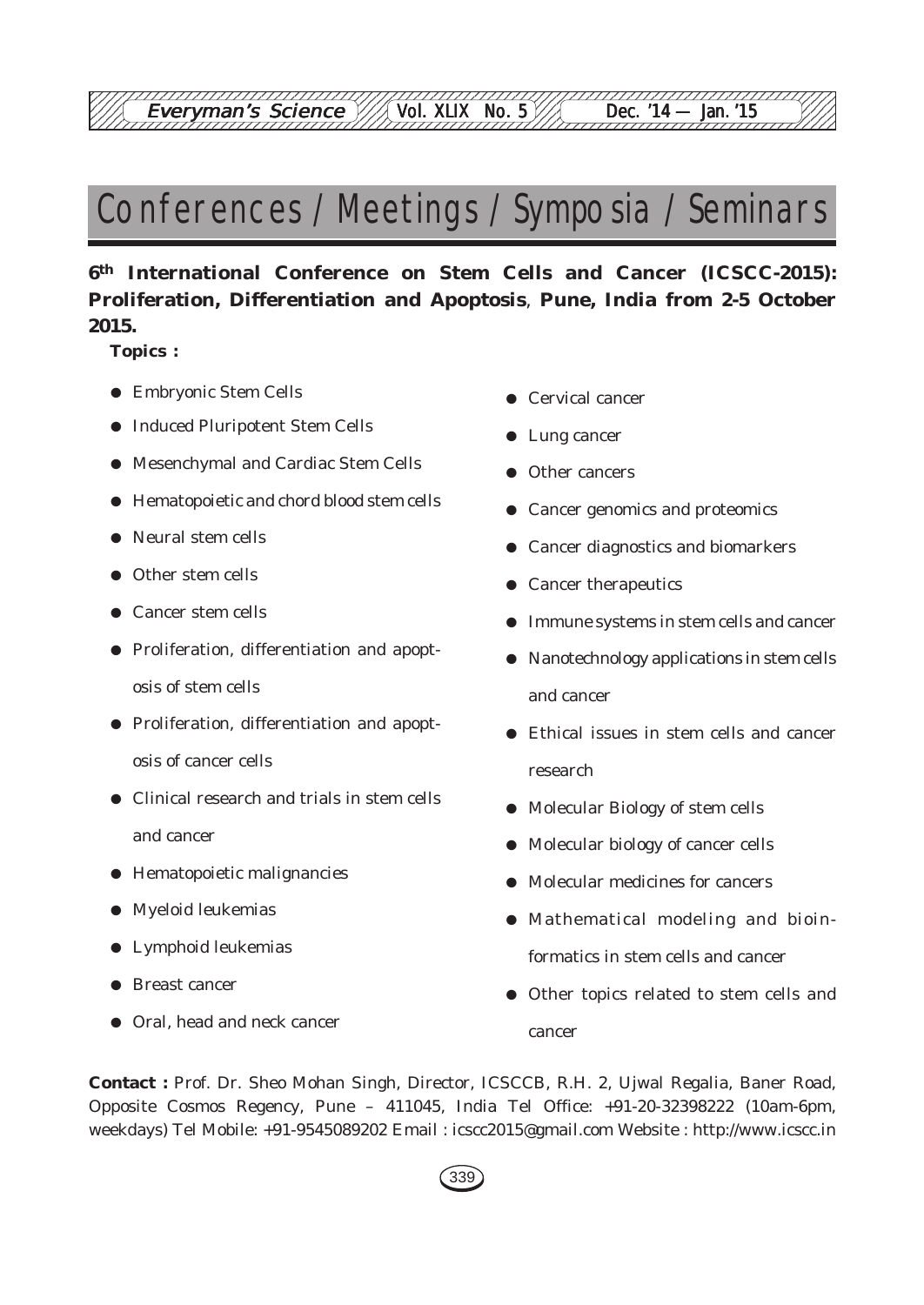# Conferences / Meetings / Symposia / Seminars

**6th International Conference on Stem Cells and Cancer (ICSCC-2015): Proliferation, Differentiation and Apoptosis**, **Pune, India from 2-5 October 2015.**

**Topics :**

- Embryonic Stem Cells
- Induced Pluripotent Stem Cells
- Mesenchymal and Cardiac Stem Cells
- Hematopoietic and chord blood stem cells
- Neural stem cells
- Other stem cells
- Cancer stem cells
- Proliferation, differentiation and apoptosis of stem cells
- Proliferation, differentiation and apoptosis of cancer cells
- Clinical research and trials in stem cells and cancer
- Hematopoietic malignancies
- Myeloid leukemias
- Lymphoid leukemias
- Breast cancer
- Oral, head and neck cancer
- Cervical cancer
- Lung cancer
- Other cancers
- Cancer genomics and proteomics
- Cancer diagnostics and biomarkers
- Cancer therapeutics
- Immune systems in stem cells and cancer
- Nanotechnology applications in stem cells and cancer
- Ethical issues in stem cells and cancer research
- Molecular Biology of stem cells
- Molecular biology of cancer cells
- Molecular medicines for cancers
- Mathematical modeling and bioinformatics in stem cells and cancer
- Other topics related to stem cells and cancer

**Contact :** Prof. Dr. Sheo Mohan Singh, Director, ICSCCB, R.H. 2, Ujwal Regalia, Baner Road, Opposite Cosmos Regency, Pune – 411045, India Tel Office: +91-20-32398222 (10am-6pm, weekdays) Tel Mobile: +91-9545089202 Email : icscc2015@gmail.com Website : http://www.icscc.in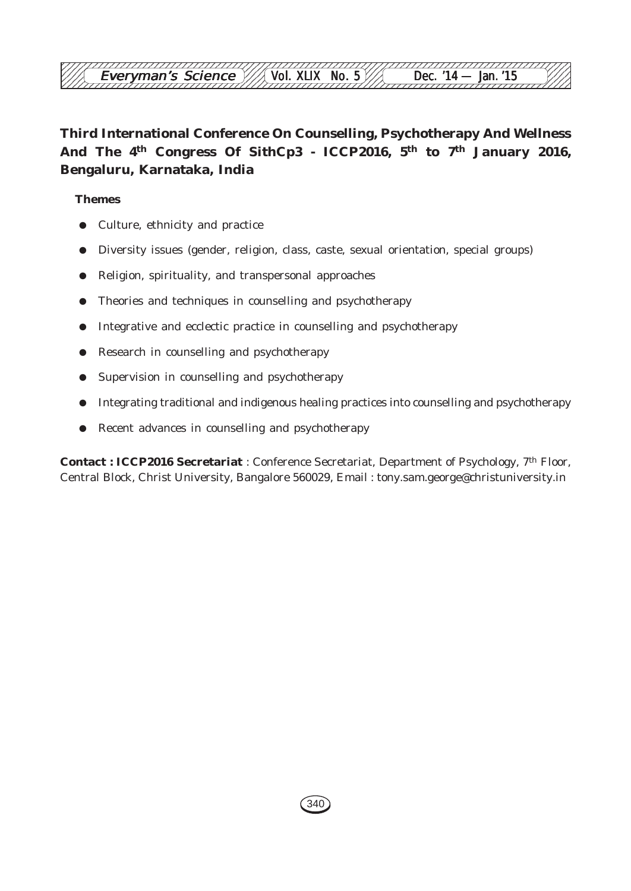## Third International Conference On Counselling, Psychotherapy And Wellness And The 4th Congress Of SithCp3 - ICCP2016, 5th to 7th January 2016, Bengaluru, Karnataka, India

**Themes**

- Culture, ethnicity and practice
- Diversity issues (gender, religion, class, caste, sexual orientation, special groups)
- Religion, spirituality, and transpersonal approaches
- Theories and techniques in counselling and psychotherapy
- Integrative and ecclectic practice in counselling and psychotherapy
- Research in counselling and psychotherapy
- Supervision in counselling and psychotherapy
- Integrating traditional and indigenous healing practices into counselling and psychotherapy
- Recent advances in counselling and psychotherapy

**Contact : ICCP2016 Secretariat** : Conference Secretariat, Department of Psychology, 7th Floor, Central Block, Christ University, Bangalore 560029, Email : tony.sam.george@christuniversity.in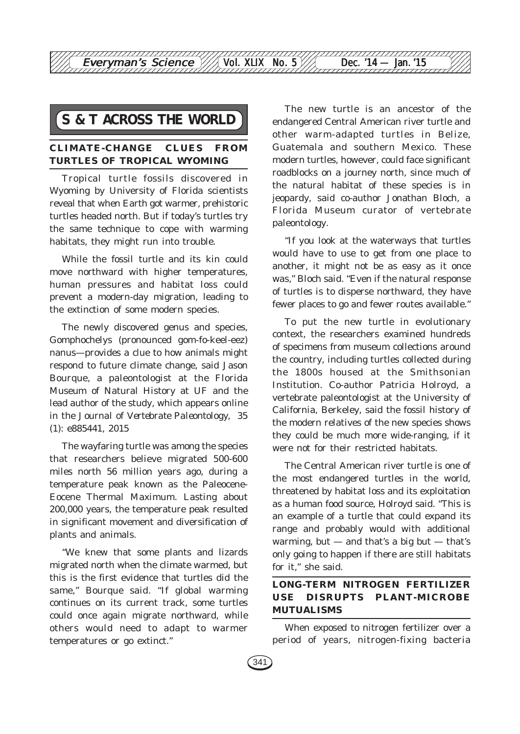## S & T ACROSS THE WORLD

### CLIMATE-CHANGE CLUES FROM TURTLES OF TROPICAL WYOMING

Tropical turtle fossils discovered in Wyoming by University of Florida scientists reveal that when Earth got warmer, prehistoric turtles headed north. But if today's turtles try the same technique to cope with warming habitats, they might run into trouble.

While the fossil turtle and its kin could move northward with higher temperatures, human pressures and habitat loss could prevent a modern-day migration, leading to the extinction of some modern species.

The newly discovered genus and species, Gomphochelys (pronounced gom-fo-keel-eez) nanus—provides a clue to how animals might respond to future climate change, said Jason Bourque, a paleontologist at the Florida Museum of Natural History at UF and the lead author of the study, which appears online in the *Journal of Vertebrate Paleontology*, 35 (1): e885441, 2015

The wayfaring turtle was among the species that researchers believe migrated 500-600 miles north 56 million years ago, during a temperature peak known as the Paleocene-Eocene Thermal Maximum. Lasting about 200,000 years, the temperature peak resulted in significant movement and diversification of plants and animals.

"We knew that some plants and lizards migrated north when the climate warmed, but this is the first evidence that turtles did the same," Bourque said. "If global warming continues on its current track, some turtles could once again migrate northward, while others would need to adapt to warmer temperatures or go extinct."

The new turtle is an ancestor of the endangered Central American river turtle and other warm-adapted turtles in Belize, Guatemala and southern Mexico. These modern turtles, however, could face significant roadblocks on a journey north, since much of the natural habitat of these species is in jeopardy, said co-author Jonathan Bloch, a Florida Museum curator of vertebrate paleontology.

"If you look at the waterways that turtles would have to use to get from one place to another, it might not be as easy as it once was," Bloch said. "Even if the natural response of turtles is to disperse northward, they have fewer places to go and fewer routes available."

To put the new turtle in evolutionary context, the researchers examined hundreds of specimens from museum collections around the country, including turtles collected during the 1800s housed at the Smithsonian Institution. Co-author Patricia Holroyd, a vertebrate paleontologist at the University of California, Berkeley, said the fossil history of the modern relatives of the new species shows they could be much more wide-ranging, if it were not for their restricted habitats.

The Central American river turtle is one of the most endangered turtles in the world, threatened by habitat loss and its exploitation as a human food source, Holroyd said. "This is an example of a turtle that could expand its range and probably would with additional warming, but — and that's a big but — that's only going to happen if there are still habitats for it," she said.

### LONG-TERM NITROGEN FERTILIZER USE DISRUPTS PLANT-MICROBE MUTUALISMS

When exposed to nitrogen fertilizer over a period of years, nitrogen-fixing bacteria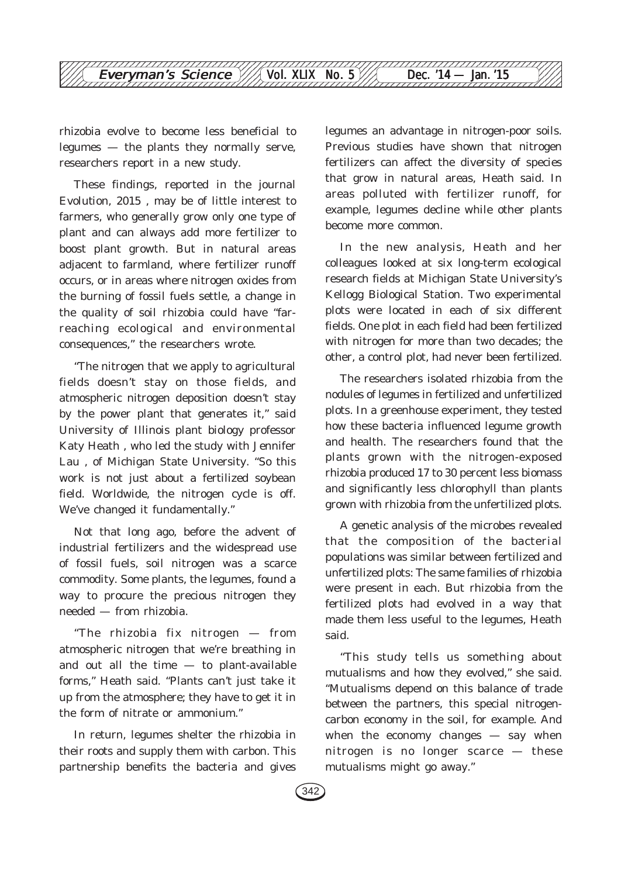rhizobia evolve to become less beneficial to legumes — the plants they normally serve, researchers report in a new study.

These findings, reported in the journal Evolution, 2015 , may be of little interest to farmers, who generally grow only one type of plant and can always add more fertilizer to boost plant growth. But in natural areas adjacent to farmland, where fertilizer runoff occurs, or in areas where nitrogen oxides from the burning of fossil fuels settle, a change in the quality of soil rhizobia could have "far-reaching ecological and environmental consequences," the researchers wrote.

"The nitrogen that we apply to agricultural fields doesn't stay on those fields, and atmospheric nitrogen deposition doesn't stay by the power plant that generates it," said University of Illinois plant biology professor Katy Heath , who led the study with Jennifer Lau , of Michigan State University. "So this work is not just about a fertilized soybean field. Worldwide, the nitrogen cycle is off. We've changed it fundamentally."

Not that long ago, before the advent of industrial fertilizers and the widespread use of fossil fuels, soil nitrogen was a scarce commodity. Some plants, the legumes, found a way to procure the precious nitrogen they needed — from rhizobia.

"The rhizobia fix nitrogen — from atmospheric nitrogen that we're breathing in and out all the time — to plant-available forms," Heath said. "Plants can't just take it up from the atmosphere; they have to get it in the form of nitrate or ammonium."

In return, legumes shelter the rhizobia in their roots and supply them with carbon. This partnership benefits the bacteria and gives legumes an advantage in nitrogen-poor soils. Previous studies have shown that nitrogen fertilizers can affect the diversity of species that grow in natural areas, Heath said. In areas polluted with fertilizer runoff, for example, legumes decline while other plants become more common.

In the new analysis, Heath and her colleagues looked at six long-term ecological research fields at Michigan State University's Kellogg Biological Station. Two experimental plots were located in each of six different fields. One plot in each field had been fertilized with nitrogen for more than two decades; the other, a control plot, had never been fertilized.

The researchers isolated rhizobia from the nodules of legumes in fertilized and unfertilized plots. In a greenhouse experiment, they tested how these bacteria influenced legume growth and health. The researchers found that the plants grown with the nitrogen-exposed rhizobia produced 17 to 30 percent less biomass and significantly less chlorophyll than plants grown with rhizobia from the unfertilized plots.

A genetic analysis of the microbes revealed that the composition of the bacterial populations was similar between fertilized and unfertilized plots: The same families of rhizobia were present in each. But rhizobia from the fertilized plots had evolved in a way that made them less useful to the legumes, Heath said.

"This study tells us something about mutualisms and how they evolved," she said. "Mutualisms depend on this balance of trade between the partners, this special nitrogen-carbon economy in the soil, for example. And when the economy changes — say when nitrogen is no longer scarce — these mutualisms might go away."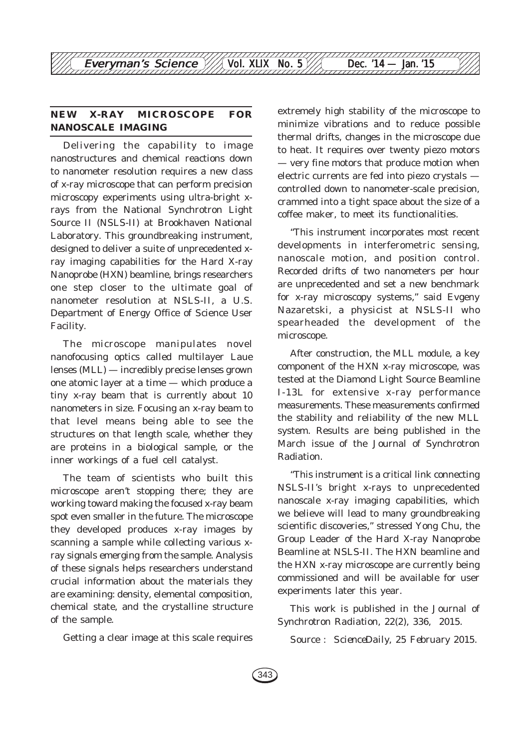## NEW X-RAY MICROSCOPE FOR NANOSCALE IMAGING

Delivering the capability to image nanostructures and chemical reactions down to nanometer resolution requires a new class of x-ray microscope that can perform precision microscopy experiments using ultra-bright x-rays from the National Synchrotron Light Source II (NSLS-II) at Brookhaven National Laboratory. This groundbreaking instrument, designed to deliver a suite of unprecedented x-ray imaging capabilities for the Hard X-ray Nanoprobe (HXN) beamline, brings researchers one step closer to the ultimate goal of nanometer resolution at NSLS-II, a U.S. Department of Energy Office of Science User Facility.

The microscope manipulates novel nanofocusing optics called multilayer Laue lenses (MLL) — incredibly precise lenses grown one atomic layer at a time — which produce a tiny x-ray beam that is currently about 10 nanometers in size. Focusing an x-ray beam to that level means being able to see the structures on that length scale, whether they are proteins in a biological sample, or the inner workings of a fuel cell catalyst.

The team of scientists who built this microscope aren't stopping there; they are working toward making the focused x-ray beam spot even smaller in the future. The microscope they developed produces x-ray images by scanning a sample while collecting various x-ray signals emerging from the sample. Analysis of these signals helps researchers understand crucial information about the materials they are examining: density, elemental composition, chemical state, and the crystalline structure of the sample.

Getting a clear image at this scale requires extremely high stability of the microscope to minimize vibrations and to reduce possible thermal drifts, changes in the microscope due to heat. It requires over twenty piezo motors — very fine motors that produce motion when electric currents are fed into piezo crystals — controlled down to nanometer-scale precision, crammed into a tight space about the size of a coffee maker, to meet its functionalities.

"This instrument incorporates most recent developments in interferometric sensing, nanoscale motion, and position control. Recorded drifts of two nanometers per hour are unprecedented and set a new benchmark for x-ray microscopy systems," said Evgeny Nazaretski, a physicist at NSLS-II who spearheaded the development of the microscope.

After construction, the MLL module, a key component of the HXN x-ray microscope, was tested at the Diamond Light Source Beamline I-13L for extensive x-ray performance measurements. These measurements confirmed the stability and reliability of the new MLL system. Results are being published in the March issue of the Journal of Synchrotron Radiation.

"This instrument is a critical link connecting NSLS-II's bright x-rays to unprecedented nanoscale x-ray imaging capabilities, which we believe will lead to many groundbreaking scientific discoveries," stressed Yong Chu, the Group Leader of the Hard X-ray Nanoprobe Beamline at NSLS-II. The HXN beamline and the HXN x-ray microscope are currently being commissioned and will be available for user experiments later this year.

This work is published in the Journal of Synchrotron Radiation, 22(2), 336, 2015.

*Source : ScienceDaily, 25 February 2015.*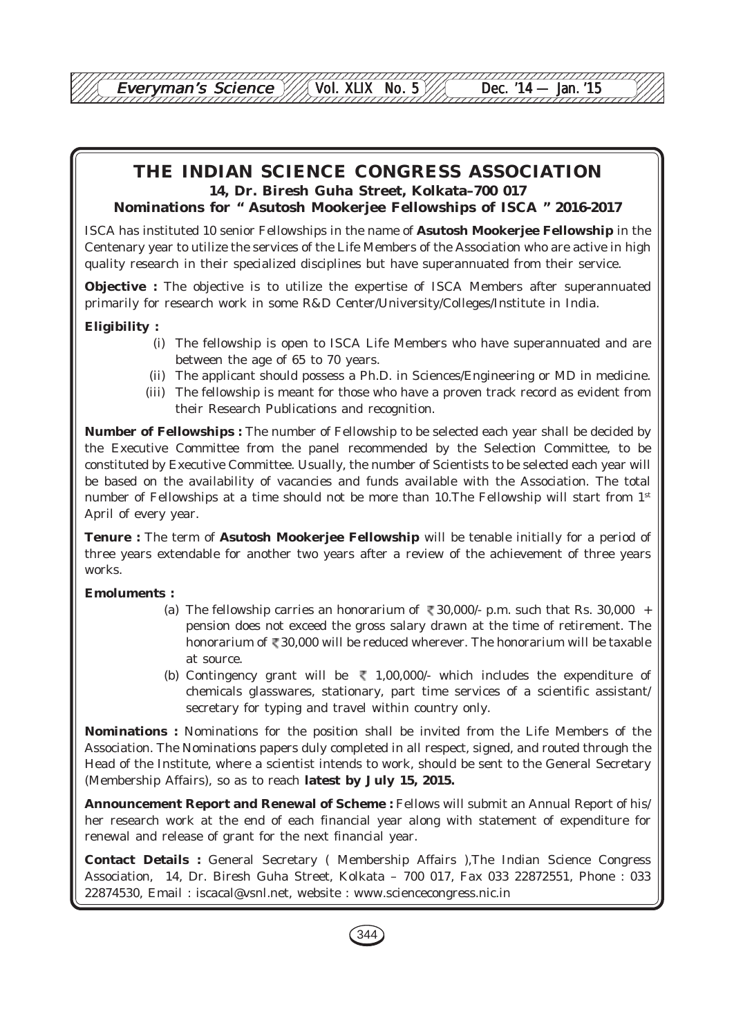# THE INDIAN SCIENCE CONGRESS ASSOCIATION

**14, Dr. Biresh Guha Street, Kolkata–700 017**

**Nominations for " Asutosh Mookerjee Fellowships of ISCA " 2016-2017**

ISCA has instituted 10 senior Fellowships in the name of **Asutosh Mookerjee Fellowship** in the Centenary year to utilize the services of the Life Members of the Association who are active in high quality research in their specialized disciplines but have superannuated from their service.

**Objective :** The objective is to utilize the expertise of ISCA Members after superannuated primarily for research work in some R&D Center/University/Colleges/Institute in India.

**Eligibility :**

(i) The fellowship is open to ISCA Life Members who have superannuated and are between the age of 65 to 70 years.

(ii) The applicant should possess a Ph.D. in Sciences/Engineering or MD in medicine.

(iii) The fellowship is meant for those who have a proven track record as evident from their Research Publications and recognition.

**Number of Fellowships :** The number of Fellowship to be selected each year shall be decided by the Executive Committee from the panel recommended by the Selection Committee, to be constituted by Executive Committee. Usually, the number of Scientists to be selected each year will be based on the availability of vacancies and funds available with the Association. The total number of Fellowships at a time should not be more than 10.The Fellowship will start from 1st April of every year.

**Tenure :** The term of **Asutosh Mookerjee Fellowship** will be tenable initially for a period of three years extendable for another two years after a review of the achievement of three years works.

**Emoluments :**

(a) The fellowship carries an honorarium of ₹ 30,000/- p.m. such that Rs. 30,000 + pension does not exceed the gross salary drawn at the time of retirement. The honorarium of ₹ 30,000 will be reduced wherever. The honorarium will be taxable at source.

(b) Contingency grant will be ₹ 1,00,000/- which includes the expenditure of chemicals glasswares, stationary, part time services of a scientific assistant/ secretary for typing and travel within country only.

**Nominations :** Nominations for the position shall be invited from the Life Members of the Association. The Nominations papers duly completed in all respect, signed, and routed through the Head of the Institute, where a scientist intends to work, should be sent to the General Secretary (Membership Affairs), so as to reach **latest by July 15, 2015.**

**Announcement Report and Renewal of Scheme :** Fellows will submit an Annual Report of his/ her research work at the end of each financial year along with statement of expenditure for renewal and release of grant for the next financial year.

**Contact Details :** General Secretary ( Membership Affairs ),The Indian Science Congress Association, 14, Dr. Biresh Guha Street, Kolkata – 700 017, Fax 033 22872551, Phone : 033 22874530, Email : iscacal@vsnl.net, website : www.sciencecongress.nic.in